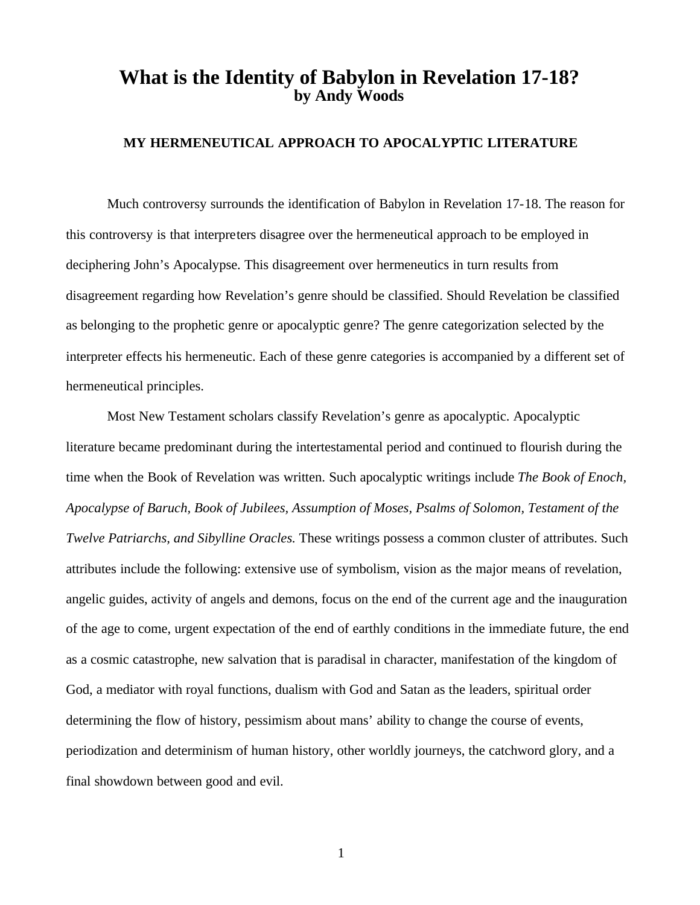# What is the Identity of Babylon in Revelation 17-18?

**by Andy Woods**

## MY HERMENEUTICAL APPROACH TO APOCALYPTIC LITERATURE

Much controversy surrounds the identification of Babylon in Revelation 17-18. The reason for this controversy is that interpreters disagree over the hermeneutical approach to be employed in deciphering John's Apocalypse. This disagreement over hermeneutics in turn results from disagreement regarding how Revelation's genre should be classified. Should Revelation be classified as belonging to the prophetic genre or apocalyptic genre? The genre categorization selected by the interpreter effects his hermeneutic. Each of these genre categories is accompanied by a different set of hermeneutical principles.

Most New Testament scholars classify Revelation's genre as apocalyptic. Apocalyptic literature became predominant during the intertestamental period and continued to flourish during the time when the Book of Revelation was written. Such apocalyptic writings include *The Book of Enoch, Apocalypse of Baruch, Book of Jubilees, Assumption of Moses, Psalms of Solomon, Testament of the Twelve Patriarchs, and Sibylline Oracles.* These writings possess a common cluster of attributes. Such attributes include the following: extensive use of symbolism, vision as the major means of revelation, angelic guides, activity of angels and demons, focus on the end of the current age and the inauguration of the age to come, urgent expectation of the end of earthly conditions in the immediate future, the end as a cosmic catastrophe, new salvation that is paradisal in character, manifestation of the kingdom of God, a mediator with royal functions, dualism with God and Satan as the leaders, spiritual order determining the flow of history, pessimism about mans' ability to change the course of events, periodization and determinism of human history, other worldly journeys, the catchword glory, and a final showdown between good and evil.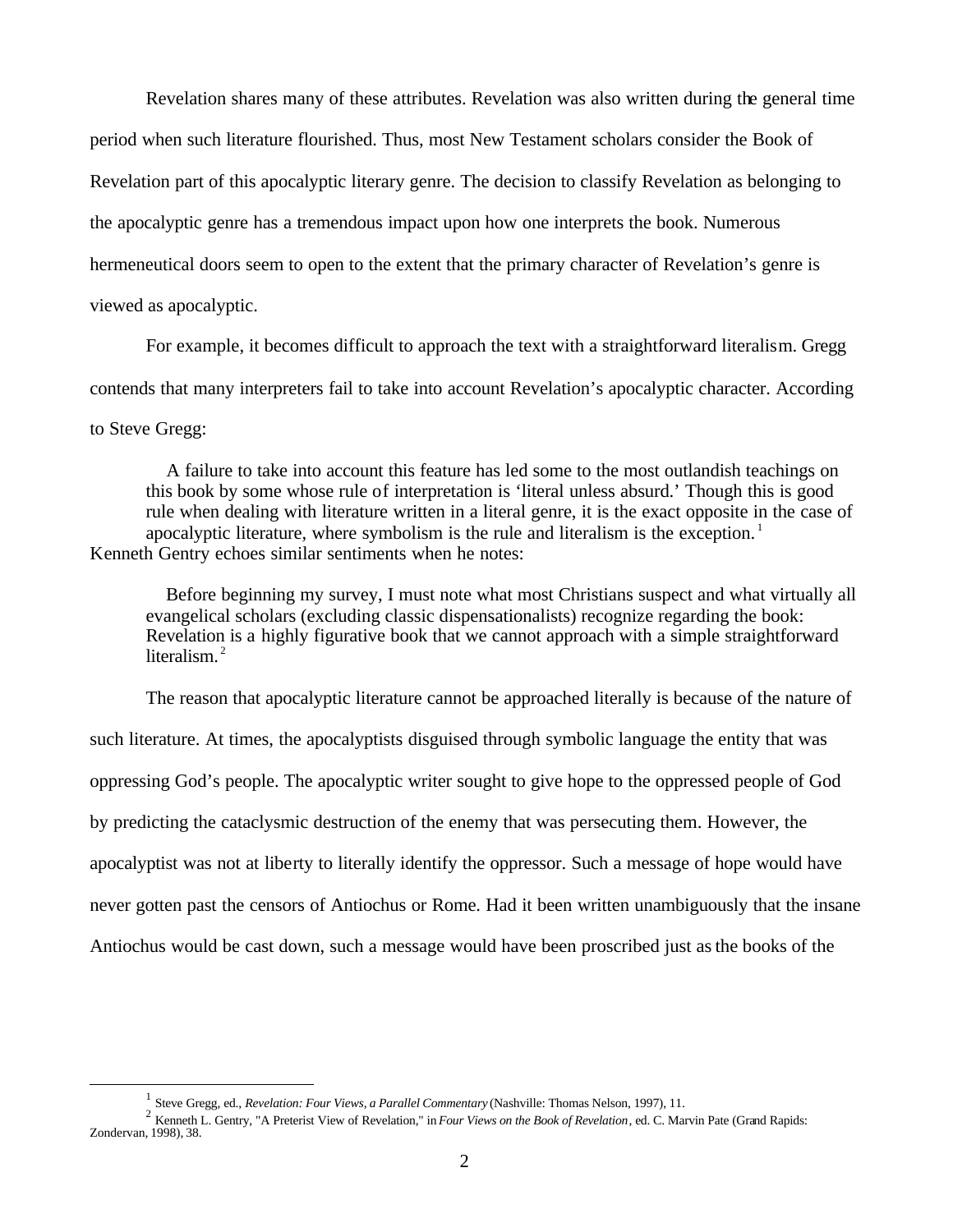Revelation shares many of these attributes. Revelation was also written during the general time period when such literature flourished. Thus, most New Testament scholars consider the Book of Revelation part of this apocalyptic literary genre. The decision to classify Revelation as belonging to the apocalyptic genre has a tremendous impact upon how one interprets the book. Numerous hermeneutical doors seem to open to the extent that the primary character of Revelation's genre is viewed as apocalyptic.

For example, it becomes difficult to approach the text with a straightforward literalism. Gregg contends that many interpreters fail to take into account Revelation's apocalyptic character. According to Steve Gregg:

> A failure to take into account this feature has led some to the most outlandish teachings on this book by some whose rule of interpretation is 'literal unless absurd.' Though this is good rule when dealing with literature written in a literal genre, it is the exact opposite in the case of apocalyptic literature, where symbolism is the rule and literalism is the exception.[1]

Kenneth Gentry echoes similar sentiments when he notes:

> Before beginning my survey, I must note what most Christians suspect and what virtually all evangelical scholars (excluding classic dispensationalists) recognize regarding the book: Revelation is a highly figurative book that we cannot approach with a simple straightforward literalism.[2]

The reason that apocalyptic literature cannot be approached literally is because of the nature of such literature. At times, the apocalyptists disguised through symbolic language the entity that was oppressing God's people. The apocalyptic writer sought to give hope to the oppressed people of God by predicting the cataclysmic destruction of the enemy that was persecuting them. However, the apocalyptist was not at liberty to literally identify the oppressor. Such a message of hope would have never gotten past the censors of Antiochus or Rome. Had it been written unambiguously that the insane Antiochus would be cast down, such a message would have been proscribed just as the books of the

---

[1] Steve Gregg, ed., *Revelation: Four Views, a Parallel Commentary* (Nashville: Thomas Nelson, 1997), 11.

[2] Kenneth L. Gentry, "A Preterist View of Revelation," in *Four Views on the Book of Revelation*, ed. C. Marvin Pate (Grand Rapids: Zondervan, 1998), 38.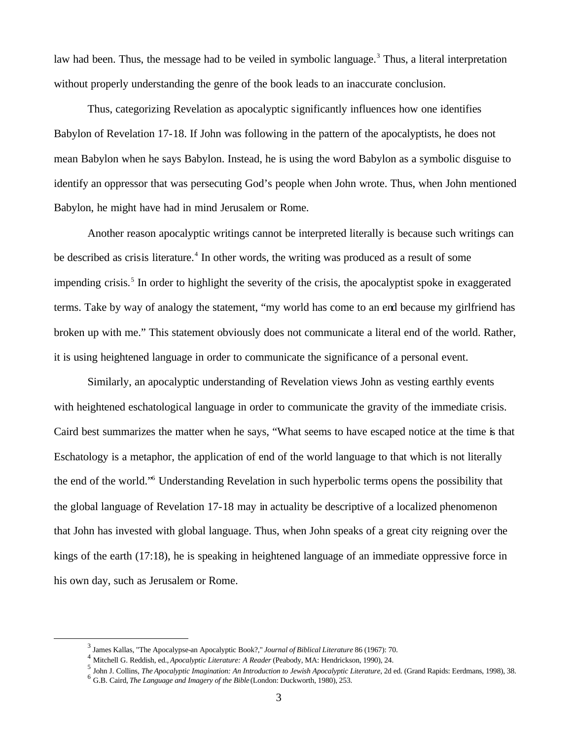law had been. Thus, the message had to be veiled in symbolic language.[3] Thus, a literal interpretation without properly understanding the genre of the book leads to an inaccurate conclusion.

Thus, categorizing Revelation as apocalyptic significantly influences how one identifies Babylon of Revelation 17-18. If John was following in the pattern of the apocalyptists, he does not mean Babylon when he says Babylon. Instead, he is using the word Babylon as a symbolic disguise to identify an oppressor that was persecuting God's people when John wrote. Thus, when John mentioned Babylon, he might have had in mind Jerusalem or Rome.

Another reason apocalyptic writings cannot be interpreted literally is because such writings can be described as crisis literature.[4] In other words, the writing was produced as a result of some impending crisis.[5] In order to highlight the severity of the crisis, the apocalyptist spoke in exaggerated terms. Take by way of analogy the statement, "my world has come to an end because my girlfriend has broken up with me." This statement obviously does not communicate a literal end of the world. Rather, it is using heightened language in order to communicate the significance of a personal event.

Similarly, an apocalyptic understanding of Revelation views John as vesting earthly events with heightened eschatological language in order to communicate the gravity of the immediate crisis. Caird best summarizes the matter when he says, "What seems to have escaped notice at the time is that Eschatology is a metaphor, the application of end of the world language to that which is not literally the end of the world."[6] Understanding Revelation in such hyperbolic terms opens the possibility that the global language of Revelation 17-18 may in actuality be descriptive of a localized phenomenon that John has invested with global language. Thus, when John speaks of a great city reigning over the kings of the earth (17:18), he is speaking in heightened language of an immediate oppressive force in his own day, such as Jerusalem or Rome.

---

[3] James Kallas, "The Apocalypse-an Apocalyptic Book?," *Journal of Biblical Literature* 86 (1967): 70.

[4] Mitchell G. Reddish, ed., *Apocalyptic Literature: A Reader* (Peabody, MA: Hendrickson, 1990), 24.

[5] John J. Collins, *The Apocalyptic Imagination: An Introduction to Jewish Apocalyptic Literature*, 2d ed. (Grand Rapids: Eerdmans, 1998), 38.

[6] G.B. Caird, *The Language and Imagery of the Bible* (London: Duckworth, 1980), 253.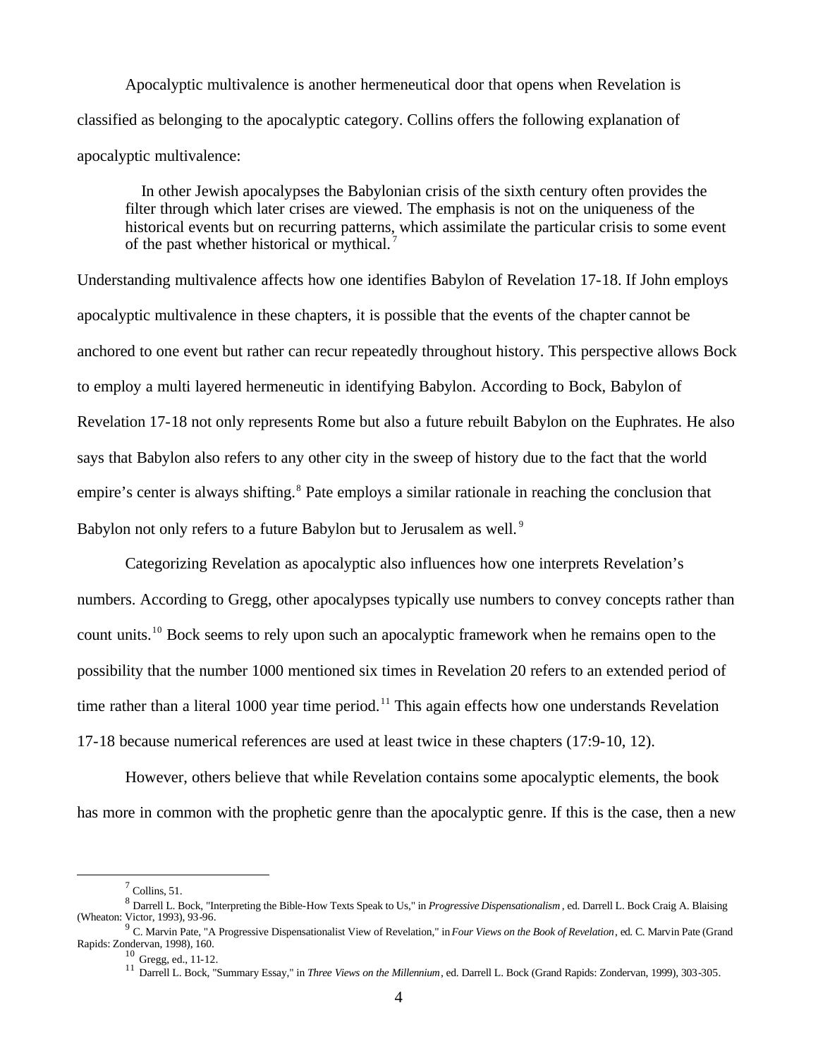Apocalyptic multivalence is another hermeneutical door that opens when Revelation is classified as belonging to the apocalyptic category. Collins offers the following explanation of apocalyptic multivalence:

> In other Jewish apocalypses the Babylonian crisis of the sixth century often provides the filter through which later crises are viewed. The emphasis is not on the uniqueness of the historical events but on recurring patterns, which assimilate the particular crisis to some event of the past whether historical or mythical.[7]

Understanding multivalence affects how one identifies Babylon of Revelation 17-18. If John employs apocalyptic multivalence in these chapters, it is possible that the events of the chapter cannot be anchored to one event but rather can recur repeatedly throughout history. This perspective allows Bock to employ a multi layered hermeneutic in identifying Babylon. According to Bock, Babylon of Revelation 17-18 not only represents Rome but also a future rebuilt Babylon on the Euphrates. He also says that Babylon also refers to any other city in the sweep of history due to the fact that the world empire's center is always shifting.[8] Pate employs a similar rationale in reaching the conclusion that Babylon not only refers to a future Babylon but to Jerusalem as well.[9]

Categorizing Revelation as apocalyptic also influences how one interprets Revelation's numbers. According to Gregg, other apocalypses typically use numbers to convey concepts rather than count units.[10] Bock seems to rely upon such an apocalyptic framework when he remains open to the possibility that the number 1000 mentioned six times in Revelation 20 refers to an extended period of time rather than a literal 1000 year time period.[11] This again effects how one understands Revelation 17-18 because numerical references are used at least twice in these chapters (17:9-10, 12).

However, others believe that while Revelation contains some apocalyptic elements, the book has more in common with the prophetic genre than the apocalyptic genre. If this is the case, then a new

---

[7] Collins, 51.

[8] Darrell L. Bock, "Interpreting the Bible-How Texts Speak to Us," in *Progressive Dispensationalism*, ed. Darrell L. Bock Craig A. Blaising (Wheaton: Victor, 1993), 93-96.

[9] C. Marvin Pate, "A Progressive Dispensationalist View of Revelation," in *Four Views on the Book of Revelation*, ed. C. Marvin Pate (Grand Rapids: Zondervan, 1998), 160.

[10] Gregg, ed., 11-12.

[11] Darrell L. Bock, "Summary Essay," in *Three Views on the Millennium*, ed. Darrell L. Bock (Grand Rapids: Zondervan, 1999), 303-305.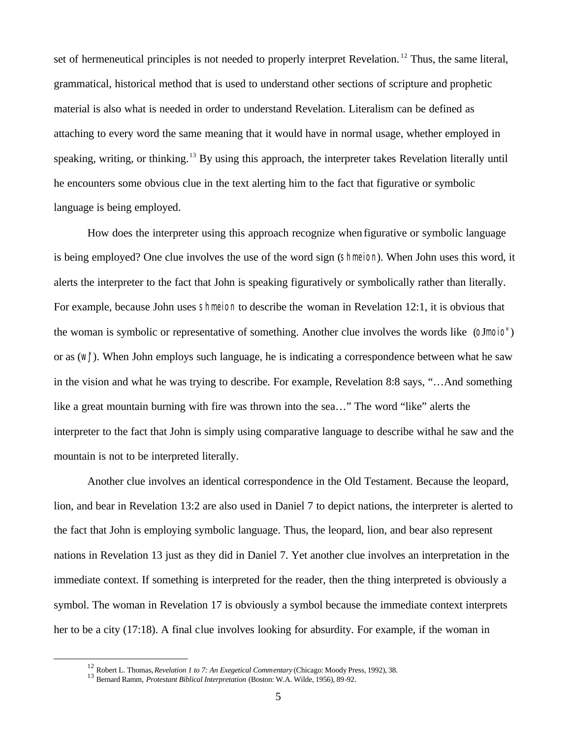set of hermeneutical principles is not needed to properly interpret Revelation.[12] Thus, the same literal, grammatical, historical method that is used to understand other sections of scripture and prophetic material is also what is needed in order to understand Revelation. Literalism can be defined as attaching to every word the same meaning that it would have in normal usage, whether employed in speaking, writing, or thinking.[13] By using this approach, the interpreter takes Revelation literally until he encounters some obvious clue in the text alerting him to the fact that figurative or symbolic language is being employed.

How does the interpreter using this approach recognize when figurative or symbolic language is being employed? One clue involves the use of the word sign (shmeion). When John uses this word, it alerts the interpreter to the fact that John is speaking figuratively or symbolically rather than literally. For example, because John uses shmeion to describe the woman in Revelation 12:1, it is obvious that the woman is symbolic or representative of something. Another clue involves the words like (oJmoio") or as (w"). When John employs such language, he is indicating a correspondence between what he saw in the vision and what he was trying to describe. For example, Revelation 8:8 says, "…And something like a great mountain burning with fire was thrown into the sea…" The word "like" alerts the interpreter to the fact that John is simply using comparative language to describe withal he saw and the mountain is not to be interpreted literally.

Another clue involves an identical correspondence in the Old Testament. Because the leopard, lion, and bear in Revelation 13:2 are also used in Daniel 7 to depict nations, the interpreter is alerted to the fact that John is employing symbolic language. Thus, the leopard, lion, and bear also represent nations in Revelation 13 just as they did in Daniel 7. Yet another clue involves an interpretation in the immediate context. If something is interpreted for the reader, then the thing interpreted is obviously a symbol. The woman in Revelation 17 is obviously a symbol because the immediate context interprets her to be a city (17:18). A final clue involves looking for absurdity. For example, if the woman in

[12] Robert L. Thomas, *Revelation 1 to 7: An Exegetical Commentary* (Chicago: Moody Press, 1992), 38.

[13] Bernard Ramm, *Protestant Biblical Interpretation* (Boston: W.A. Wilde, 1956), 89-92.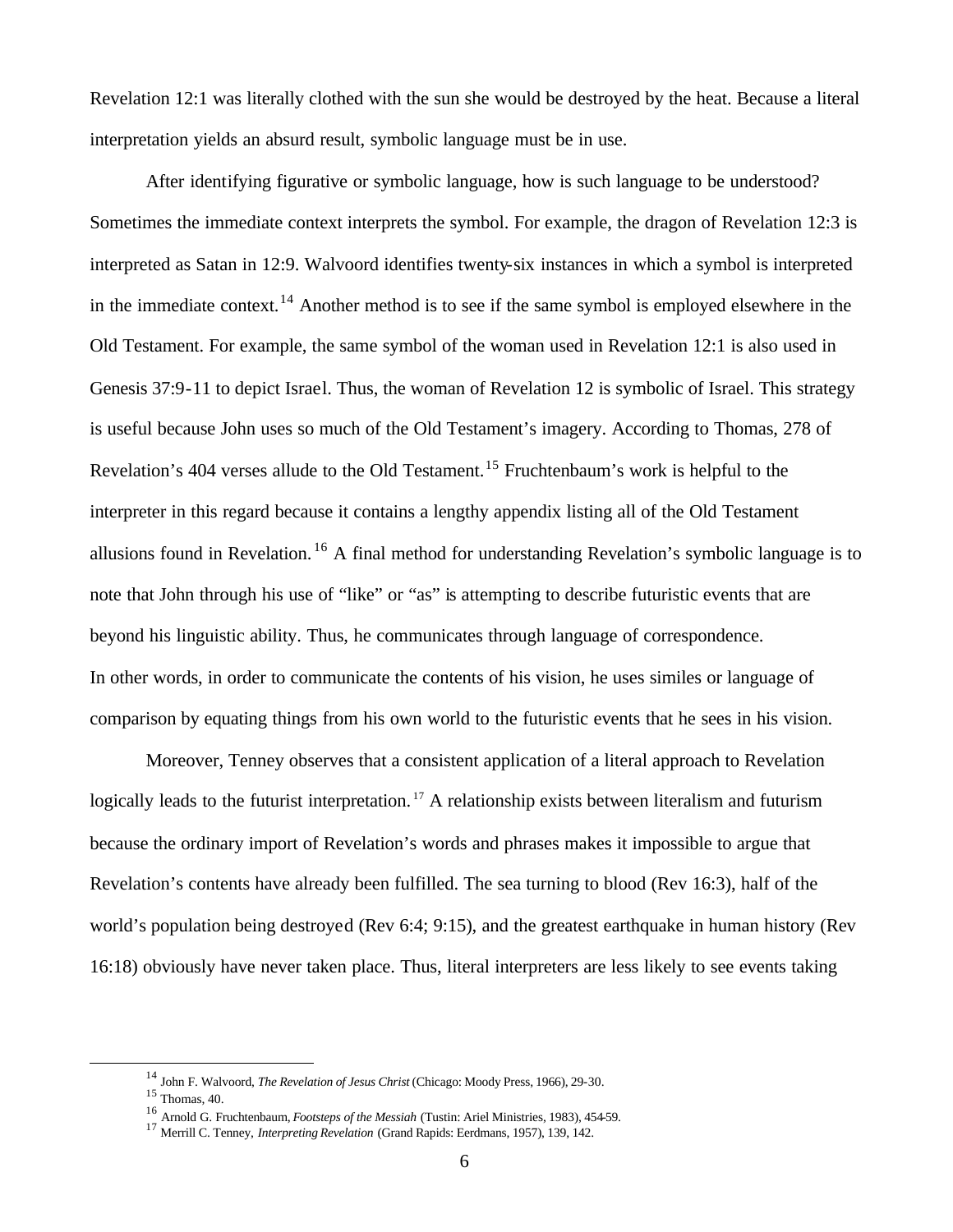Revelation 12:1 was literally clothed with the sun she would be destroyed by the heat. Because a literal interpretation yields an absurd result, symbolic language must be in use.

After identifying figurative or symbolic language, how is such language to be understood? Sometimes the immediate context interprets the symbol. For example, the dragon of Revelation 12:3 is interpreted as Satan in 12:9. Walvoord identifies twenty-six instances in which a symbol is interpreted in the immediate context.[14] Another method is to see if the same symbol is employed elsewhere in the Old Testament. For example, the same symbol of the woman used in Revelation 12:1 is also used in Genesis 37:9-11 to depict Israel. Thus, the woman of Revelation 12 is symbolic of Israel. This strategy is useful because John uses so much of the Old Testament's imagery. According to Thomas, 278 of Revelation's 404 verses allude to the Old Testament.[15] Fruchtenbaum's work is helpful to the interpreter in this regard because it contains a lengthy appendix listing all of the Old Testament allusions found in Revelation.[16] A final method for understanding Revelation's symbolic language is to note that John through his use of "like" or "as" is attempting to describe futuristic events that are beyond his linguistic ability. Thus, he communicates through language of correspondence. In other words, in order to communicate the contents of his vision, he uses similes or language of comparison by equating things from his own world to the futuristic events that he sees in his vision.

Moreover, Tenney observes that a consistent application of a literal approach to Revelation logically leads to the futurist interpretation.[17] A relationship exists between literalism and futurism because the ordinary import of Revelation's words and phrases makes it impossible to argue that Revelation's contents have already been fulfilled. The sea turning to blood (Rev 16:3), half of the world's population being destroyed (Rev 6:4; 9:15), and the greatest earthquake in human history (Rev 16:18) obviously have never taken place. Thus, literal interpreters are less likely to see events taking

---

[14] John F. Walvoord, *The Revelation of Jesus Christ* (Chicago: Moody Press, 1966), 29-30.

[15] Thomas, 40.

[16] Arnold G. Fruchtenbaum, *Footsteps of the Messiah* (Tustin: Ariel Ministries, 1983), 454-59.

[17] Merrill C. Tenney, *Interpreting Revelation* (Grand Rapids: Eerdmans, 1957), 139, 142.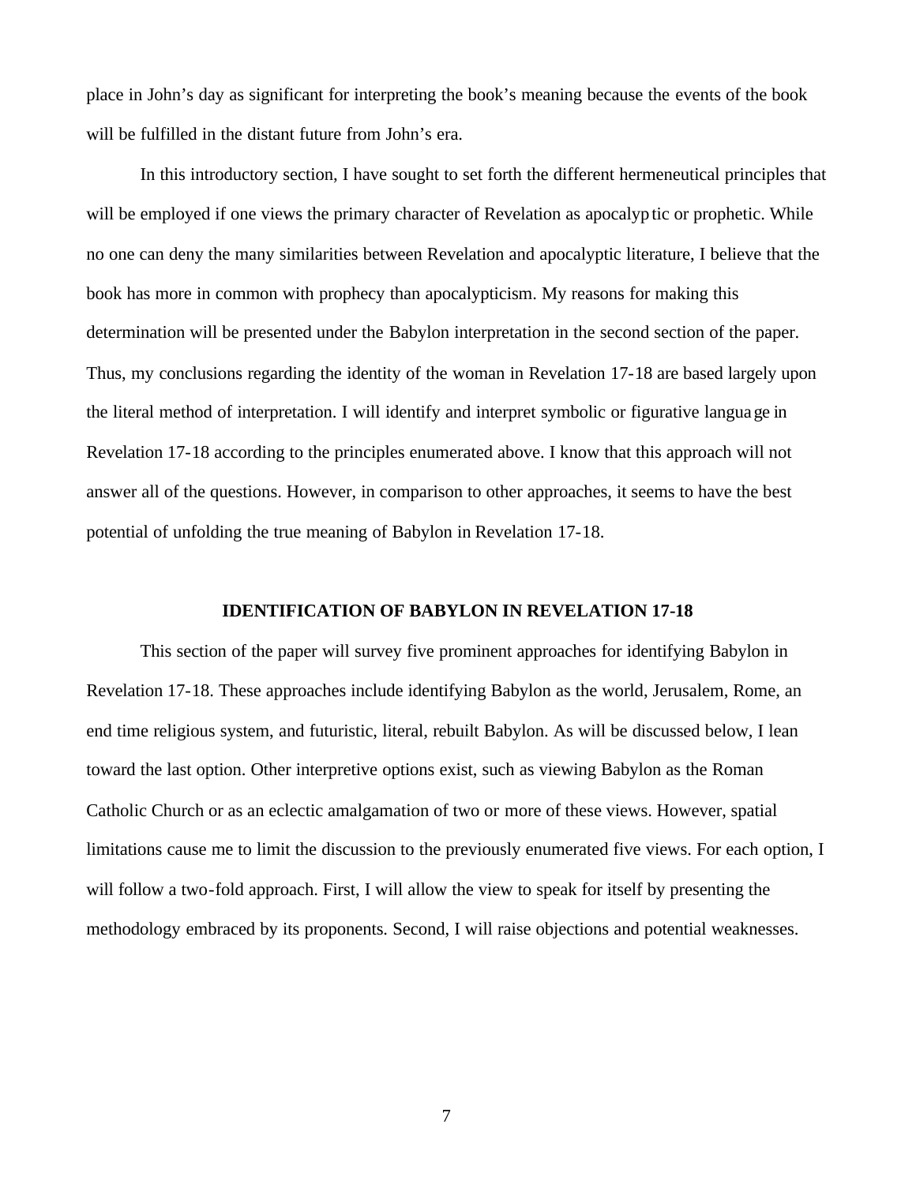place in John's day as significant for interpreting the book's meaning because the events of the book will be fulfilled in the distant future from John's era.

In this introductory section, I have sought to set forth the different hermeneutical principles that will be employed if one views the primary character of Revelation as apocalyptic or prophetic. While no one can deny the many similarities between Revelation and apocalyptic literature, I believe that the book has more in common with prophecy than apocalypticism. My reasons for making this determination will be presented under the Babylon interpretation in the second section of the paper. Thus, my conclusions regarding the identity of the woman in Revelation 17-18 are based largely upon the literal method of interpretation. I will identify and interpret symbolic or figurative language in Revelation 17-18 according to the principles enumerated above. I know that this approach will not answer all of the questions. However, in comparison to other approaches, it seems to have the best potential of unfolding the true meaning of Babylon in Revelation 17-18.

## IDENTIFICATION OF BABYLON IN REVELATION 17-18

This section of the paper will survey five prominent approaches for identifying Babylon in Revelation 17-18. These approaches include identifying Babylon as the world, Jerusalem, Rome, an end time religious system, and futuristic, literal, rebuilt Babylon. As will be discussed below, I lean toward the last option. Other interpretive options exist, such as viewing Babylon as the Roman Catholic Church or as an eclectic amalgamation of two or more of these views. However, spatial limitations cause me to limit the discussion to the previously enumerated five views. For each option, I will follow a two-fold approach. First, I will allow the view to speak for itself by presenting the methodology embraced by its proponents. Second, I will raise objections and potential weaknesses.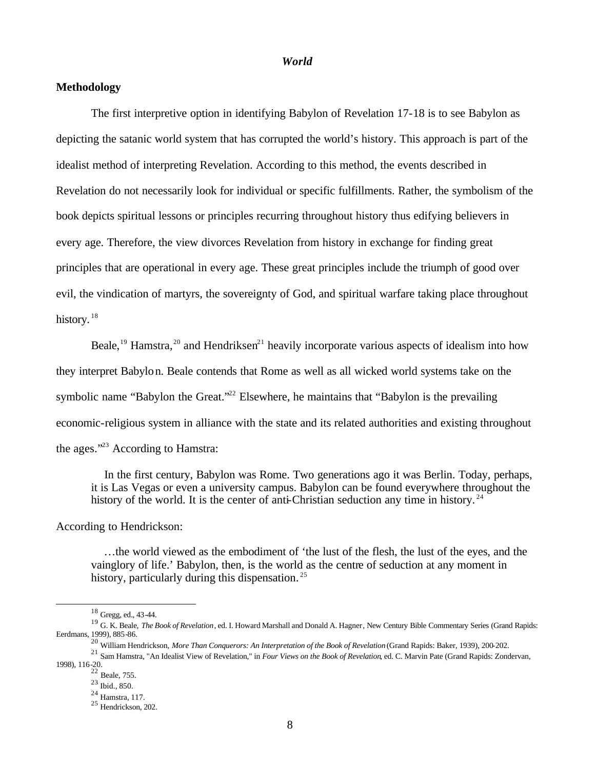### *World*

**Methodology**

The first interpretive option in identifying Babylon of Revelation 17-18 is to see Babylon as depicting the satanic world system that has corrupted the world's history. This approach is part of the idealist method of interpreting Revelation. According to this method, the events described in Revelation do not necessarily look for individual or specific fulfillments. Rather, the symbolism of the book depicts spiritual lessons or principles recurring throughout history thus edifying believers in every age. Therefore, the view divorces Revelation from history in exchange for finding great principles that are operational in every age. These great principles include the triumph of good over evil, the vindication of martyrs, the sovereignty of God, and spiritual warfare taking place throughout history.[18]

Beale,[19] Hamstra,[20] and Hendriksen[21] heavily incorporate various aspects of idealism into how they interpret Babylon. Beale contends that Rome as well as all wicked world systems take on the symbolic name "Babylon the Great."[22] Elsewhere, he maintains that "Babylon is the prevailing economic-religious system in alliance with the state and its related authorities and existing throughout the ages."[23] According to Hamstra:

> In the first century, Babylon was Rome. Two generations ago it was Berlin. Today, perhaps, it is Las Vegas or even a university campus. Babylon can be found everywhere throughout the history of the world. It is the center of anti-Christian seduction any time in history.[24]

According to Hendrickson:

> …the world viewed as the embodiment of 'the lust of the flesh, the lust of the eyes, and the vainglory of life.' Babylon, then, is the world as the centre of seduction at any moment in history, particularly during this dispensation.[25]

---

[18] Gregg, ed., 43-44.

[19] G. K. Beale, *The Book of Revelation*, ed. I. Howard Marshall and Donald A. Hagner, New Century Bible Commentary Series (Grand Rapids: Eerdmans, 1999), 885-86.

[20] William Hendrickson, *More Than Conquerors: An Interpretation of the Book of Revelation* (Grand Rapids: Baker, 1939), 200-202.

[21] Sam Hamstra, "An Idealist View of Revelation," in *Four Views on the Book of Revelation*, ed. C. Marvin Pate (Grand Rapids: Zondervan, 1998), 116-20.

[22] Beale, 755.

[23] Ibid., 850.

[24] Hamstra, 117.

[25] Hendrickson, 202.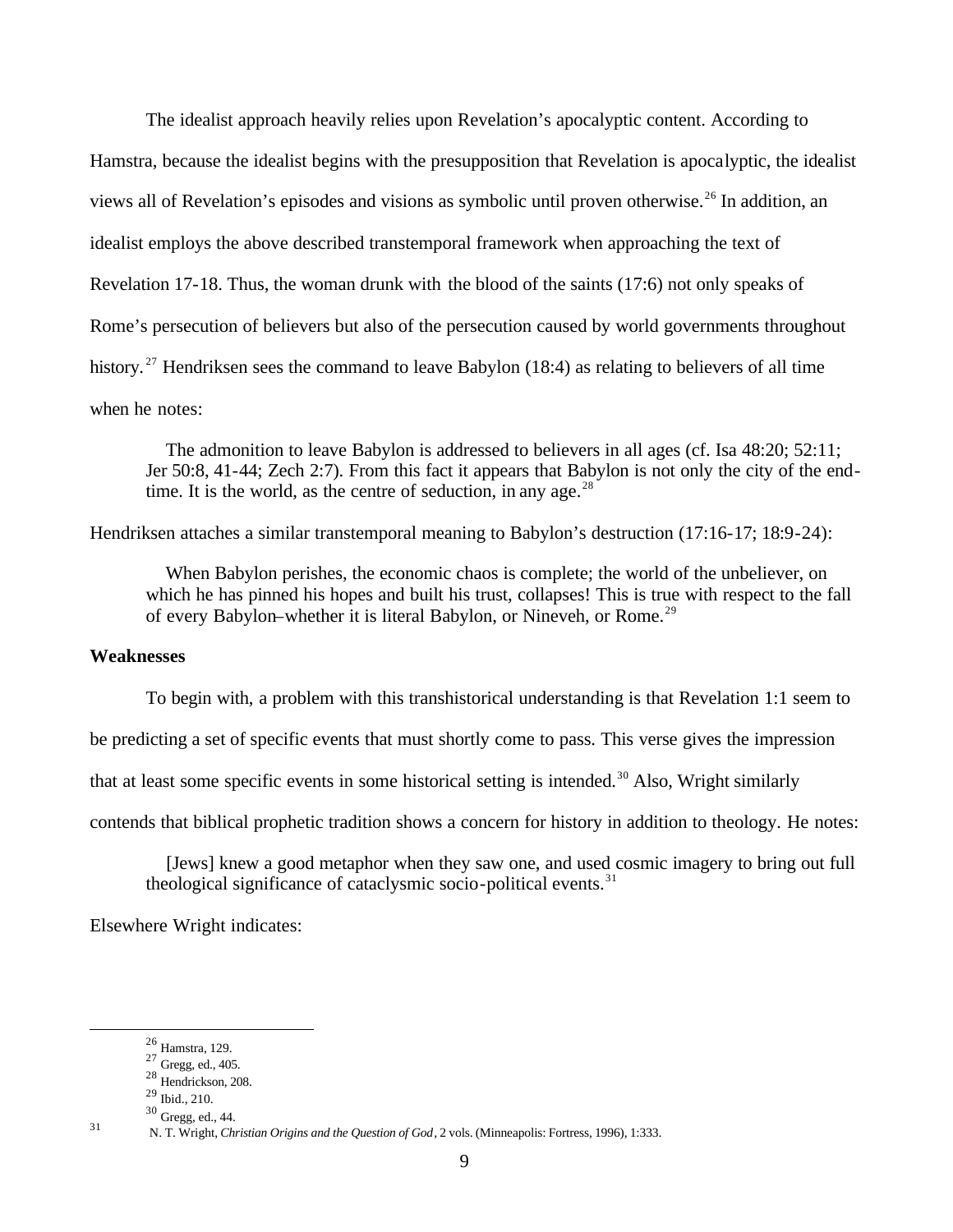The idealist approach heavily relies upon Revelation's apocalyptic content. According to Hamstra, because the idealist begins with the presupposition that Revelation is apocalyptic, the idealist views all of Revelation's episodes and visions as symbolic until proven otherwise.[26] In addition, an idealist employs the above described transtemporal framework when approaching the text of Revelation 17-18. Thus, the woman drunk with the blood of the saints (17:6) not only speaks of Rome's persecution of believers but also of the persecution caused by world governments throughout history.[27] Hendriksen sees the command to leave Babylon (18:4) as relating to believers of all time when he notes:

> The admonition to leave Babylon is addressed to believers in all ages (cf. Isa 48:20; 52:11; Jer 50:8, 41-44; Zech 2:7). From this fact it appears that Babylon is not only the city of the end-time. It is the world, as the centre of seduction, in any age.[28]

Hendriksen attaches a similar transtemporal meaning to Babylon's destruction (17:16-17; 18:9-24):

> When Babylon perishes, the economic chaos is complete; the world of the unbeliever, on which he has pinned his hopes and built his trust, collapses! This is true with respect to the fall of every Babylon–whether it is literal Babylon, or Nineveh, or Rome.[29]

**Weaknesses**

To begin with, a problem with this transhistorical understanding is that Revelation 1:1 seem to be predicting a set of specific events that must shortly come to pass. This verse gives the impression that at least some specific events in some historical setting is intended.[30] Also, Wright similarly contends that biblical prophetic tradition shows a concern for history in addition to theology. He notes:

> [Jews] knew a good metaphor when they saw one, and used cosmic imagery to bring out full theological significance of cataclysmic socio-political events.[31]

Elsewhere Wright indicates:

---

[26] Hamstra, 129.

[27] Gregg, ed., 405.

[28] Hendrickson, 208.

[29] Ibid., 210.

[30] Gregg, ed., 44.

[31] N. T. Wright, *Christian Origins and the Question of God*, 2 vols. (Minneapolis: Fortress, 1996), 1:333.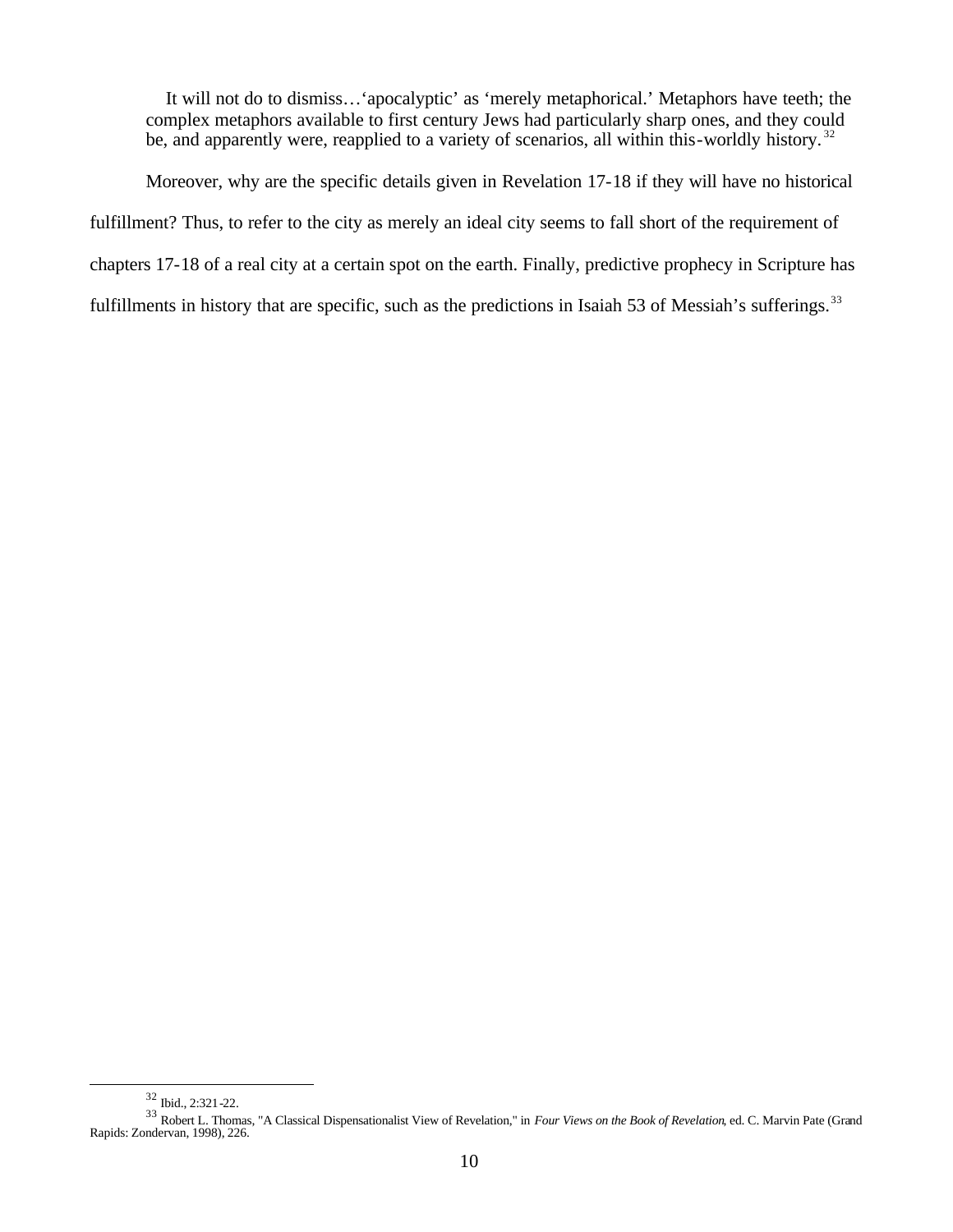> It will not do to dismiss…'apocalyptic' as 'merely metaphorical.' Metaphors have teeth; the complex metaphors available to first century Jews had particularly sharp ones, and they could be, and apparently were, reapplied to a variety of scenarios, all within this-worldly history.[32]

Moreover, why are the specific details given in Revelation 17-18 if they will have no historical fulfillment? Thus, to refer to the city as merely an ideal city seems to fall short of the requirement of chapters 17-18 of a real city at a certain spot on the earth. Finally, predictive prophecy in Scripture has fulfillments in history that are specific, such as the predictions in Isaiah 53 of Messiah's sufferings.[33]

---

[32] Ibid., 2:321-22.

[33] Robert L. Thomas, "A Classical Dispensationalist View of Revelation," in *Four Views on the Book of Revelation*, ed. C. Marvin Pate (Grand Rapids: Zondervan, 1998), 226.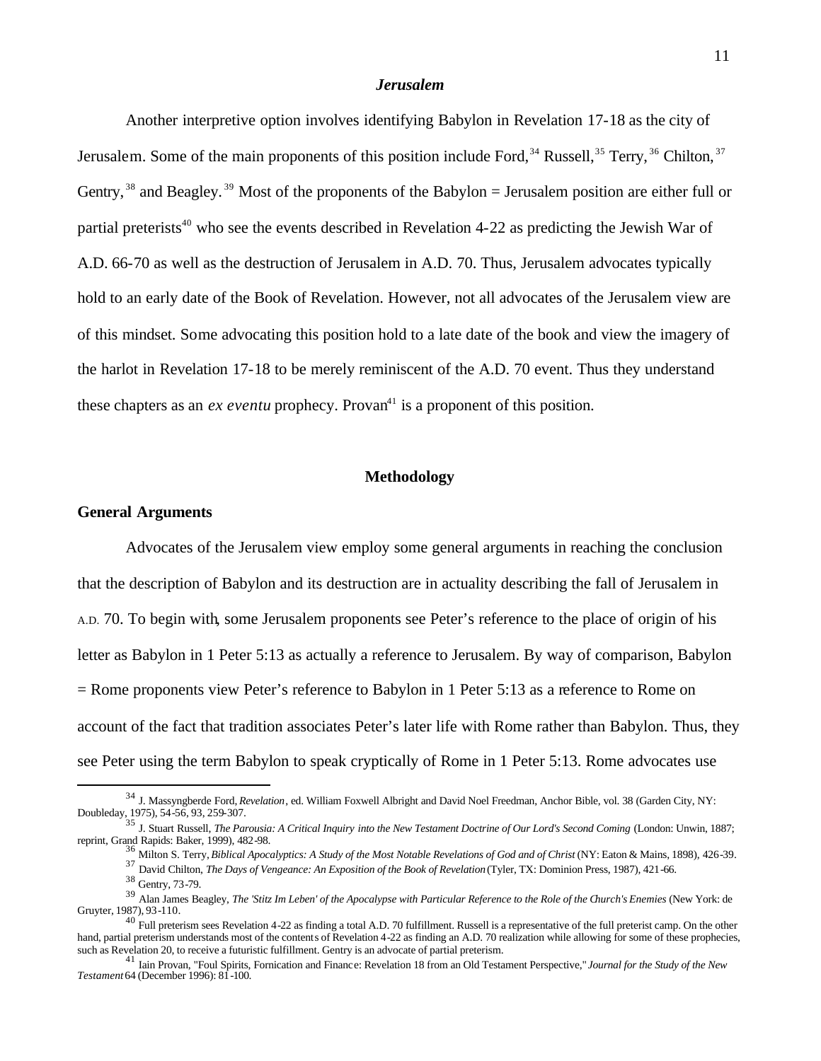### *Jerusalem*

Another interpretive option involves identifying Babylon in Revelation 17-18 as the city of Jerusalem. Some of the main proponents of this position include Ford,[34] Russell,[35] Terry,[36] Chilton,[37] Gentry,[38] and Beagley.[39] Most of the proponents of the Babylon = Jerusalem position are either full or partial preterists[40] who see the events described in Revelation 4-22 as predicting the Jewish War of A.D. 66-70 as well as the destruction of Jerusalem in A.D. 70. Thus, Jerusalem advocates typically hold to an early date of the Book of Revelation. However, not all advocates of the Jerusalem view are of this mindset. Some advocating this position hold to a late date of the book and view the imagery of the harlot in Revelation 17-18 to be merely reminiscent of the A.D. 70 event. Thus they understand these chapters as an *ex eventu* prophecy. Provan[41] is a proponent of this position.

## Methodology

### General Arguments

Advocates of the Jerusalem view employ some general arguments in reaching the conclusion that the description of Babylon and its destruction are in actuality describing the fall of Jerusalem in A.D. 70. To begin with, some Jerusalem proponents see Peter's reference to the place of origin of his letter as Babylon in 1 Peter 5:13 as actually a reference to Jerusalem. By way of comparison, Babylon = Rome proponents view Peter's reference to Babylon in 1 Peter 5:13 as a reference to Rome on account of the fact that tradition associates Peter's later life with Rome rather than Babylon. Thus, they see Peter using the term Babylon to speak cryptically of Rome in 1 Peter 5:13. Rome advocates use

---

[34] J. Massyngberde Ford, *Revelation*, ed. William Foxwell Albright and David Noel Freedman, Anchor Bible, vol. 38 (Garden City, NY: Doubleday, 1975), 54-56, 93, 259-307.

[35] J. Stuart Russell, *The Parousia: A Critical Inquiry into the New Testament Doctrine of Our Lord's Second Coming* (London: Unwin, 1887; reprint, Grand Rapids: Baker, 1999), 482-98.

[36] Milton S. Terry, *Biblical Apocalyptics: A Study of the Most Notable Revelations of God and of Christ* (NY: Eaton & Mains, 1898), 426-39.

[37] David Chilton, *The Days of Vengeance: An Exposition of the Book of Revelation* (Tyler, TX: Dominion Press, 1987), 421-66.

[38] Gentry, 73-79.

[39] Alan James Beagley, *The 'Stitz Im Leben' of the Apocalypse with Particular Reference to the Role of the Church's Enemies* (New York: de Gruyter, 1987), 93-110.

[40] Full preterism sees Revelation 4-22 as finding a total A.D. 70 fulfillment. Russell is a representative of the full preterist camp. On the other hand, partial preterism understands most of the contents of Revelation 4-22 as finding an A.D. 70 realization while allowing for some of these prophecies, such as Revelation 20, to receive a futuristic fulfillment. Gentry is an advocate of partial preterism.

[41] Iain Provan, "Foul Spirits, Fornication and Finance: Revelation 18 from an Old Testament Perspective," *Journal for the Study of the New Testament* 64 (December 1996): 81-100.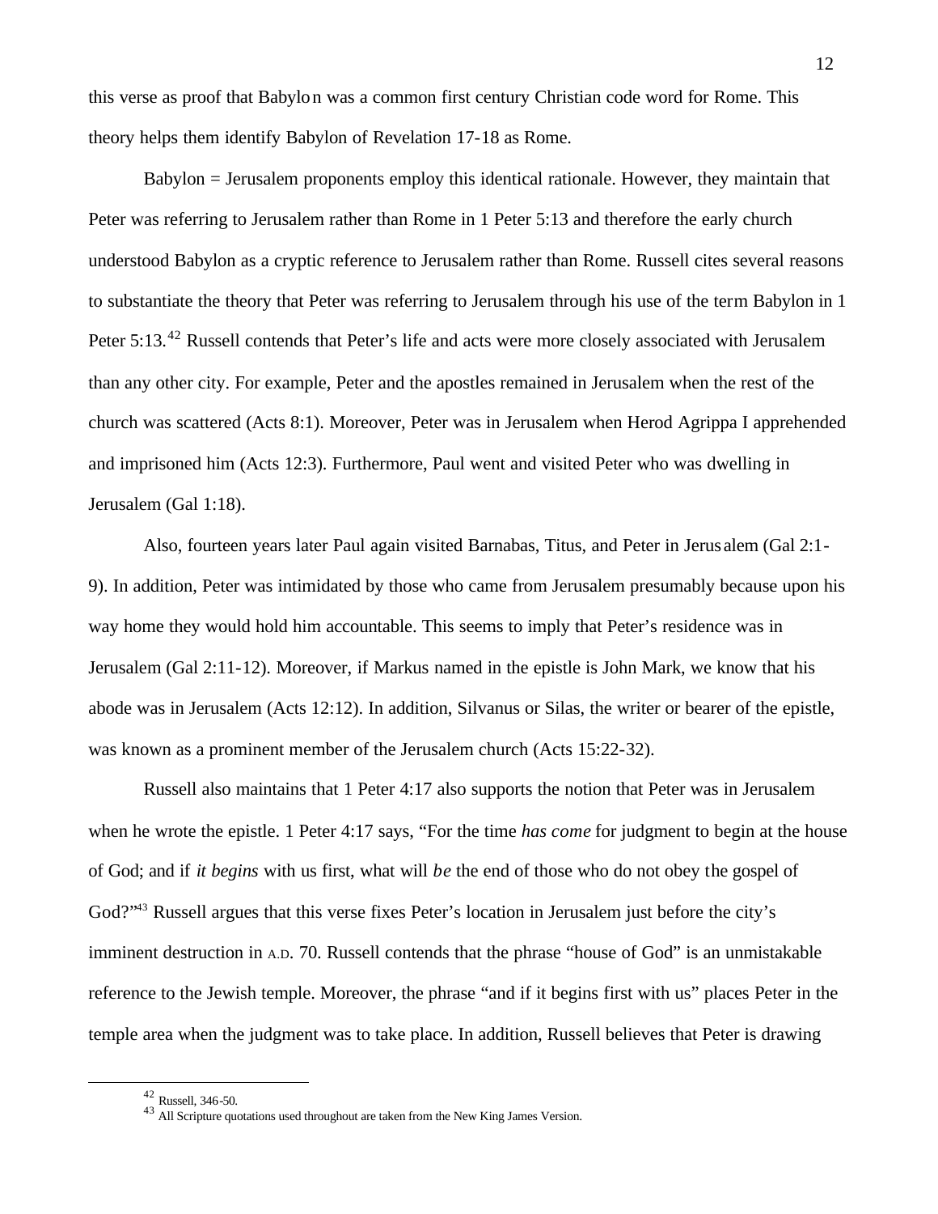this verse as proof that Babylon was a common first century Christian code word for Rome. This theory helps them identify Babylon of Revelation 17-18 as Rome.

Babylon = Jerusalem proponents employ this identical rationale. However, they maintain that Peter was referring to Jerusalem rather than Rome in 1 Peter 5:13 and therefore the early church understood Babylon as a cryptic reference to Jerusalem rather than Rome. Russell cites several reasons to substantiate the theory that Peter was referring to Jerusalem through his use of the term Babylon in 1 Peter 5:13.[42] Russell contends that Peter's life and acts were more closely associated with Jerusalem than any other city. For example, Peter and the apostles remained in Jerusalem when the rest of the church was scattered (Acts 8:1). Moreover, Peter was in Jerusalem when Herod Agrippa I apprehended and imprisoned him (Acts 12:3). Furthermore, Paul went and visited Peter who was dwelling in Jerusalem (Gal 1:18).

Also, fourteen years later Paul again visited Barnabas, Titus, and Peter in Jerusalem (Gal 2:1-9). In addition, Peter was intimidated by those who came from Jerusalem presumably because upon his way home they would hold him accountable. This seems to imply that Peter's residence was in Jerusalem (Gal 2:11-12). Moreover, if Markus named in the epistle is John Mark, we know that his abode was in Jerusalem (Acts 12:12). In addition, Silvanus or Silas, the writer or bearer of the epistle, was known as a prominent member of the Jerusalem church (Acts 15:22-32).

Russell also maintains that 1 Peter 4:17 also supports the notion that Peter was in Jerusalem when he wrote the epistle. 1 Peter 4:17 says, "For the time *has come* for judgment to begin at the house of God; and if *it begins* with us first, what will *be* the end of those who do not obey the gospel of God?"[43] Russell argues that this verse fixes Peter's location in Jerusalem just before the city's imminent destruction in A.D. 70. Russell contends that the phrase "house of God" is an unmistakable reference to the Jewish temple. Moreover, the phrase "and if it begins first with us" places Peter in the temple area when the judgment was to take place. In addition, Russell believes that Peter is drawing

---

[42] Russell, 346-50.

[43] All Scripture quotations used throughout are taken from the New King James Version.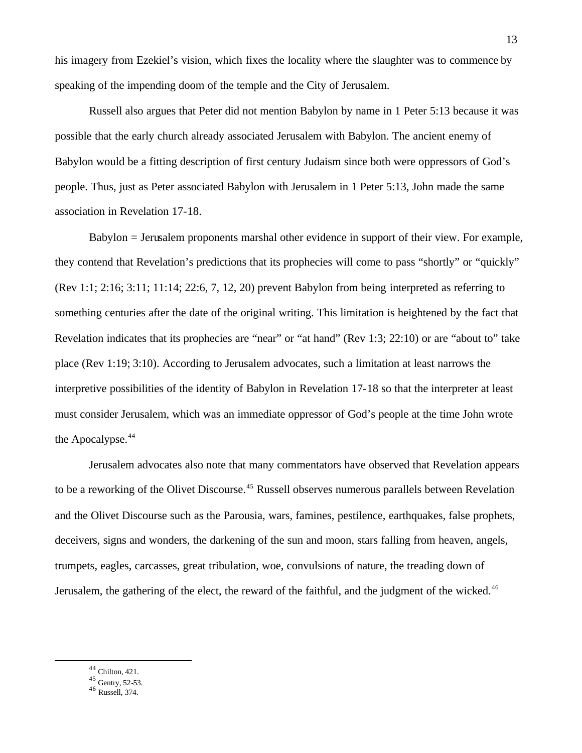his imagery from Ezekiel's vision, which fixes the locality where the slaughter was to commence by speaking of the impending doom of the temple and the City of Jerusalem.

Russell also argues that Peter did not mention Babylon by name in 1 Peter 5:13 because it was possible that the early church already associated Jerusalem with Babylon. The ancient enemy of Babylon would be a fitting description of first century Judaism since both were oppressors of God's people. Thus, just as Peter associated Babylon with Jerusalem in 1 Peter 5:13, John made the same association in Revelation 17-18.

Babylon = Jerusalem proponents marshal other evidence in support of their view. For example, they contend that Revelation's predictions that its prophecies will come to pass "shortly" or "quickly" (Rev 1:1; 2:16; 3:11; 11:14; 22:6, 7, 12, 20) prevent Babylon from being interpreted as referring to something centuries after the date of the original writing. This limitation is heightened by the fact that Revelation indicates that its prophecies are "near" or "at hand" (Rev 1:3; 22:10) or are "about to" take place (Rev 1:19; 3:10). According to Jerusalem advocates, such a limitation at least narrows the interpretive possibilities of the identity of Babylon in Revelation 17-18 so that the interpreter at least must consider Jerusalem, which was an immediate oppressor of God's people at the time John wrote the Apocalypse.[44]

Jerusalem advocates also note that many commentators have observed that Revelation appears to be a reworking of the Olivet Discourse.[45] Russell observes numerous parallels between Revelation and the Olivet Discourse such as the Parousia, wars, famines, pestilence, earthquakes, false prophets, deceivers, signs and wonders, the darkening of the sun and moon, stars falling from heaven, angels, trumpets, eagles, carcasses, great tribulation, woe, convulsions of nature, the treading down of Jerusalem, the gathering of the elect, the reward of the faithful, and the judgment of the wicked.[46]

---

[44] Chilton, 421.
[45] Gentry, 52-53.
[46] Russell, 374.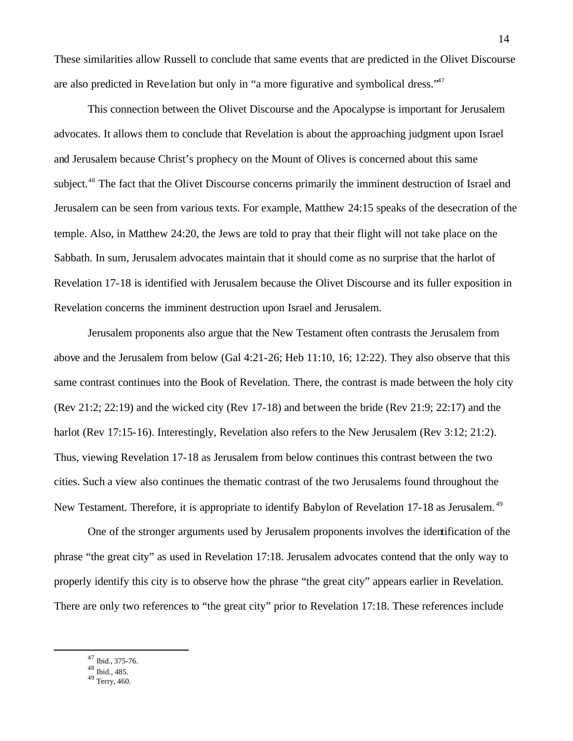These similarities allow Russell to conclude that same events that are predicted in the Olivet Discourse are also predicted in Revelation but only in "a more figurative and symbolical dress."[47]

This connection between the Olivet Discourse and the Apocalypse is important for Jerusalem advocates. It allows them to conclude that Revelation is about the approaching judgment upon Israel and Jerusalem because Christ's prophecy on the Mount of Olives is concerned about this same subject.[48] The fact that the Olivet Discourse concerns primarily the imminent destruction of Israel and Jerusalem can be seen from various texts. For example, Matthew 24:15 speaks of the desecration of the temple. Also, in Matthew 24:20, the Jews are told to pray that their flight will not take place on the Sabbath. In sum, Jerusalem advocates maintain that it should come as no surprise that the harlot of Revelation 17-18 is identified with Jerusalem because the Olivet Discourse and its fuller exposition in Revelation concerns the imminent destruction upon Israel and Jerusalem.

Jerusalem proponents also argue that the New Testament often contrasts the Jerusalem from above and the Jerusalem from below (Gal 4:21-26; Heb 11:10, 16; 12:22). They also observe that this same contrast continues into the Book of Revelation. There, the contrast is made between the holy city (Rev 21:2; 22:19) and the wicked city (Rev 17-18) and between the bride (Rev 21:9; 22:17) and the harlot (Rev 17:15-16). Interestingly, Revelation also refers to the New Jerusalem (Rev 3:12; 21:2). Thus, viewing Revelation 17-18 as Jerusalem from below continues this contrast between the two cities. Such a view also continues the thematic contrast of the two Jerusalems found throughout the New Testament. Therefore, it is appropriate to identify Babylon of Revelation 17-18 as Jerusalem.[49]

One of the stronger arguments used by Jerusalem proponents involves the identification of the phrase "the great city" as used in Revelation 17:18. Jerusalem advocates contend that the only way to properly identify this city is to observe how the phrase "the great city" appears earlier in Revelation. There are only two references to "the great city" prior to Revelation 17:18. These references include

---

[47] Ibid., 375-76.
[48] Ibid., 485.
[49] Terry, 460.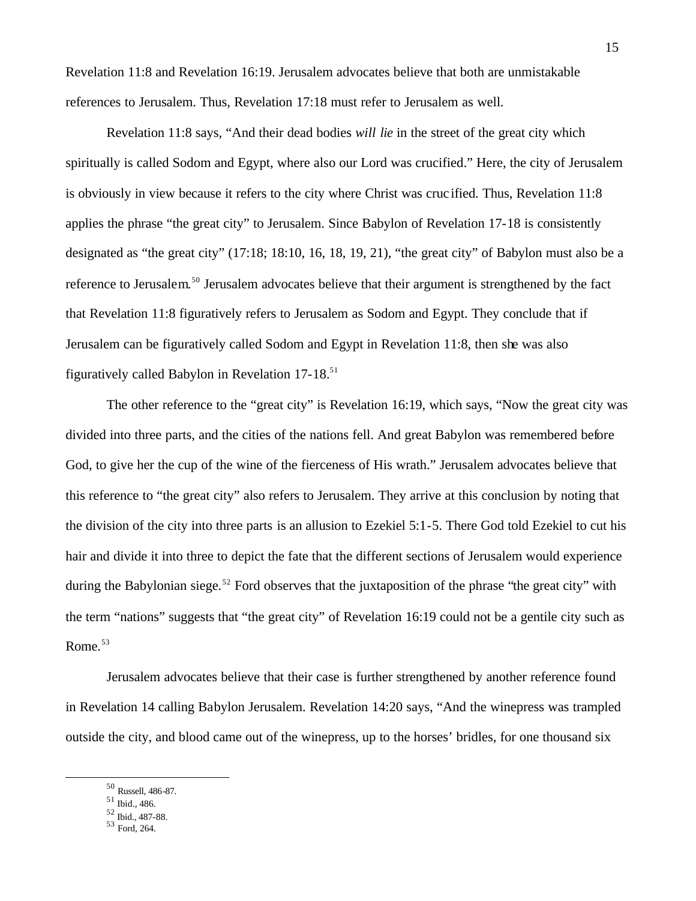Revelation 11:8 and Revelation 16:19. Jerusalem advocates believe that both are unmistakable references to Jerusalem. Thus, Revelation 17:18 must refer to Jerusalem as well.

Revelation 11:8 says, "And their dead bodies *will lie* in the street of the great city which spiritually is called Sodom and Egypt, where also our Lord was crucified." Here, the city of Jerusalem is obviously in view because it refers to the city where Christ was crucified. Thus, Revelation 11:8 applies the phrase "the great city" to Jerusalem. Since Babylon of Revelation 17-18 is consistently designated as "the great city" (17:18; 18:10, 16, 18, 19, 21), "the great city" of Babylon must also be a reference to Jerusalem.[50] Jerusalem advocates believe that their argument is strengthened by the fact that Revelation 11:8 figuratively refers to Jerusalem as Sodom and Egypt. They conclude that if Jerusalem can be figuratively called Sodom and Egypt in Revelation 11:8, then she was also figuratively called Babylon in Revelation 17-18.[51]

The other reference to the "great city" is Revelation 16:19, which says, "Now the great city was divided into three parts, and the cities of the nations fell. And great Babylon was remembered before God, to give her the cup of the wine of the fierceness of His wrath." Jerusalem advocates believe that this reference to "the great city" also refers to Jerusalem. They arrive at this conclusion by noting that the division of the city into three parts is an allusion to Ezekiel 5:1-5. There God told Ezekiel to cut his hair and divide it into three to depict the fate that the different sections of Jerusalem would experience during the Babylonian siege.[52] Ford observes that the juxtaposition of the phrase "the great city" with the term "nations" suggests that "the great city" of Revelation 16:19 could not be a gentile city such as Rome.[53]

Jerusalem advocates believe that their case is further strengthened by another reference found in Revelation 14 calling Babylon Jerusalem. Revelation 14:20 says, "And the winepress was trampled outside the city, and blood came out of the winepress, up to the horses' bridles, for one thousand six

---

[50] Russell, 486-87.
[51] Ibid., 486.
[52] Ibid., 487-88.
[53] Ford, 264.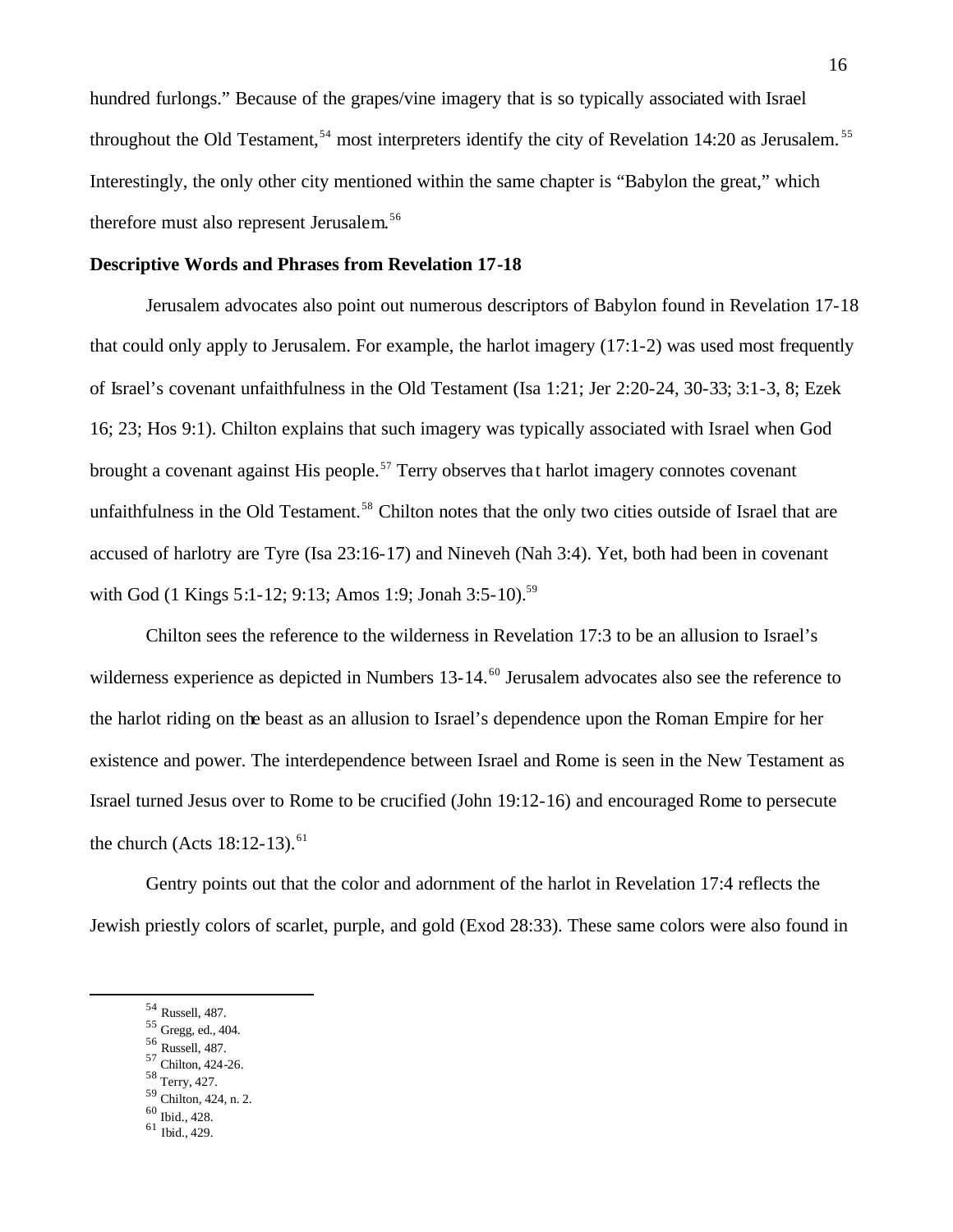hundred furlongs." Because of the grapes/vine imagery that is so typically associated with Israel throughout the Old Testament,[54] most interpreters identify the city of Revelation 14:20 as Jerusalem.[55] Interestingly, the only other city mentioned within the same chapter is "Babylon the great," which therefore must also represent Jerusalem.[56]

**Descriptive Words and Phrases from Revelation 17-18**

Jerusalem advocates also point out numerous descriptors of Babylon found in Revelation 17-18 that could only apply to Jerusalem. For example, the harlot imagery (17:1-2) was used most frequently of Israel's covenant unfaithfulness in the Old Testament (Isa 1:21; Jer 2:20-24, 30-33; 3:1-3, 8; Ezek 16; 23; Hos 9:1). Chilton explains that such imagery was typically associated with Israel when God brought a covenant against His people.[57] Terry observes that harlot imagery connotes covenant unfaithfulness in the Old Testament.[58] Chilton notes that the only two cities outside of Israel that are accused of harlotry are Tyre (Isa 23:16-17) and Nineveh (Nah 3:4). Yet, both had been in covenant with God (1 Kings 5:1-12; 9:13; Amos 1:9; Jonah 3:5-10).[59]

Chilton sees the reference to the wilderness in Revelation 17:3 to be an allusion to Israel's wilderness experience as depicted in Numbers 13-14.[60] Jerusalem advocates also see the reference to the harlot riding on the beast as an allusion to Israel's dependence upon the Roman Empire for her existence and power. The interdependence between Israel and Rome is seen in the New Testament as Israel turned Jesus over to Rome to be crucified (John 19:12-16) and encouraged Rome to persecute the church (Acts 18:12-13).[61]

Gentry points out that the color and adornment of the harlot in Revelation 17:4 reflects the Jewish priestly colors of scarlet, purple, and gold (Exod 28:33). These same colors were also found in

---

[54] Russell, 487.
[55] Gregg, ed., 404.
[56] Russell, 487.
[57] Chilton, 424-26.
[58] Terry, 427.
[59] Chilton, 424, n. 2.
[60] Ibid., 428.
[61] Ibid., 429.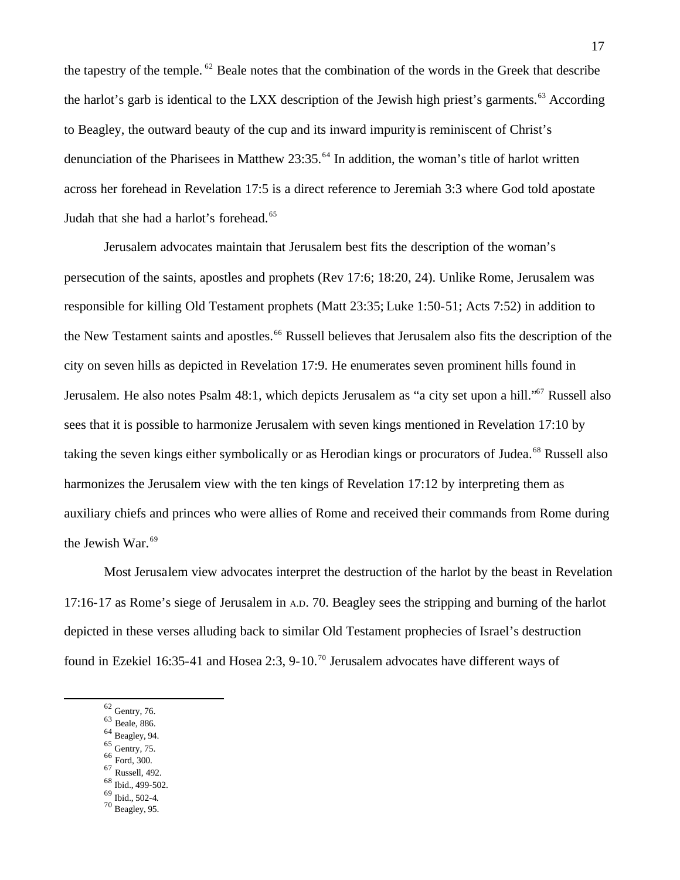the tapestry of the temple.[62] Beale notes that the combination of the words in the Greek that describe the harlot's garb is identical to the LXX description of the Jewish high priest's garments.[63] According to Beagley, the outward beauty of the cup and its inward impurity is reminiscent of Christ's denunciation of the Pharisees in Matthew 23:35.[64] In addition, the woman's title of harlot written across her forehead in Revelation 17:5 is a direct reference to Jeremiah 3:3 where God told apostate Judah that she had a harlot's forehead.[65]

Jerusalem advocates maintain that Jerusalem best fits the description of the woman's persecution of the saints, apostles and prophets (Rev 17:6; 18:20, 24). Unlike Rome, Jerusalem was responsible for killing Old Testament prophets (Matt 23:35; Luke 1:50-51; Acts 7:52) in addition to the New Testament saints and apostles.[66] Russell believes that Jerusalem also fits the description of the city on seven hills as depicted in Revelation 17:9. He enumerates seven prominent hills found in Jerusalem. He also notes Psalm 48:1, which depicts Jerusalem as "a city set upon a hill."[67] Russell also sees that it is possible to harmonize Jerusalem with seven kings mentioned in Revelation 17:10 by taking the seven kings either symbolically or as Herodian kings or procurators of Judea.[68] Russell also harmonizes the Jerusalem view with the ten kings of Revelation 17:12 by interpreting them as auxiliary chiefs and princes who were allies of Rome and received their commands from Rome during the Jewish War.[69]

Most Jerusalem view advocates interpret the destruction of the harlot by the beast in Revelation 17:16-17 as Rome's siege of Jerusalem in A.D. 70. Beagley sees the stripping and burning of the harlot depicted in these verses alluding back to similar Old Testament prophecies of Israel's destruction found in Ezekiel 16:35-41 and Hosea 2:3, 9-10.[70] Jerusalem advocates have different ways of

---

[62] Gentry, 76.
[63] Beale, 886.
[64] Beagley, 94.
[65] Gentry, 75.
[66] Ford, 300.
[67] Russell, 492.
[68] Ibid., 499-502.
[69] Ibid., 502-4.
[70] Beagley, 95.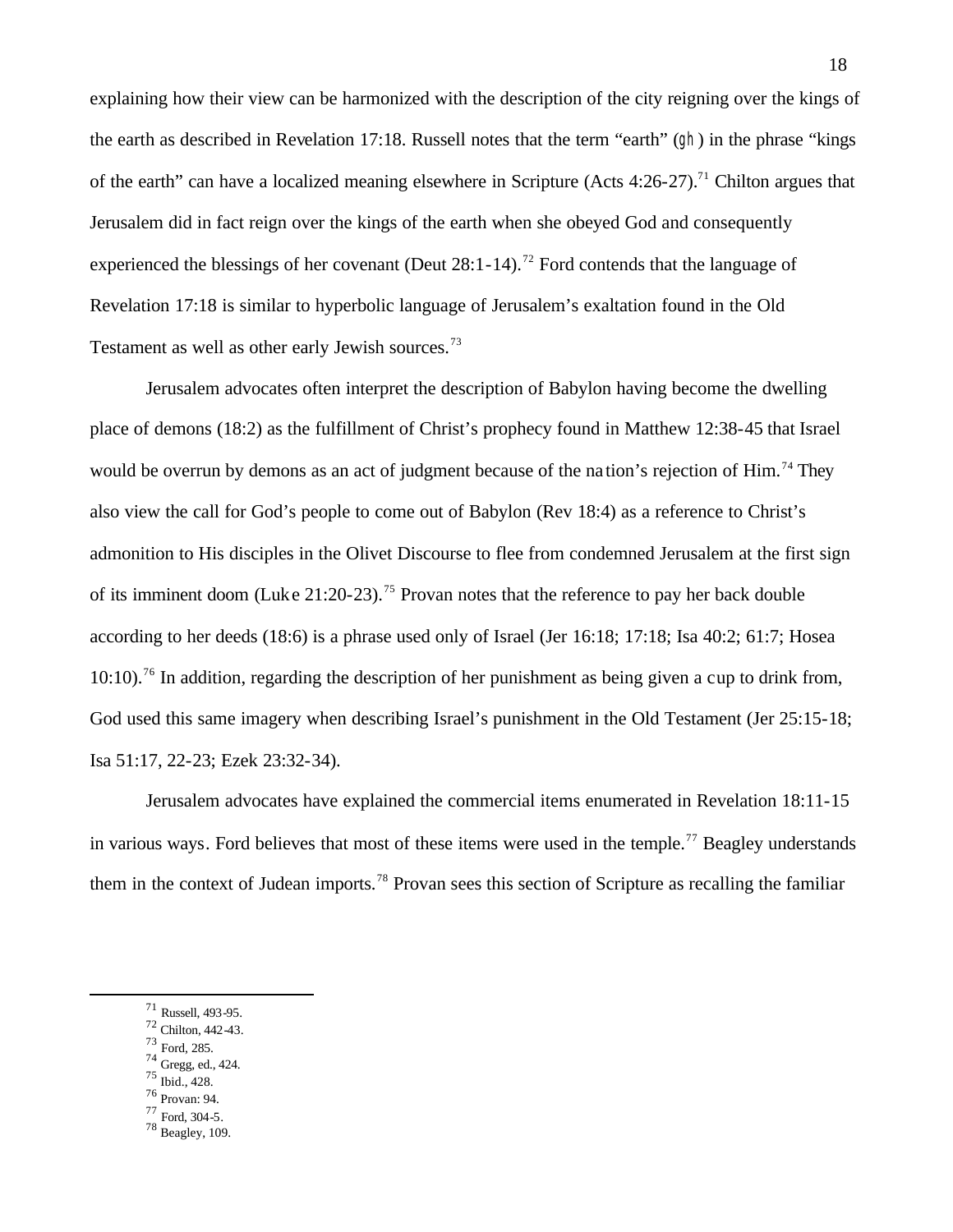explaining how their view can be harmonized with the description of the city reigning over the kings of the earth as described in Revelation 17:18. Russell notes that the term "earth" (gh) in the phrase "kings of the earth" can have a localized meaning elsewhere in Scripture (Acts 4:26-27).[71] Chilton argues that Jerusalem did in fact reign over the kings of the earth when she obeyed God and consequently experienced the blessings of her covenant (Deut 28:1-14).[72] Ford contends that the language of Revelation 17:18 is similar to hyperbolic language of Jerusalem's exaltation found in the Old Testament as well as other early Jewish sources.[73]

Jerusalem advocates often interpret the description of Babylon having become the dwelling place of demons (18:2) as the fulfillment of Christ's prophecy found in Matthew 12:38-45 that Israel would be overrun by demons as an act of judgment because of the nation's rejection of Him.[74] They also view the call for God's people to come out of Babylon (Rev 18:4) as a reference to Christ's admonition to His disciples in the Olivet Discourse to flee from condemned Jerusalem at the first sign of its imminent doom (Luke 21:20-23).[75] Provan notes that the reference to pay her back double according to her deeds (18:6) is a phrase used only of Israel (Jer 16:18; 17:18; Isa 40:2; 61:7; Hosea 10:10).[76] In addition, regarding the description of her punishment as being given a cup to drink from, God used this same imagery when describing Israel's punishment in the Old Testament (Jer 25:15-18; Isa 51:17, 22-23; Ezek 23:32-34).

Jerusalem advocates have explained the commercial items enumerated in Revelation 18:11-15 in various ways. Ford believes that most of these items were used in the temple.[77] Beagley understands them in the context of Judean imports.[78] Provan sees this section of Scripture as recalling the familiar

---

[71] Russell, 493-95.
[72] Chilton, 442-43.
[73] Ford, 285.
[74] Gregg, ed., 424.
[75] Ibid., 428.
[76] Provan: 94.
[77] Ford, 304-5.
[78] Beagley, 109.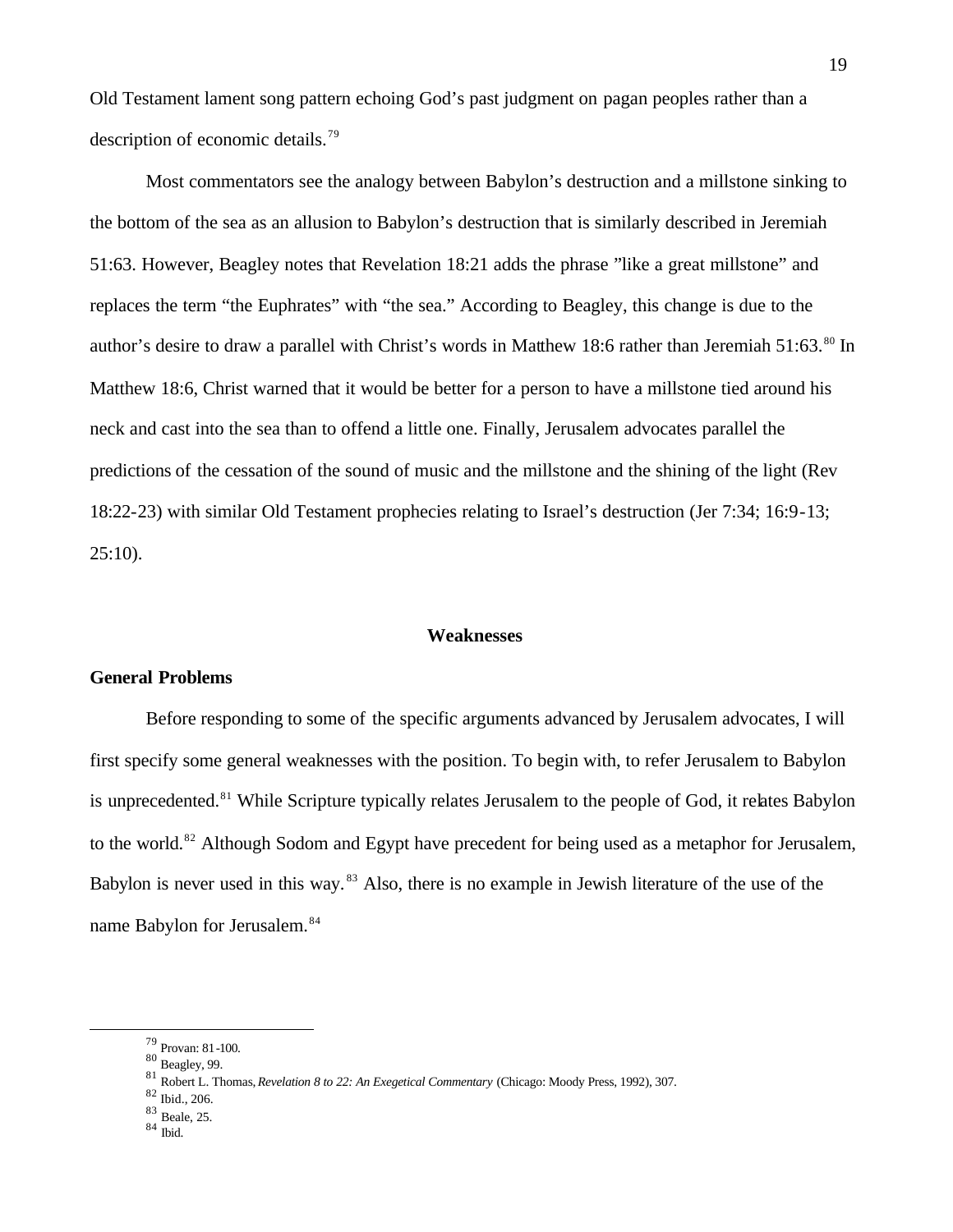Old Testament lament song pattern echoing God's past judgment on pagan peoples rather than a description of economic details.[79]

Most commentators see the analogy between Babylon's destruction and a millstone sinking to the bottom of the sea as an allusion to Babylon's destruction that is similarly described in Jeremiah 51:63. However, Beagley notes that Revelation 18:21 adds the phrase "like a great millstone" and replaces the term "the Euphrates" with "the sea." According to Beagley, this change is due to the author's desire to draw a parallel with Christ's words in Matthew 18:6 rather than Jeremiah 51:63.[80] In Matthew 18:6, Christ warned that it would be better for a person to have a millstone tied around his neck and cast into the sea than to offend a little one. Finally, Jerusalem advocates parallel the predictions of the cessation of the sound of music and the millstone and the shining of the light (Rev 18:22-23) with similar Old Testament prophecies relating to Israel's destruction (Jer 7:34; 16:9-13; 25:10).

## Weaknesses

### General Problems

Before responding to some of the specific arguments advanced by Jerusalem advocates, I will first specify some general weaknesses with the position. To begin with, to refer Jerusalem to Babylon is unprecedented.[81] While Scripture typically relates Jerusalem to the people of God, it relates Babylon to the world.[82] Although Sodom and Egypt have precedent for being used as a metaphor for Jerusalem, Babylon is never used in this way.[83] Also, there is no example in Jewish literature of the use of the name Babylon for Jerusalem.[84]

---

[79] Provan: 81-100.
[80] Beagley, 99.
[81] Robert L. Thomas, *Revelation 8 to 22: An Exegetical Commentary* (Chicago: Moody Press, 1992), 307.
[82] Ibid., 206.
[83] Beale, 25.
[84] Ibid.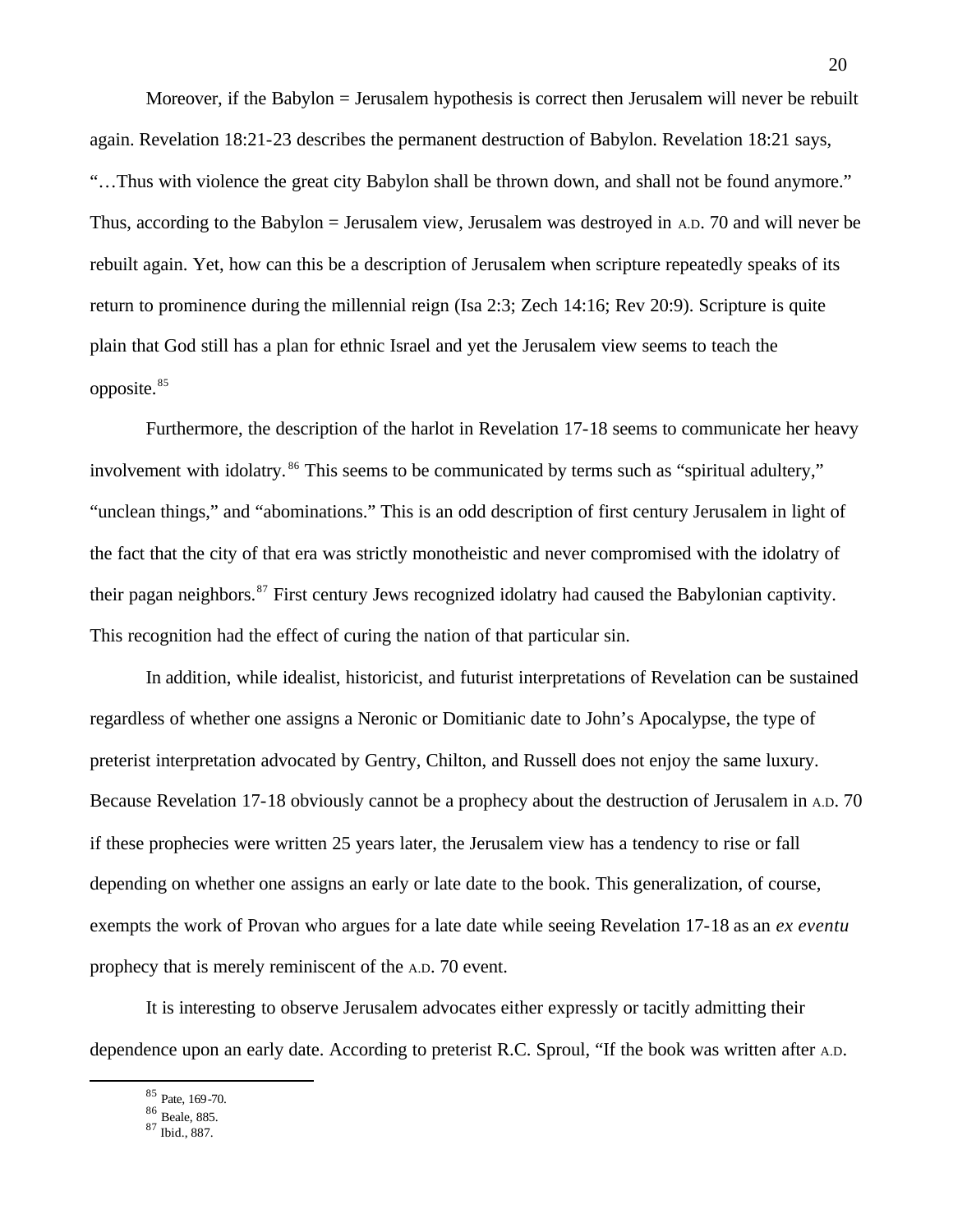Moreover, if the Babylon = Jerusalem hypothesis is correct then Jerusalem will never be rebuilt again. Revelation 18:21-23 describes the permanent destruction of Babylon. Revelation 18:21 says, "…Thus with violence the great city Babylon shall be thrown down, and shall not be found anymore." Thus, according to the Babylon = Jerusalem view, Jerusalem was destroyed in A.D. 70 and will never be rebuilt again. Yet, how can this be a description of Jerusalem when scripture repeatedly speaks of its return to prominence during the millennial reign (Isa 2:3; Zech 14:16; Rev 20:9). Scripture is quite plain that God still has a plan for ethnic Israel and yet the Jerusalem view seems to teach the opposite.[85]

Furthermore, the description of the harlot in Revelation 17-18 seems to communicate her heavy involvement with idolatry.[86] This seems to be communicated by terms such as "spiritual adultery," "unclean things," and "abominations." This is an odd description of first century Jerusalem in light of the fact that the city of that era was strictly monotheistic and never compromised with the idolatry of their pagan neighbors.[87] First century Jews recognized idolatry had caused the Babylonian captivity. This recognition had the effect of curing the nation of that particular sin.

In addition, while idealist, historicist, and futurist interpretations of Revelation can be sustained regardless of whether one assigns a Neronic or Domitianic date to John's Apocalypse, the type of preterist interpretation advocated by Gentry, Chilton, and Russell does not enjoy the same luxury. Because Revelation 17-18 obviously cannot be a prophecy about the destruction of Jerusalem in A.D. 70 if these prophecies were written 25 years later, the Jerusalem view has a tendency to rise or fall depending on whether one assigns an early or late date to the book. This generalization, of course, exempts the work of Provan who argues for a late date while seeing Revelation 17-18 as an *ex eventu* prophecy that is merely reminiscent of the A.D. 70 event.

It is interesting to observe Jerusalem advocates either expressly or tacitly admitting their dependence upon an early date. According to preterist R.C. Sproul, "If the book was written after A.D.

[85] Pate, 169-70.

[86] Beale, 885.

[87] Ibid., 887.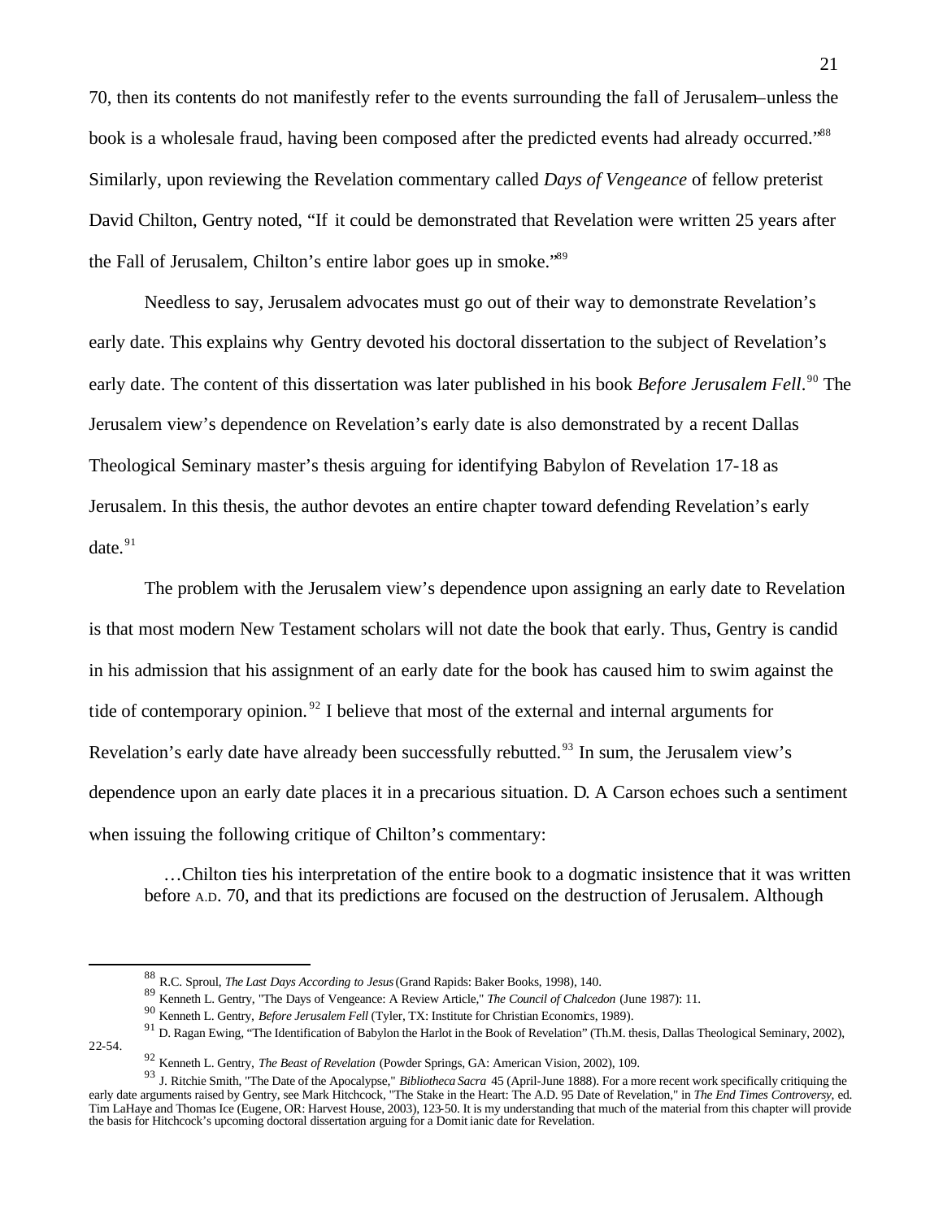70, then its contents do not manifestly refer to the events surrounding the fall of Jerusalem–unless the book is a wholesale fraud, having been composed after the predicted events had already occurred."[88] Similarly, upon reviewing the Revelation commentary called *Days of Vengeance* of fellow preterist David Chilton, Gentry noted, "If it could be demonstrated that Revelation were written 25 years after the Fall of Jerusalem, Chilton's entire labor goes up in smoke."[89]

Needless to say, Jerusalem advocates must go out of their way to demonstrate Revelation's early date. This explains why Gentry devoted his doctoral dissertation to the subject of Revelation's early date. The content of this dissertation was later published in his book *Before Jerusalem Fell*.[90] The Jerusalem view's dependence on Revelation's early date is also demonstrated by a recent Dallas Theological Seminary master's thesis arguing for identifying Babylon of Revelation 17-18 as Jerusalem. In this thesis, the author devotes an entire chapter toward defending Revelation's early date.[91]

The problem with the Jerusalem view's dependence upon assigning an early date to Revelation is that most modern New Testament scholars will not date the book that early. Thus, Gentry is candid in his admission that his assignment of an early date for the book has caused him to swim against the tide of contemporary opinion.[92] I believe that most of the external and internal arguments for Revelation's early date have already been successfully rebutted.[93] In sum, the Jerusalem view's dependence upon an early date places it in a precarious situation. D. A Carson echoes such a sentiment when issuing the following critique of Chilton's commentary:

> …Chilton ties his interpretation of the entire book to a dogmatic insistence that it was written before A.D. 70, and that its predictions are focused on the destruction of Jerusalem. Although

---

[88] R.C. Sproul, *The Last Days According to Jesus* (Grand Rapids: Baker Books, 1998), 140.

[89] Kenneth L. Gentry, "The Days of Vengeance: A Review Article," *The Council of Chalcedon* (June 1987): 11.

[90] Kenneth L. Gentry, *Before Jerusalem Fell* (Tyler, TX: Institute for Christian Economics, 1989).

[91] D. Ragan Ewing, "The Identification of Babylon the Harlot in the Book of Revelation" (Th.M. thesis, Dallas Theological Seminary, 2002), 22-54.

[92] Kenneth L. Gentry, *The Beast of Revelation* (Powder Springs, GA: American Vision, 2002), 109.

[93] J. Ritchie Smith, "The Date of the Apocalypse," *Bibliotheca Sacra* 45 (April-June 1888). For a more recent work specifically critiquing the early date arguments raised by Gentry, see Mark Hitchcock, "The Stake in the Heart: The A.D. 95 Date of Revelation," in *The End Times Controversy*, ed. Tim LaHaye and Thomas Ice (Eugene, OR: Harvest House, 2003), 123-50. It is my understanding that much of the material from this chapter will provide the basis for Hitchcock's upcoming doctoral dissertation arguing for a Domitianic date for Revelation.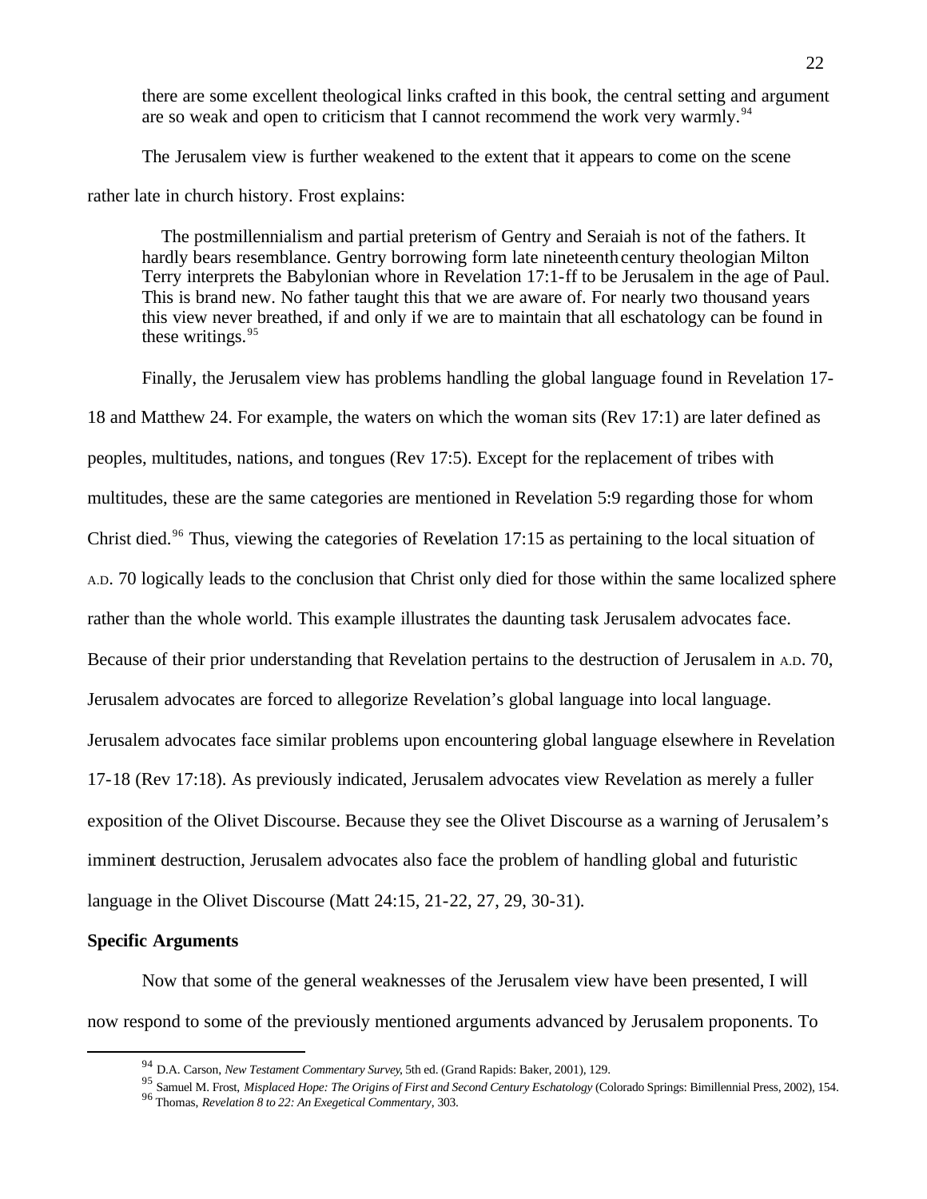> there are some excellent theological links crafted in this book, the central setting and argument are so weak and open to criticism that I cannot recommend the work very warmly.[94]

The Jerusalem view is further weakened to the extent that it appears to come on the scene rather late in church history. Frost explains:

> The postmillennialism and partial preterism of Gentry and Seraiah is not of the fathers. It hardly bears resemblance. Gentry borrowing form late nineteenth century theologian Milton Terry interprets the Babylonian whore in Revelation 17:1-ff to be Jerusalem in the age of Paul. This is brand new. No father taught this that we are aware of. For nearly two thousand years this view never breathed, if and only if we are to maintain that all eschatology can be found in these writings.[95]

Finally, the Jerusalem view has problems handling the global language found in Revelation 17-18 and Matthew 24. For example, the waters on which the woman sits (Rev 17:1) are later defined as peoples, multitudes, nations, and tongues (Rev 17:5). Except for the replacement of tribes with multitudes, these are the same categories are mentioned in Revelation 5:9 regarding those for whom Christ died.[96] Thus, viewing the categories of Revelation 17:15 as pertaining to the local situation of A.D. 70 logically leads to the conclusion that Christ only died for those within the same localized sphere rather than the whole world. This example illustrates the daunting task Jerusalem advocates face. Because of their prior understanding that Revelation pertains to the destruction of Jerusalem in A.D. 70, Jerusalem advocates are forced to allegorize Revelation's global language into local language. Jerusalem advocates face similar problems upon encountering global language elsewhere in Revelation 17-18 (Rev 17:18). As previously indicated, Jerusalem advocates view Revelation as merely a fuller exposition of the Olivet Discourse. Because they see the Olivet Discourse as a warning of Jerusalem's imminent destruction, Jerusalem advocates also face the problem of handling global and futuristic language in the Olivet Discourse (Matt 24:15, 21-22, 27, 29, 30-31).

**Specific Arguments**

Now that some of the general weaknesses of the Jerusalem view have been presented, I will now respond to some of the previously mentioned arguments advanced by Jerusalem proponents. To

---

94 D.A. Carson, *New Testament Commentary Survey*, 5th ed. (Grand Rapids: Baker, 2001), 129.

95 Samuel M. Frost, *Misplaced Hope: The Origins of First and Second Century Eschatology* (Colorado Springs: Bimillennial Press, 2002), 154.

96 Thomas, *Revelation 8 to 22: An Exegetical Commentary*, 303.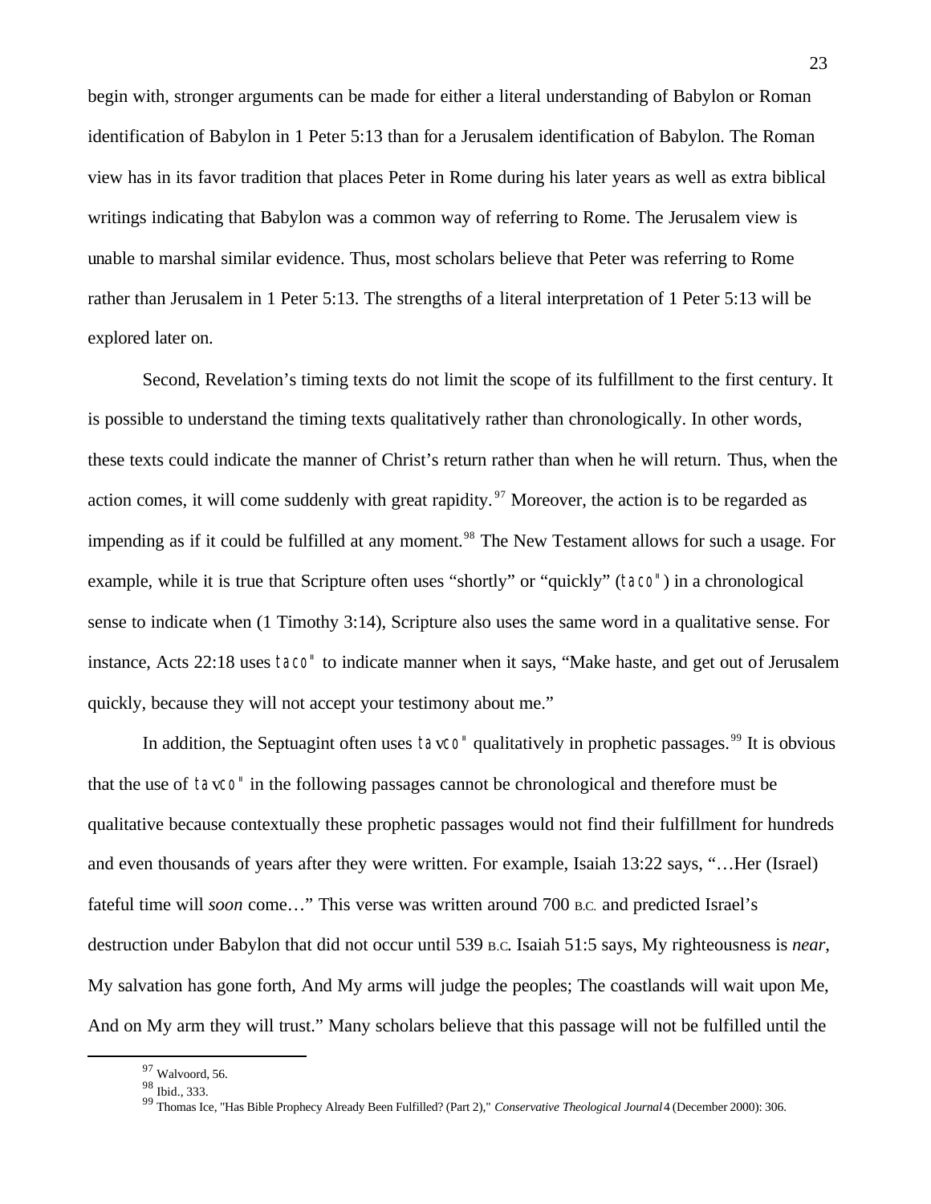begin with, stronger arguments can be made for either a literal understanding of Babylon or Roman identification of Babylon in 1 Peter 5:13 than for a Jerusalem identification of Babylon. The Roman view has in its favor tradition that places Peter in Rome during his later years as well as extra biblical writings indicating that Babylon was a common way of referring to Rome. The Jerusalem view is unable to marshal similar evidence. Thus, most scholars believe that Peter was referring to Rome rather than Jerusalem in 1 Peter 5:13. The strengths of a literal interpretation of 1 Peter 5:13 will be explored later on.

Second, Revelation's timing texts do not limit the scope of its fulfillment to the first century. It is possible to understand the timing texts qualitatively rather than chronologically. In other words, these texts could indicate the manner of Christ's return rather than when he will return. Thus, when the action comes, it will come suddenly with great rapidity.[97] Moreover, the action is to be regarded as impending as if it could be fulfilled at any moment.[98] The New Testament allows for such a usage. For example, while it is true that Scripture often uses "shortly" or "quickly" (taco") in a chronological sense to indicate when (1 Timothy 3:14), Scripture also uses the same word in a qualitative sense. For instance, Acts 22:18 uses taco" to indicate manner when it says, "Make haste, and get out of Jerusalem quickly, because they will not accept your testimony about me."

In addition, the Septuagint often uses tavco" qualitatively in prophetic passages.[99] It is obvious that the use of tavco" in the following passages cannot be chronological and therefore must be qualitative because contextually these prophetic passages would not find their fulfillment for hundreds and even thousands of years after they were written. For example, Isaiah 13:22 says, "…Her (Israel) fateful time will *soon* come…" This verse was written around 700 B.C. and predicted Israel's destruction under Babylon that did not occur until 539 B.C. Isaiah 51:5 says, My righteousness is *near*, My salvation has gone forth, And My arms will judge the peoples; The coastlands will wait upon Me, And on My arm they will trust." Many scholars believe that this passage will not be fulfilled until the

---

[97] Walvoord, 56.

[98] Ibid., 333.

[99] Thomas Ice, "Has Bible Prophecy Already Been Fulfilled? (Part 2)," *Conservative Theological Journal* 4 (December 2000): 306.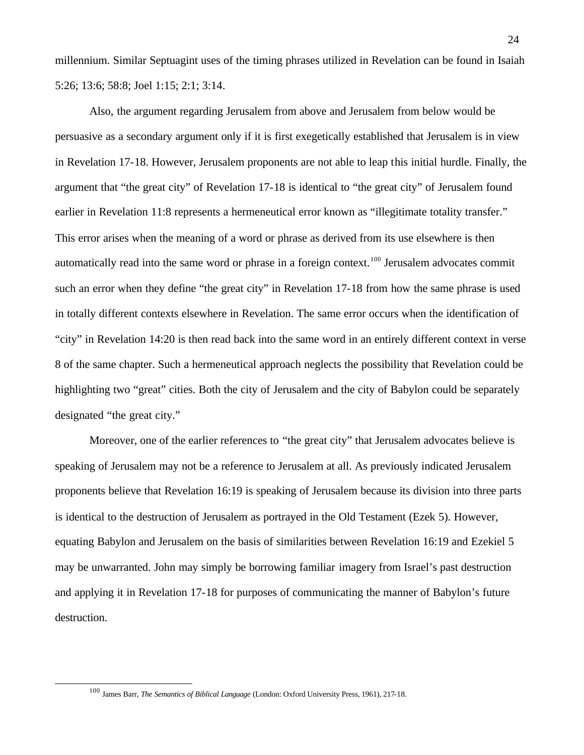millennium. Similar Septuagint uses of the timing phrases utilized in Revelation can be found in Isaiah 5:26; 13:6; 58:8; Joel 1:15; 2:1; 3:14.

Also, the argument regarding Jerusalem from above and Jerusalem from below would be persuasive as a secondary argument only if it is first exegetically established that Jerusalem is in view in Revelation 17-18. However, Jerusalem proponents are not able to leap this initial hurdle. Finally, the argument that "the great city" of Revelation 17-18 is identical to "the great city" of Jerusalem found earlier in Revelation 11:8 represents a hermeneutical error known as "illegitimate totality transfer." This error arises when the meaning of a word or phrase as derived from its use elsewhere is then automatically read into the same word or phrase in a foreign context.[100] Jerusalem advocates commit such an error when they define "the great city" in Revelation 17-18 from how the same phrase is used in totally different contexts elsewhere in Revelation. The same error occurs when the identification of "city" in Revelation 14:20 is then read back into the same word in an entirely different context in verse 8 of the same chapter. Such a hermeneutical approach neglects the possibility that Revelation could be highlighting two "great" cities. Both the city of Jerusalem and the city of Babylon could be separately designated "the great city."

Moreover, one of the earlier references to "the great city" that Jerusalem advocates believe is speaking of Jerusalem may not be a reference to Jerusalem at all. As previously indicated Jerusalem proponents believe that Revelation 16:19 is speaking of Jerusalem because its division into three parts is identical to the destruction of Jerusalem as portrayed in the Old Testament (Ezek 5). However, equating Babylon and Jerusalem on the basis of similarities between Revelation 16:19 and Ezekiel 5 may be unwarranted. John may simply be borrowing familiar imagery from Israel's past destruction and applying it in Revelation 17-18 for purposes of communicating the manner of Babylon's future destruction.

---

[100] James Barr, *The Semantics of Biblical Language* (London: Oxford University Press, 1961), 217-18.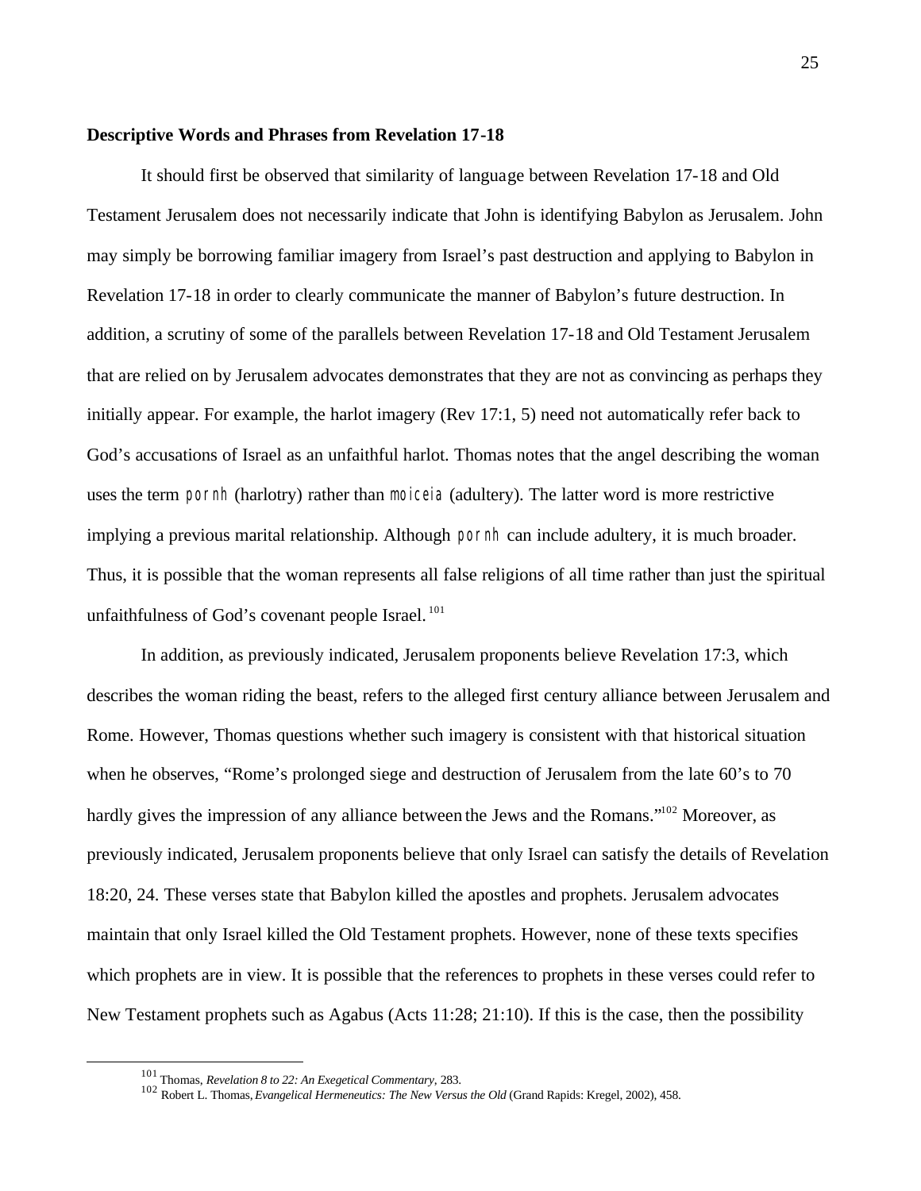**Descriptive Words and Phrases from Revelation 17-18**

It should first be observed that similarity of language between Revelation 17-18 and Old Testament Jerusalem does not necessarily indicate that John is identifying Babylon as Jerusalem. John may simply be borrowing familiar imagery from Israel's past destruction and applying to Babylon in Revelation 17-18 in order to clearly communicate the manner of Babylon's future destruction. In addition, a scrutiny of some of the parallels between Revelation 17-18 and Old Testament Jerusalem that are relied on by Jerusalem advocates demonstrates that they are not as convincing as perhaps they initially appear. For example, the harlot imagery (Rev 17:1, 5) need not automatically refer back to God's accusations of Israel as an unfaithful harlot. Thomas notes that the angel describing the woman uses the term pornh (harlotry) rather than moiceia (adultery). The latter word is more restrictive implying a previous marital relationship. Although pornh can include adultery, it is much broader. Thus, it is possible that the woman represents all false religions of all time rather than just the spiritual unfaithfulness of God's covenant people Israel.[101]

In addition, as previously indicated, Jerusalem proponents believe Revelation 17:3, which describes the woman riding the beast, refers to the alleged first century alliance between Jerusalem and Rome. However, Thomas questions whether such imagery is consistent with that historical situation when he observes, "Rome's prolonged siege and destruction of Jerusalem from the late 60's to 70 hardly gives the impression of any alliance between the Jews and the Romans."[102] Moreover, as previously indicated, Jerusalem proponents believe that only Israel can satisfy the details of Revelation 18:20, 24. These verses state that Babylon killed the apostles and prophets. Jerusalem advocates maintain that only Israel killed the Old Testament prophets. However, none of these texts specifies which prophets are in view. It is possible that the references to prophets in these verses could refer to New Testament prophets such as Agabus (Acts 11:28; 21:10). If this is the case, then the possibility

---

[101] Thomas, *Revelation 8 to 22: An Exegetical Commentary*, 283.

[102] Robert L. Thomas, *Evangelical Hermeneutics: The New Versus the Old* (Grand Rapids: Kregel, 2002), 458.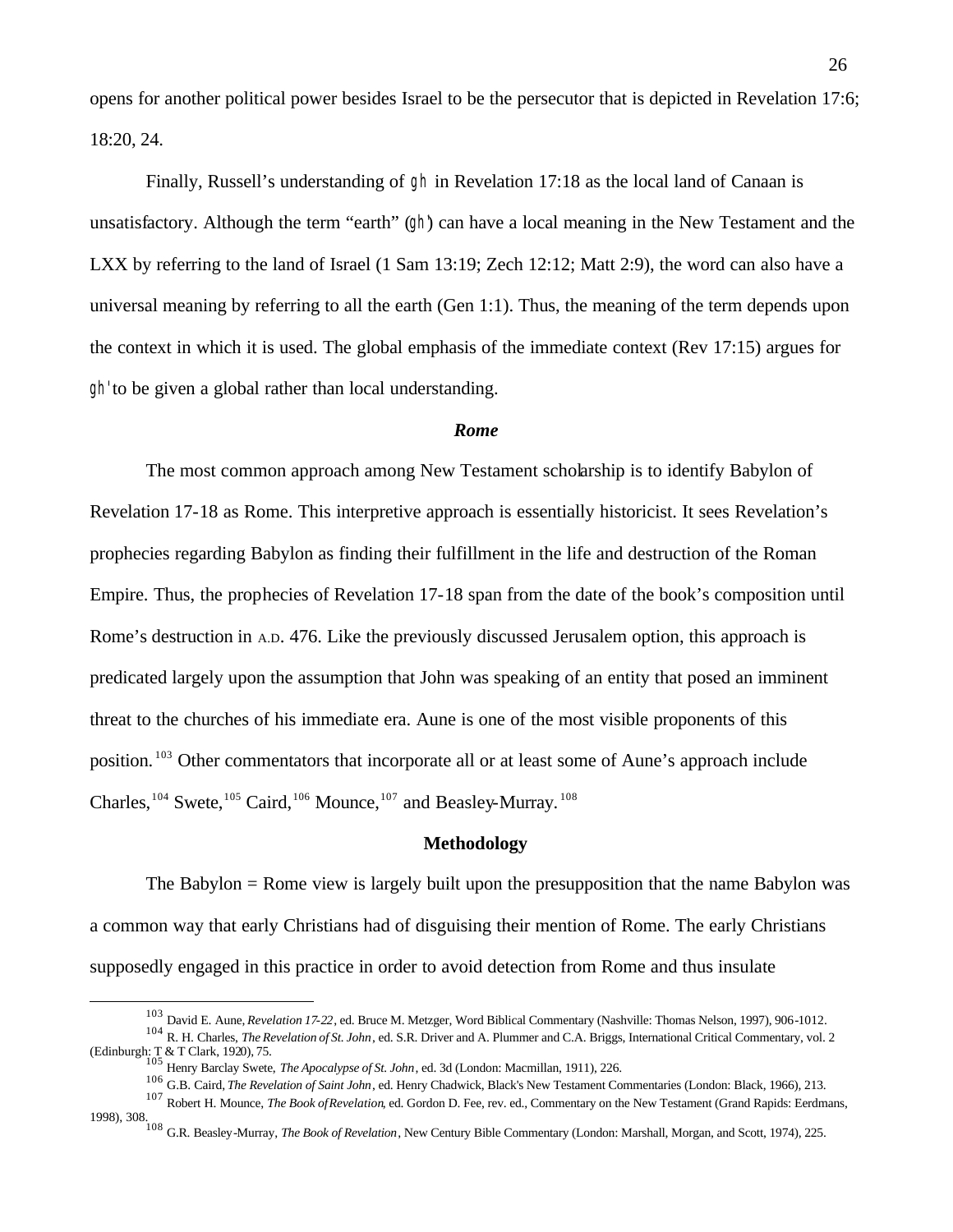opens for another political power besides Israel to be the persecutor that is depicted in Revelation 17:6; 18:20, 24.

Finally, Russell's understanding of gh in Revelation 17:18 as the local land of Canaan is unsatisfactory. Although the term "earth" (gh') can have a local meaning in the New Testament and the LXX by referring to the land of Israel (1 Sam 13:19; Zech 12:12; Matt 2:9), the word can also have a universal meaning by referring to all the earth (Gen 1:1). Thus, the meaning of the term depends upon the context in which it is used. The global emphasis of the immediate context (Rev 17:15) argues for gh' to be given a global rather than local understanding.

### *Rome*

The most common approach among New Testament scholarship is to identify Babylon of Revelation 17-18 as Rome. This interpretive approach is essentially historicist. It sees Revelation's prophecies regarding Babylon as finding their fulfillment in the life and destruction of the Roman Empire. Thus, the prophecies of Revelation 17-18 span from the date of the book's composition until Rome's destruction in A.D. 476. Like the previously discussed Jerusalem option, this approach is predicated largely upon the assumption that John was speaking of an entity that posed an imminent threat to the churches of his immediate era. Aune is one of the most visible proponents of this position.[103] Other commentators that incorporate all or at least some of Aune's approach include Charles,[104] Swete,[105] Caird,[106] Mounce,[107] and Beasley-Murray.[108]

### Methodology

The Babylon = Rome view is largely built upon the presupposition that the name Babylon was a common way that early Christians had of disguising their mention of Rome. The early Christians supposedly engaged in this practice in order to avoid detection from Rome and thus insulate

---

[103] David E. Aune, *Revelation 17-22*, ed. Bruce M. Metzger, Word Biblical Commentary (Nashville: Thomas Nelson, 1997), 906-1012.

[104] R. H. Charles, *The Revelation of St. John*, ed. S.R. Driver and A. Plummer and C.A. Briggs, International Critical Commentary, vol. 2 (Edinburgh: T & T Clark, 1920), 75.

[105] Henry Barclay Swete, *The Apocalypse of St. John*, ed. 3d (London: Macmillan, 1911), 226.

[106] G.B. Caird, *The Revelation of Saint John*, ed. Henry Chadwick, Black's New Testament Commentaries (London: Black, 1966), 213.

[107] Robert H. Mounce, *The Book of Revelation*, ed. Gordon D. Fee, rev. ed., Commentary on the New Testament (Grand Rapids: Eerdmans, 1998), 308.

[108] G.R. Beasley-Murray, *The Book of Revelation*, New Century Bible Commentary (London: Marshall, Morgan, and Scott, 1974), 225.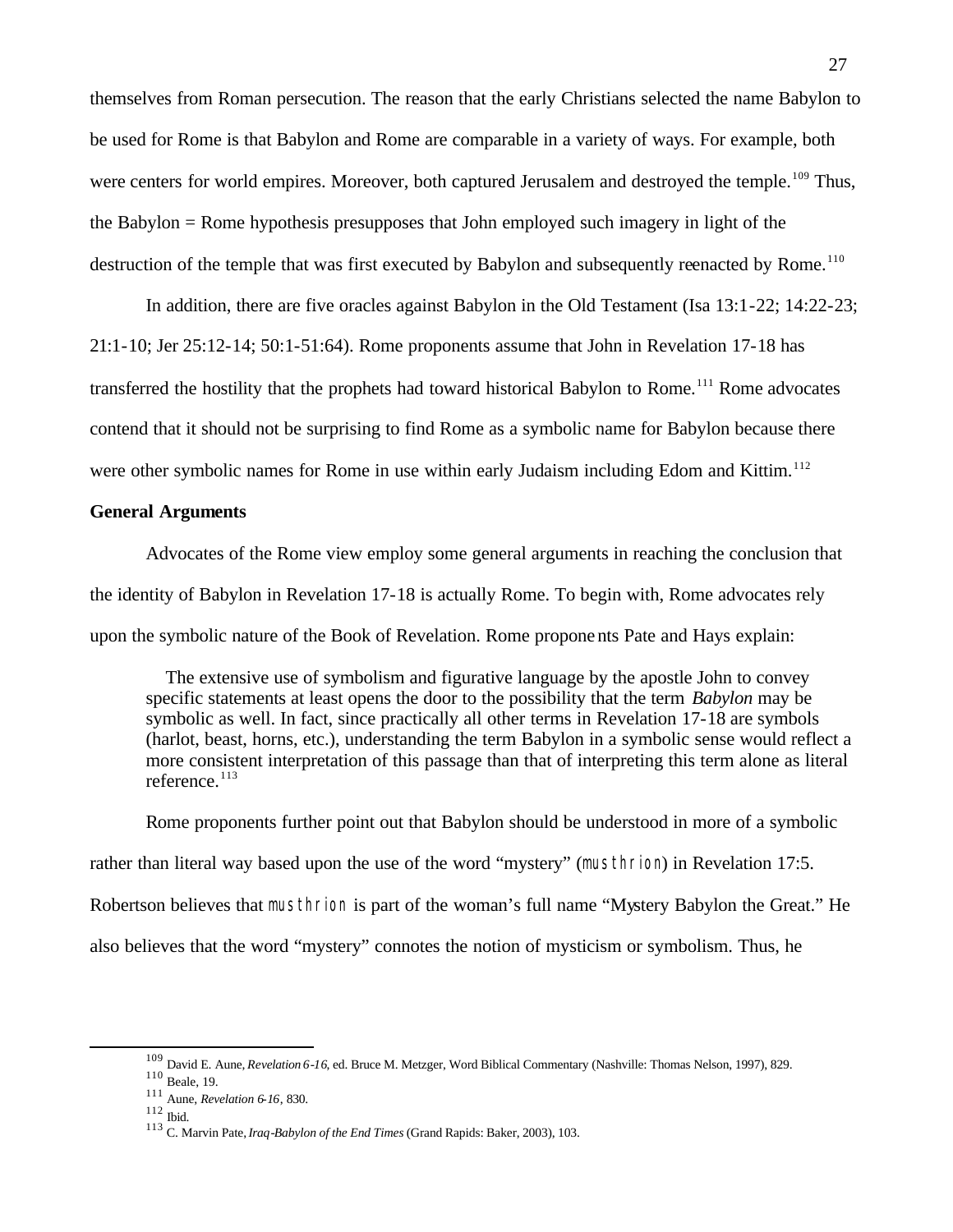themselves from Roman persecution. The reason that the early Christians selected the name Babylon to be used for Rome is that Babylon and Rome are comparable in a variety of ways. For example, both were centers for world empires. Moreover, both captured Jerusalem and destroyed the temple.[109] Thus, the Babylon = Rome hypothesis presupposes that John employed such imagery in light of the destruction of the temple that was first executed by Babylon and subsequently reenacted by Rome.[110]

In addition, there are five oracles against Babylon in the Old Testament (Isa 13:1-22; 14:22-23; 21:1-10; Jer 25:12-14; 50:1-51:64). Rome proponents assume that John in Revelation 17-18 has transferred the hostility that the prophets had toward historical Babylon to Rome.[111] Rome advocates contend that it should not be surprising to find Rome as a symbolic name for Babylon because there were other symbolic names for Rome in use within early Judaism including Edom and Kittim.[112]

**General Arguments**

Advocates of the Rome view employ some general arguments in reaching the conclusion that the identity of Babylon in Revelation 17-18 is actually Rome. To begin with, Rome advocates rely upon the symbolic nature of the Book of Revelation. Rome proponents Pate and Hays explain:

> The extensive use of symbolism and figurative language by the apostle John to convey specific statements at least opens the door to the possibility that the term *Babylon* may be symbolic as well. In fact, since practically all other terms in Revelation 17-18 are symbols (harlot, beast, horns, etc.), understanding the term Babylon in a symbolic sense would reflect a more consistent interpretation of this passage than that of interpreting this term alone as literal reference.[113]

Rome proponents further point out that Babylon should be understood in more of a symbolic rather than literal way based upon the use of the word "mystery" (musthrion) in Revelation 17:5. Robertson believes that musthrion is part of the woman's full name "Mystery Babylon the Great." He also believes that the word "mystery" connotes the notion of mysticism or symbolism. Thus, he

---

[109] David E. Aune, *Revelation 6-16*, ed. Bruce M. Metzger, Word Biblical Commentary (Nashville: Thomas Nelson, 1997), 829.
[110] Beale, 19.
[111] Aune, *Revelation 6-16*, 830.
[112] Ibid.
[113] C. Marvin Pate, *Iraq-Babylon of the End Times* (Grand Rapids: Baker, 2003), 103.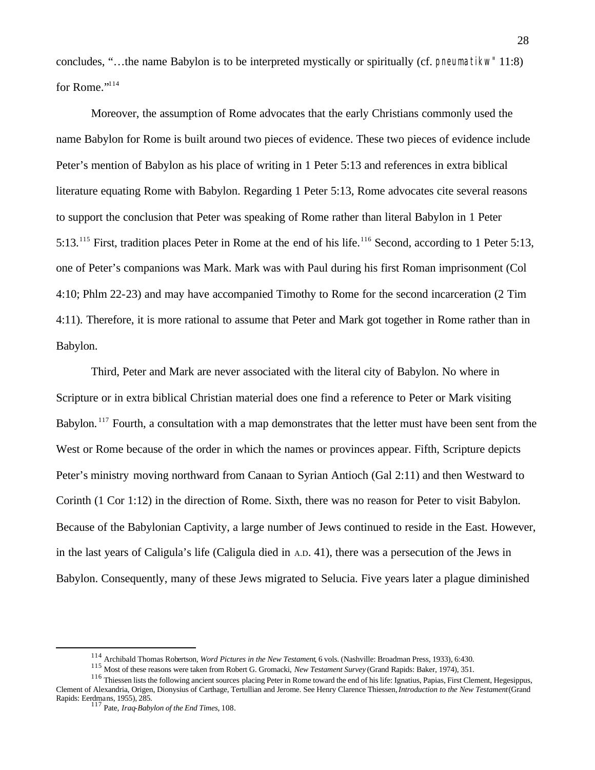concludes, "…the name Babylon is to be interpreted mystically or spiritually (cf. pneumatikw" 11:8) for Rome."[114]

Moreover, the assumption of Rome advocates that the early Christians commonly used the name Babylon for Rome is built around two pieces of evidence. These two pieces of evidence include Peter's mention of Babylon as his place of writing in 1 Peter 5:13 and references in extra biblical literature equating Rome with Babylon. Regarding 1 Peter 5:13, Rome advocates cite several reasons to support the conclusion that Peter was speaking of Rome rather than literal Babylon in 1 Peter 5:13.[115] First, tradition places Peter in Rome at the end of his life.[116] Second, according to 1 Peter 5:13, one of Peter's companions was Mark. Mark was with Paul during his first Roman imprisonment (Col 4:10; Phlm 22-23) and may have accompanied Timothy to Rome for the second incarceration (2 Tim 4:11). Therefore, it is more rational to assume that Peter and Mark got together in Rome rather than in Babylon.

Third, Peter and Mark are never associated with the literal city of Babylon. No where in Scripture or in extra biblical Christian material does one find a reference to Peter or Mark visiting Babylon.[117] Fourth, a consultation with a map demonstrates that the letter must have been sent from the West or Rome because of the order in which the names or provinces appear. Fifth, Scripture depicts Peter's ministry moving northward from Canaan to Syrian Antioch (Gal 2:11) and then Westward to Corinth (1 Cor 1:12) in the direction of Rome. Sixth, there was no reason for Peter to visit Babylon. Because of the Babylonian Captivity, a large number of Jews continued to reside in the East. However, in the last years of Caligula's life (Caligula died in A.D. 41), there was a persecution of the Jews in Babylon. Consequently, many of these Jews migrated to Selucia. Five years later a plague diminished

---

[114] Archibald Thomas Robertson, *Word Pictures in the New Testament*, 6 vols. (Nashville: Broadman Press, 1933), 6:430.

[115] Most of these reasons were taken from Robert G. Gromacki, *New Testament Survey* (Grand Rapids: Baker, 1974), 351.

[116] Thiessen lists the following ancient sources placing Peter in Rome toward the end of his life: Ignatius, Papias, First Clement, Hegesippus, Clement of Alexandria, Origen, Dionysius of Carthage, Tertullian and Jerome. See Henry Clarence Thiessen, *Introduction to the New Testament* (Grand Rapids: Eerdmans, 1955), 285.

[117] Pate, *Iraq-Babylon of the End Times*, 108.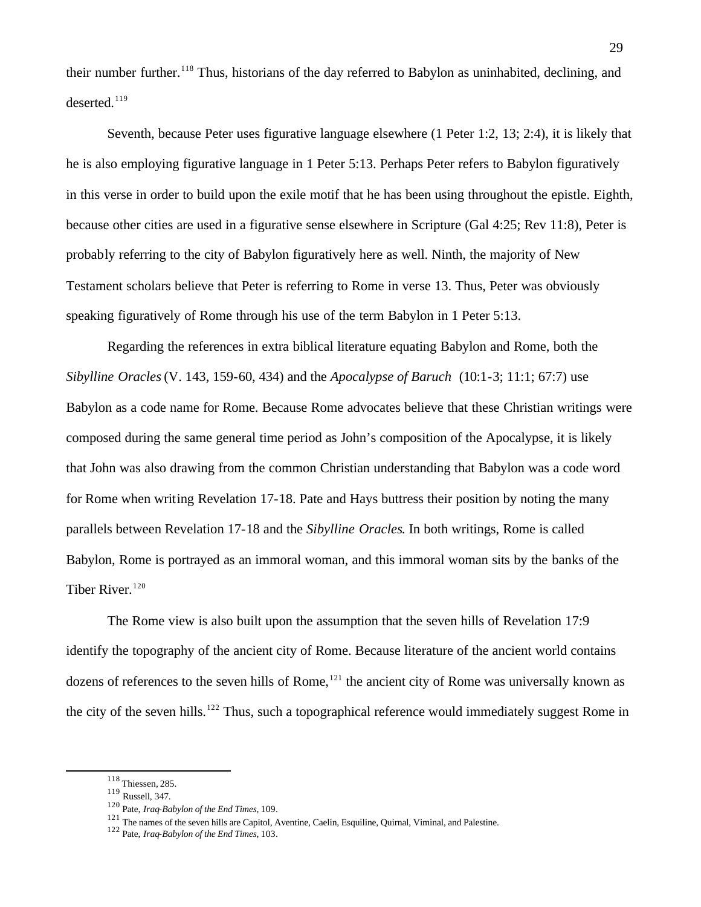their number further.[118] Thus, historians of the day referred to Babylon as uninhabited, declining, and deserted.[119]

Seventh, because Peter uses figurative language elsewhere (1 Peter 1:2, 13; 2:4), it is likely that he is also employing figurative language in 1 Peter 5:13. Perhaps Peter refers to Babylon figuratively in this verse in order to build upon the exile motif that he has been using throughout the epistle. Eighth, because other cities are used in a figurative sense elsewhere in Scripture (Gal 4:25; Rev 11:8), Peter is probably referring to the city of Babylon figuratively here as well. Ninth, the majority of New Testament scholars believe that Peter is referring to Rome in verse 13. Thus, Peter was obviously speaking figuratively of Rome through his use of the term Babylon in 1 Peter 5:13.

Regarding the references in extra biblical literature equating Babylon and Rome, both the *Sibylline Oracles* (V. 143, 159-60, 434) and the *Apocalypse of Baruch* (10:1-3; 11:1; 67:7) use Babylon as a code name for Rome. Because Rome advocates believe that these Christian writings were composed during the same general time period as John's composition of the Apocalypse, it is likely that John was also drawing from the common Christian understanding that Babylon was a code word for Rome when writing Revelation 17-18. Pate and Hays buttress their position by noting the many parallels between Revelation 17-18 and the *Sibylline Oracles*. In both writings, Rome is called Babylon, Rome is portrayed as an immoral woman, and this immoral woman sits by the banks of the Tiber River.[120]

The Rome view is also built upon the assumption that the seven hills of Revelation 17:9 identify the topography of the ancient city of Rome. Because literature of the ancient world contains dozens of references to the seven hills of Rome,[121] the ancient city of Rome was universally known as the city of the seven hills.[122] Thus, such a topographical reference would immediately suggest Rome in

---

[118] Thiessen, 285.

[119] Russell, 347.

[120] Pate, *Iraq-Babylon of the End Times*, 109.

[121] The names of the seven hills are Capitol, Aventine, Caelin, Esquiline, Quirnal, Viminal, and Palestine.

[122] Pate, *Iraq-Babylon of the End Times*, 103.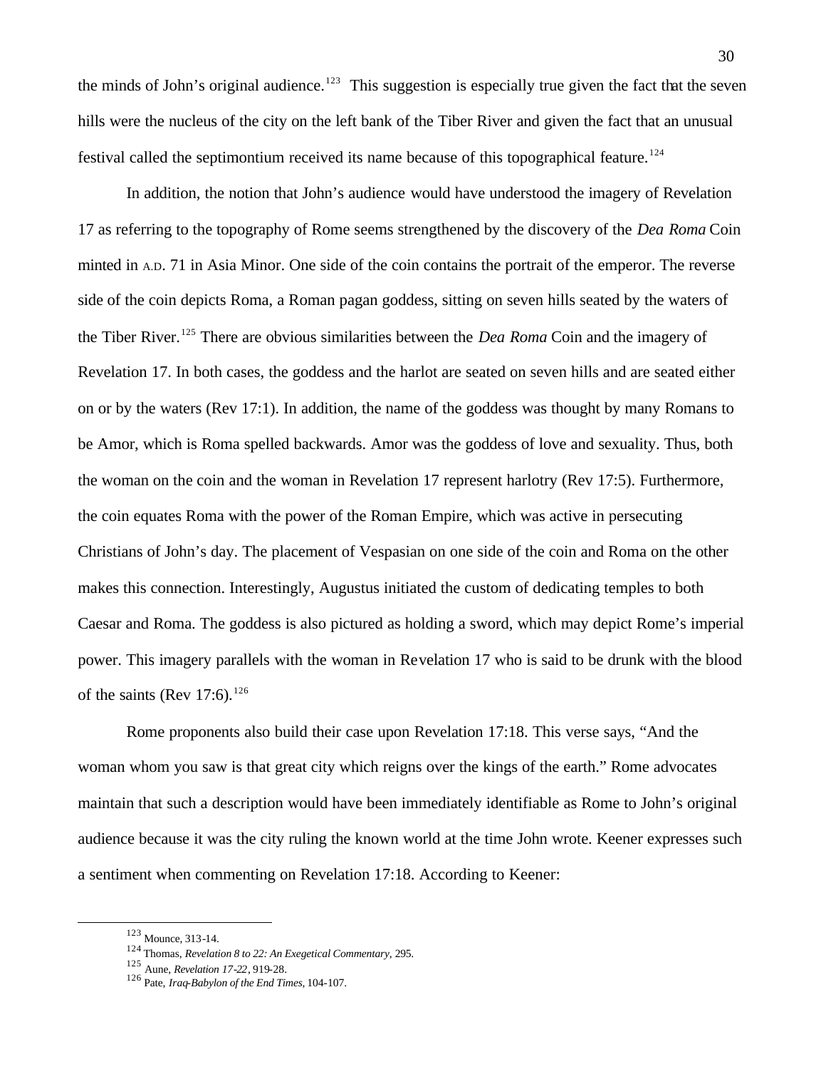the minds of John's original audience.[123] This suggestion is especially true given the fact that the seven hills were the nucleus of the city on the left bank of the Tiber River and given the fact that an unusual festival called the septimontium received its name because of this topographical feature.[124]

In addition, the notion that John's audience would have understood the imagery of Revelation 17 as referring to the topography of Rome seems strengthened by the discovery of the *Dea Roma* Coin minted in A.D. 71 in Asia Minor. One side of the coin contains the portrait of the emperor. The reverse side of the coin depicts Roma, a Roman pagan goddess, sitting on seven hills seated by the waters of the Tiber River.[125] There are obvious similarities between the *Dea Roma* Coin and the imagery of Revelation 17. In both cases, the goddess and the harlot are seated on seven hills and are seated either on or by the waters (Rev 17:1). In addition, the name of the goddess was thought by many Romans to be Amor, which is Roma spelled backwards. Amor was the goddess of love and sexuality. Thus, both the woman on the coin and the woman in Revelation 17 represent harlotry (Rev 17:5). Furthermore, the coin equates Roma with the power of the Roman Empire, which was active in persecuting Christians of John's day. The placement of Vespasian on one side of the coin and Roma on the other makes this connection. Interestingly, Augustus initiated the custom of dedicating temples to both Caesar and Roma. The goddess is also pictured as holding a sword, which may depict Rome's imperial power. This imagery parallels with the woman in Revelation 17 who is said to be drunk with the blood of the saints (Rev 17:6).[126]

Rome proponents also build their case upon Revelation 17:18. This verse says, "And the woman whom you saw is that great city which reigns over the kings of the earth." Rome advocates maintain that such a description would have been immediately identifiable as Rome to John's original audience because it was the city ruling the known world at the time John wrote. Keener expresses such a sentiment when commenting on Revelation 17:18. According to Keener:

---

[123] Mounce, 313-14.

[124] Thomas, *Revelation 8 to 22: An Exegetical Commentary*, 295.

[125] Aune, *Revelation 17-22*, 919-28.

[126] Pate, *Iraq-Babylon of the End Times*, 104-107.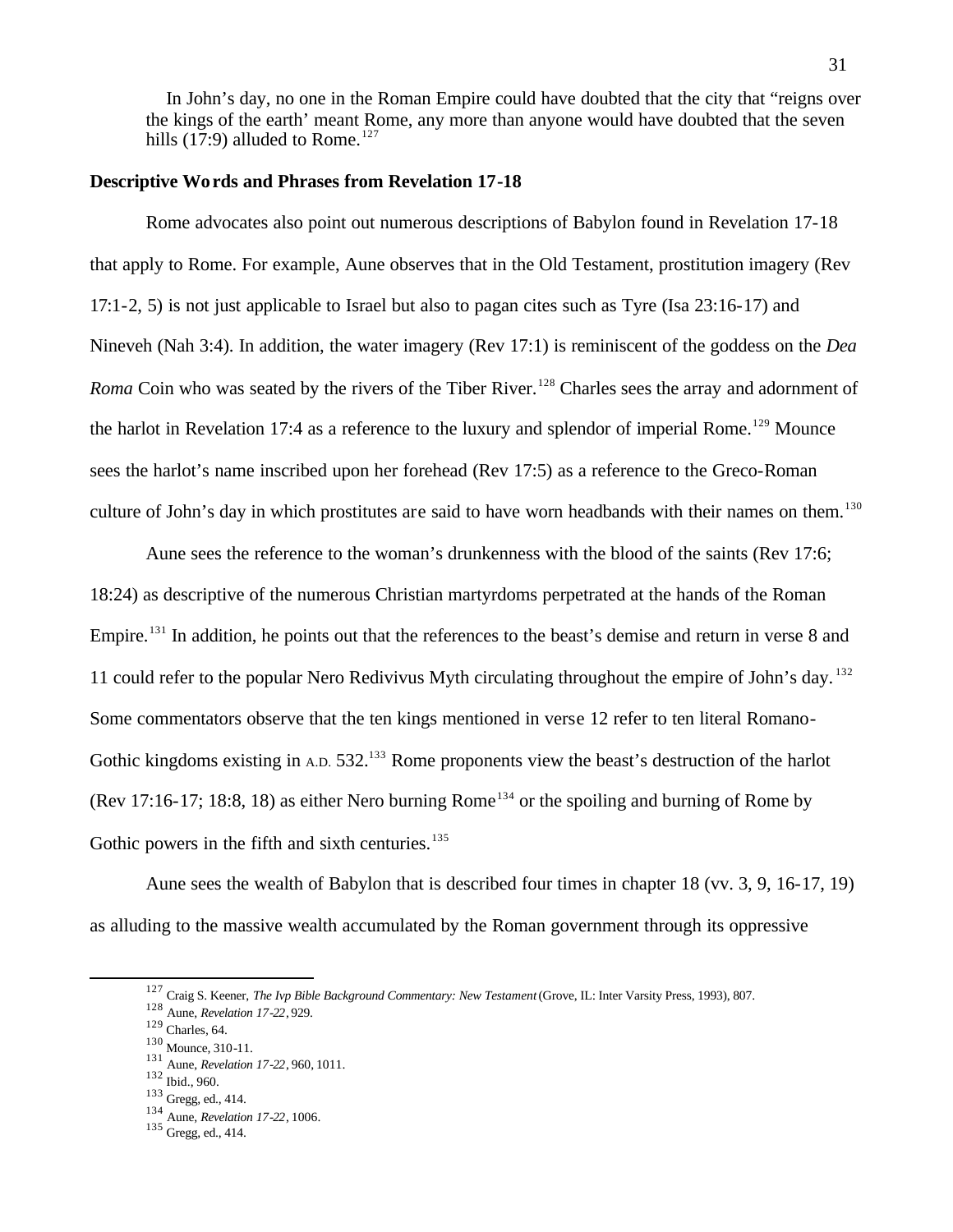In John's day, no one in the Roman Empire could have doubted that the city that "reigns over the kings of the earth' meant Rome, any more than anyone would have doubted that the seven hills (17:9) alluded to Rome.[127]

**Descriptive Words and Phrases from Revelation 17-18**

Rome advocates also point out numerous descriptions of Babylon found in Revelation 17-18 that apply to Rome. For example, Aune observes that in the Old Testament, prostitution imagery (Rev 17:1-2, 5) is not just applicable to Israel but also to pagan cites such as Tyre (Isa 23:16-17) and Nineveh (Nah 3:4). In addition, the water imagery (Rev 17:1) is reminiscent of the goddess on the *Dea Roma* Coin who was seated by the rivers of the Tiber River.[128] Charles sees the array and adornment of the harlot in Revelation 17:4 as a reference to the luxury and splendor of imperial Rome.[129] Mounce sees the harlot's name inscribed upon her forehead (Rev 17:5) as a reference to the Greco-Roman culture of John's day in which prostitutes are said to have worn headbands with their names on them.[130]

Aune sees the reference to the woman's drunkenness with the blood of the saints (Rev 17:6; 18:24) as descriptive of the numerous Christian martyrdoms perpetrated at the hands of the Roman Empire.[131] In addition, he points out that the references to the beast's demise and return in verse 8 and 11 could refer to the popular Nero Redivivus Myth circulating throughout the empire of John's day.[132] Some commentators observe that the ten kings mentioned in verse 12 refer to ten literal Romano-Gothic kingdoms existing in A.D. 532.[133] Rome proponents view the beast's destruction of the harlot (Rev 17:16-17; 18:8, 18) as either Nero burning Rome[134] or the spoiling and burning of Rome by Gothic powers in the fifth and sixth centuries.[135]

Aune sees the wealth of Babylon that is described four times in chapter 18 (vv. 3, 9, 16-17, 19) as alluding to the massive wealth accumulated by the Roman government through its oppressive

---

[127] Craig S. Keener, *The Ivp Bible Background Commentary: New Testament* (Grove, IL: Inter Varsity Press, 1993), 807.

[128] Aune, *Revelation 17-22*, 929.

[129] Charles, 64.

[130] Mounce, 310-11.

[131] Aune, *Revelation 17-22*, 960, 1011.

[132] Ibid., 960.

[133] Gregg, ed., 414.

[134] Aune, *Revelation 17-22*, 1006.

[135] Gregg, ed., 414.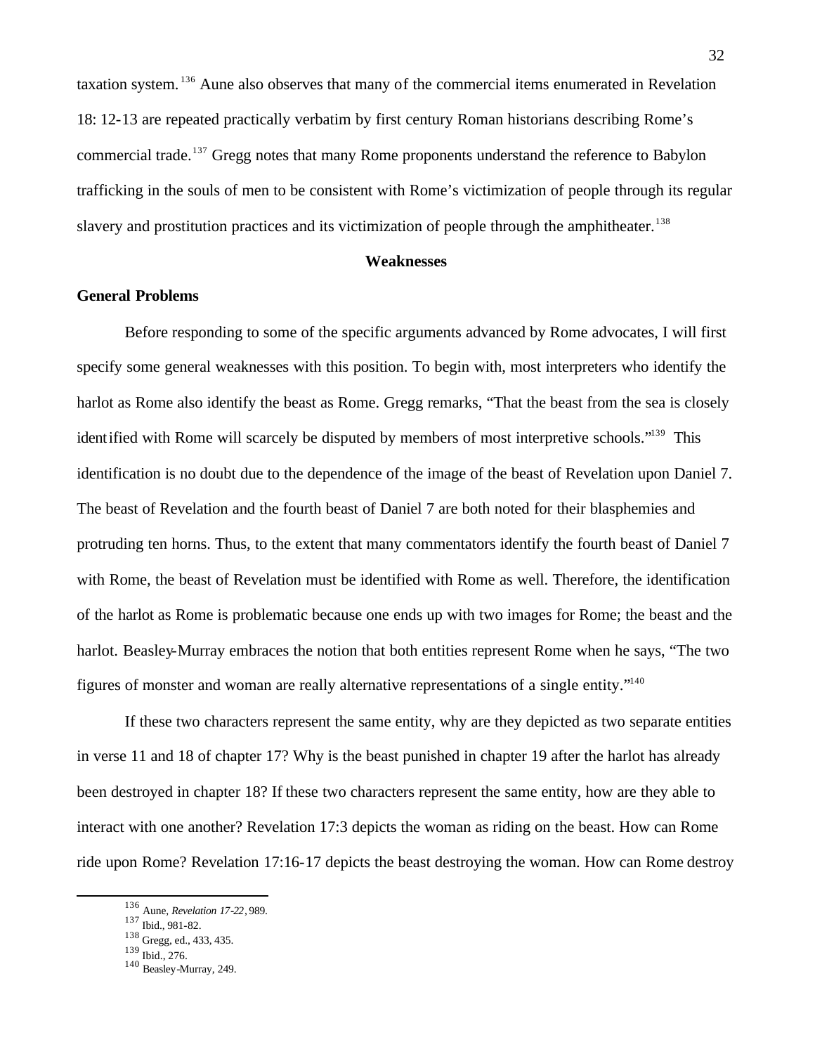taxation system.[136] Aune also observes that many of the commercial items enumerated in Revelation 18: 12-13 are repeated practically verbatim by first century Roman historians describing Rome's commercial trade.[137] Gregg notes that many Rome proponents understand the reference to Babylon trafficking in the souls of men to be consistent with Rome's victimization of people through its regular slavery and prostitution practices and its victimization of people through the amphitheater.[138]

## Weaknesses

### General Problems

Before responding to some of the specific arguments advanced by Rome advocates, I will first specify some general weaknesses with this position. To begin with, most interpreters who identify the harlot as Rome also identify the beast as Rome. Gregg remarks, "That the beast from the sea is closely identified with Rome will scarcely be disputed by members of most interpretive schools."[139] This identification is no doubt due to the dependence of the image of the beast of Revelation upon Daniel 7. The beast of Revelation and the fourth beast of Daniel 7 are both noted for their blasphemies and protruding ten horns. Thus, to the extent that many commentators identify the fourth beast of Daniel 7 with Rome, the beast of Revelation must be identified with Rome as well. Therefore, the identification of the harlot as Rome is problematic because one ends up with two images for Rome; the beast and the harlot. Beasley-Murray embraces the notion that both entities represent Rome when he says, "The two figures of monster and woman are really alternative representations of a single entity."[140]

If these two characters represent the same entity, why are they depicted as two separate entities in verse 11 and 18 of chapter 17? Why is the beast punished in chapter 19 after the harlot has already been destroyed in chapter 18? If these two characters represent the same entity, how are they able to interact with one another? Revelation 17:3 depicts the woman as riding on the beast. How can Rome ride upon Rome? Revelation 17:16-17 depicts the beast destroying the woman. How can Rome destroy

---

[136] Aune, *Revelation 17-22*, 989.
[137] Ibid., 981-82.
[138] Gregg, ed., 433, 435.
[139] Ibid., 276.
[140] Beasley-Murray, 249.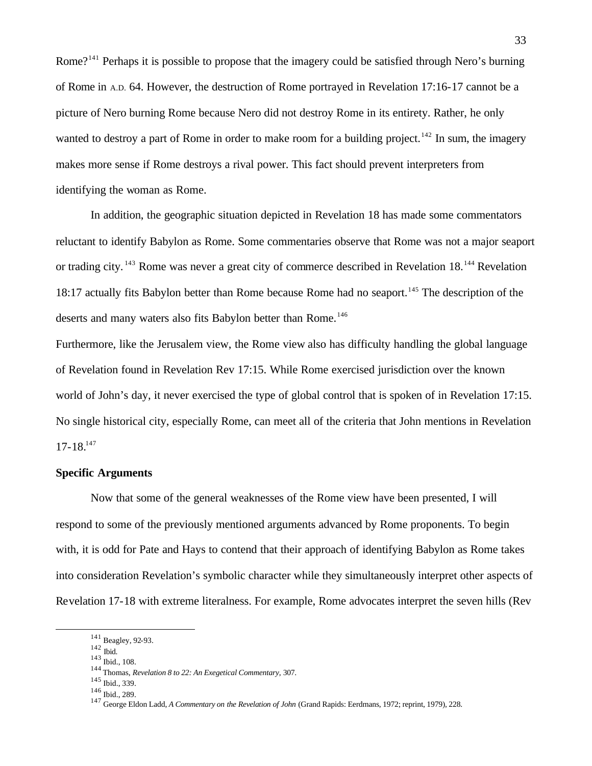Rome?[141] Perhaps it is possible to propose that the imagery could be satisfied through Nero's burning of Rome in A.D. 64. However, the destruction of Rome portrayed in Revelation 17:16-17 cannot be a picture of Nero burning Rome because Nero did not destroy Rome in its entirety. Rather, he only wanted to destroy a part of Rome in order to make room for a building project.[142] In sum, the imagery makes more sense if Rome destroys a rival power. This fact should prevent interpreters from identifying the woman as Rome.

In addition, the geographic situation depicted in Revelation 18 has made some commentators reluctant to identify Babylon as Rome. Some commentaries observe that Rome was not a major seaport or trading city.[143] Rome was never a great city of commerce described in Revelation 18.[144] Revelation 18:17 actually fits Babylon better than Rome because Rome had no seaport.[145] The description of the deserts and many waters also fits Babylon better than Rome.[146]

Furthermore, like the Jerusalem view, the Rome view also has difficulty handling the global language of Revelation found in Revelation Rev 17:15. While Rome exercised jurisdiction over the known world of John's day, it never exercised the type of global control that is spoken of in Revelation 17:15. No single historical city, especially Rome, can meet all of the criteria that John mentions in Revelation 17-18.[147]

**Specific Arguments**

Now that some of the general weaknesses of the Rome view have been presented, I will respond to some of the previously mentioned arguments advanced by Rome proponents. To begin with, it is odd for Pate and Hays to contend that their approach of identifying Babylon as Rome takes into consideration Revelation's symbolic character while they simultaneously interpret other aspects of Revelation 17-18 with extreme literalness. For example, Rome advocates interpret the seven hills (Rev

---

[141] Beagley, 92-93.

[142] Ibid.

[143] Ibid., 108.

[144] Thomas, *Revelation 8 to 22: An Exegetical Commentary,* 307.

[145] Ibid., 339.

[146] Ibid., 289.

[147] George Eldon Ladd, *A Commentary on the Revelation of John* (Grand Rapids: Eerdmans, 1972; reprint, 1979), 228.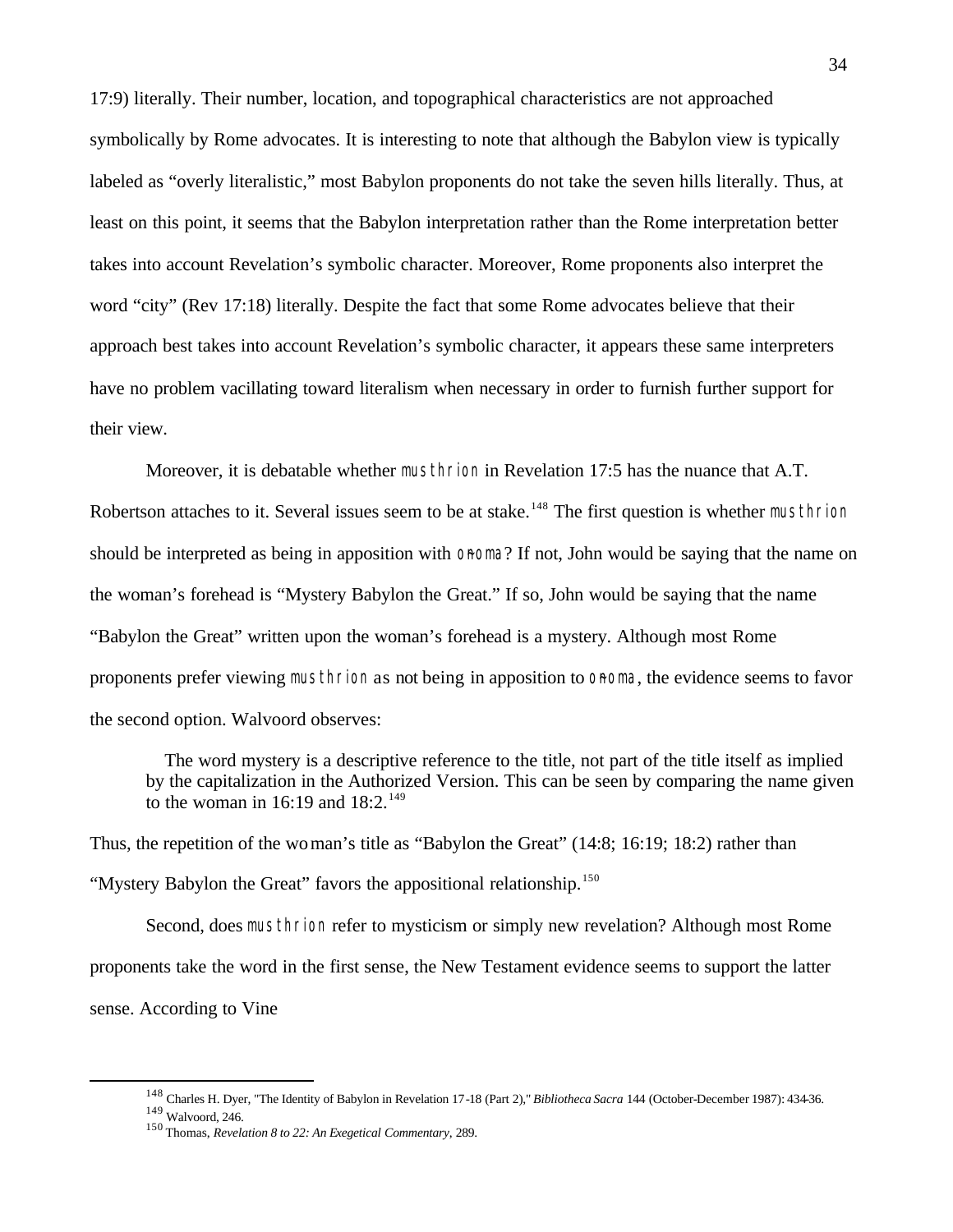17:9) literally. Their number, location, and topographical characteristics are not approached symbolically by Rome advocates. It is interesting to note that although the Babylon view is typically labeled as "overly literalistic," most Babylon proponents do not take the seven hills literally. Thus, at least on this point, it seems that the Babylon interpretation rather than the Rome interpretation better takes into account Revelation's symbolic character. Moreover, Rome proponents also interpret the word "city" (Rev 17:18) literally. Despite the fact that some Rome advocates believe that their approach best takes into account Revelation's symbolic character, it appears these same interpreters have no problem vacillating toward literalism when necessary in order to furnish further support for their view.

Moreover, it is debatable whether musthrion in Revelation 17:5 has the nuance that A.T. Robertson attaches to it. Several issues seem to be at stake.[148] The first question is whether musthrion should be interpreted as being in apposition with o#noma? If not, John would be saying that the name on the woman's forehead is "Mystery Babylon the Great." If so, John would be saying that the name "Babylon the Great" written upon the woman's forehead is a mystery. Although most Rome proponents prefer viewing musthrion as not being in apposition to o#noma, the evidence seems to favor the second option. Walvoord observes:

> The word mystery is a descriptive reference to the title, not part of the title itself as implied by the capitalization in the Authorized Version. This can be seen by comparing the name given to the woman in 16:19 and 18:2.[149]

Thus, the repetition of the woman's title as "Babylon the Great" (14:8; 16:19; 18:2) rather than "Mystery Babylon the Great" favors the appositional relationship.[150]

Second, does musthrion refer to mysticism or simply new revelation? Although most Rome proponents take the word in the first sense, the New Testament evidence seems to support the latter sense. According to Vine

---

[148] Charles H. Dyer, "The Identity of Babylon in Revelation 17-18 (Part 2)," *Bibliotheca Sacra* 144 (October-December 1987): 434-36.

[149] Walvoord, 246.

[150] Thomas, *Revelation 8 to 22: An Exegetical Commentary,* 289.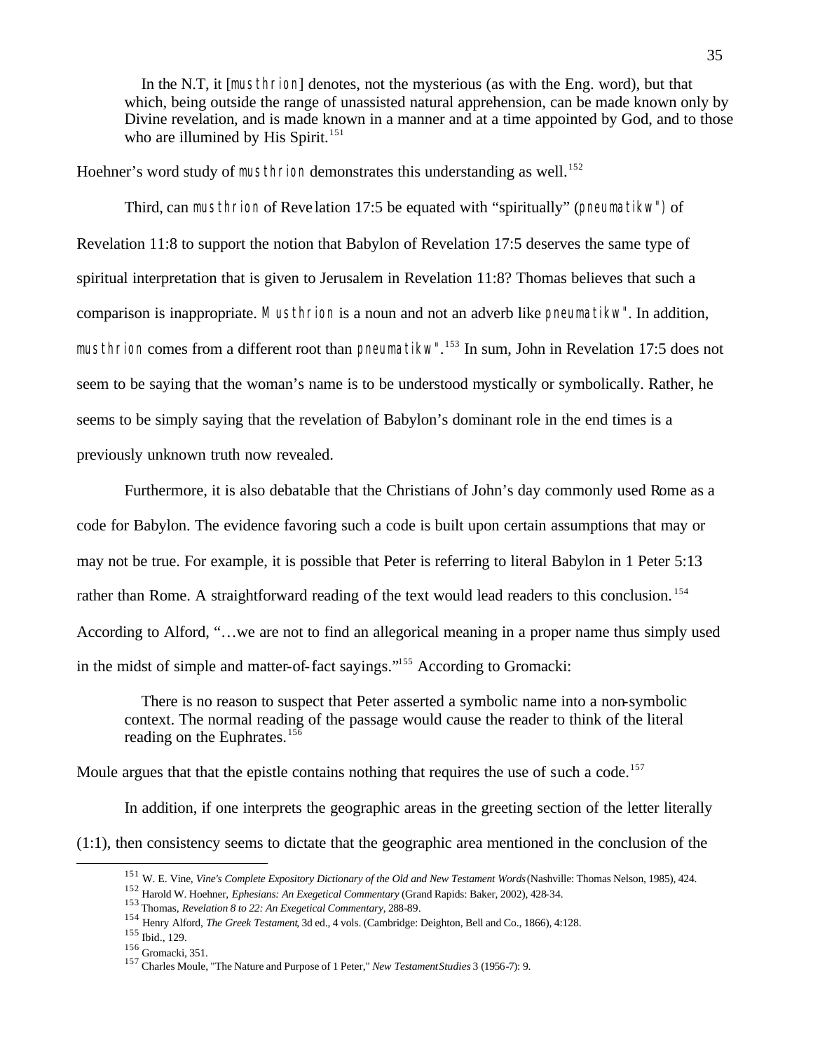In the N.T, it [musthrion] denotes, not the mysterious (as with the Eng. word), but that which, being outside the range of unassisted natural apprehension, can be made known only by Divine revelation, and is made known in a manner and at a time appointed by God, and to those who are illumined by His Spirit.[151]

Hoehner's word study of musthrion demonstrates this understanding as well.[152]

Third, can musthrion of Revelation 17:5 be equated with "spiritually" (pneumatikw") of Revelation 11:8 to support the notion that Babylon of Revelation 17:5 deserves the same type of spiritual interpretation that is given to Jerusalem in Revelation 11:8? Thomas believes that such a comparison is inappropriate. Musthrion is a noun and not an adverb like pneumatikw". In addition, musthrion comes from a different root than pneumatikw".[153] In sum, John in Revelation 17:5 does not seem to be saying that the woman's name is to be understood mystically or symbolically. Rather, he seems to be simply saying that the revelation of Babylon's dominant role in the end times is a previously unknown truth now revealed.

Furthermore, it is also debatable that the Christians of John's day commonly used Rome as a code for Babylon. The evidence favoring such a code is built upon certain assumptions that may or may not be true. For example, it is possible that Peter is referring to literal Babylon in 1 Peter 5:13 rather than Rome. A straightforward reading of the text would lead readers to this conclusion.[154] According to Alford, "…we are not to find an allegorical meaning in a proper name thus simply used in the midst of simple and matter-of-fact sayings."[155] According to Gromacki:

> There is no reason to suspect that Peter asserted a symbolic name into a non-symbolic context. The normal reading of the passage would cause the reader to think of the literal reading on the Euphrates.[156]

Moule argues that that the epistle contains nothing that requires the use of such a code.[157]

In addition, if one interprets the geographic areas in the greeting section of the letter literally (1:1), then consistency seems to dictate that the geographic area mentioned in the conclusion of the

---

[151] W. E. Vine, *Vine's Complete Expository Dictionary of the Old and New Testament Words* (Nashville: Thomas Nelson, 1985), 424.

[152] Harold W. Hoehner, *Ephesians: An Exegetical Commentary* (Grand Rapids: Baker, 2002), 428-34.

[153] Thomas, *Revelation 8 to 22: An Exegetical Commentary*, 288-89.

[154] Henry Alford, *The Greek Testament*, 3d ed., 4 vols. (Cambridge: Deighton, Bell and Co., 1866), 4:128.

[155] Ibid., 129.

[156] Gromacki, 351.

[157] Charles Moule, "The Nature and Purpose of 1 Peter," *New Testament Studies* 3 (1956-7): 9.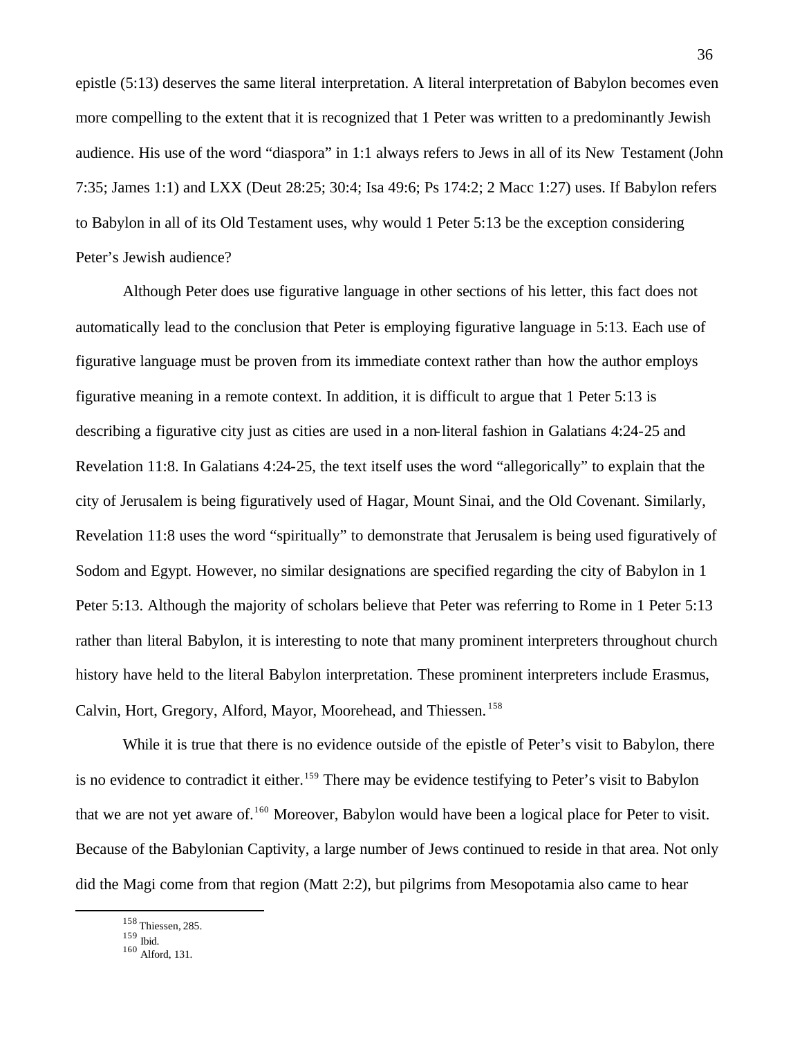epistle (5:13) deserves the same literal interpretation. A literal interpretation of Babylon becomes even more compelling to the extent that it is recognized that 1 Peter was written to a predominantly Jewish audience. His use of the word "diaspora" in 1:1 always refers to Jews in all of its New Testament (John 7:35; James 1:1) and LXX (Deut 28:25; 30:4; Isa 49:6; Ps 174:2; 2 Macc 1:27) uses. If Babylon refers to Babylon in all of its Old Testament uses, why would 1 Peter 5:13 be the exception considering Peter's Jewish audience?

Although Peter does use figurative language in other sections of his letter, this fact does not automatically lead to the conclusion that Peter is employing figurative language in 5:13. Each use of figurative language must be proven from its immediate context rather than how the author employs figurative meaning in a remote context. In addition, it is difficult to argue that 1 Peter 5:13 is describing a figurative city just as cities are used in a non-literal fashion in Galatians 4:24-25 and Revelation 11:8. In Galatians 4:24-25, the text itself uses the word "allegorically" to explain that the city of Jerusalem is being figuratively used of Hagar, Mount Sinai, and the Old Covenant. Similarly, Revelation 11:8 uses the word "spiritually" to demonstrate that Jerusalem is being used figuratively of Sodom and Egypt. However, no similar designations are specified regarding the city of Babylon in 1 Peter 5:13. Although the majority of scholars believe that Peter was referring to Rome in 1 Peter 5:13 rather than literal Babylon, it is interesting to note that many prominent interpreters throughout church history have held to the literal Babylon interpretation. These prominent interpreters include Erasmus, Calvin, Hort, Gregory, Alford, Mayor, Moorehead, and Thiessen.[158]

While it is true that there is no evidence outside of the epistle of Peter's visit to Babylon, there is no evidence to contradict it either.[159] There may be evidence testifying to Peter's visit to Babylon that we are not yet aware of.[160] Moreover, Babylon would have been a logical place for Peter to visit. Because of the Babylonian Captivity, a large number of Jews continued to reside in that area. Not only did the Magi come from that region (Matt 2:2), but pilgrims from Mesopotamia also came to hear

---

[158] Thiessen, 285.

[159] Ibid.

[160] Alford, 131.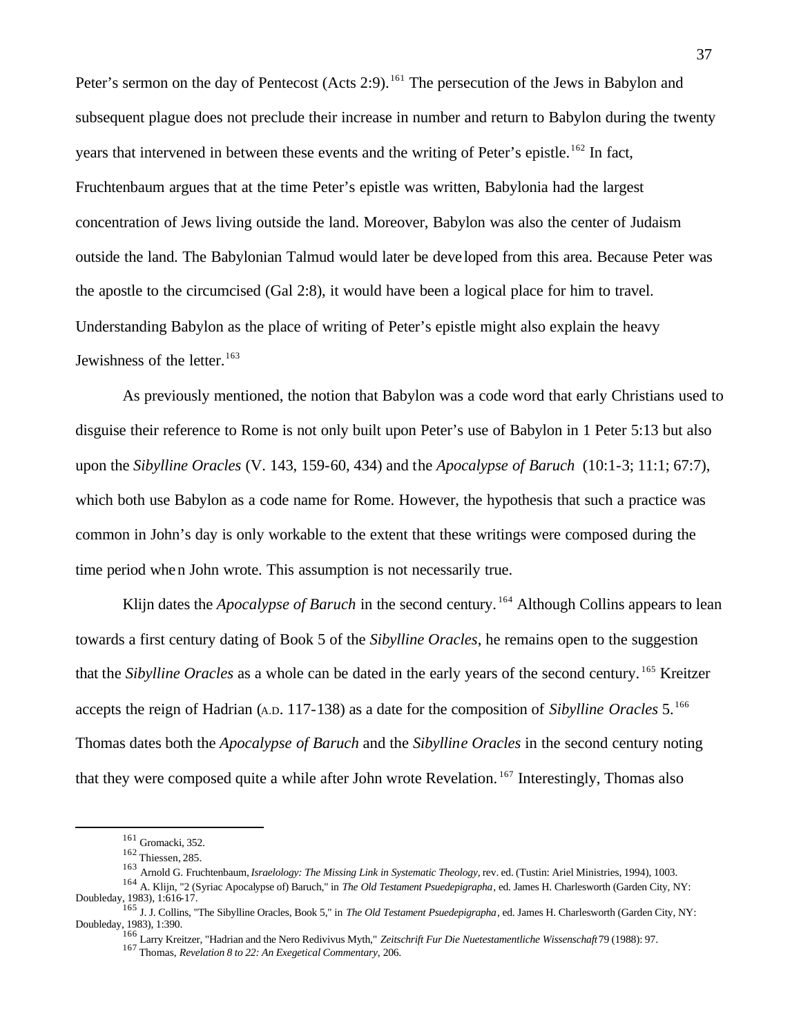Peter's sermon on the day of Pentecost (Acts 2:9).[161] The persecution of the Jews in Babylon and subsequent plague does not preclude their increase in number and return to Babylon during the twenty years that intervened in between these events and the writing of Peter's epistle.[162] In fact, Fruchtenbaum argues that at the time Peter's epistle was written, Babylonia had the largest concentration of Jews living outside the land. Moreover, Babylon was also the center of Judaism outside the land. The Babylonian Talmud would later be developed from this area. Because Peter was the apostle to the circumcised (Gal 2:8), it would have been a logical place for him to travel. Understanding Babylon as the place of writing of Peter's epistle might also explain the heavy Jewishness of the letter.[163]

As previously mentioned, the notion that Babylon was a code word that early Christians used to disguise their reference to Rome is not only built upon Peter's use of Babylon in 1 Peter 5:13 but also upon the *Sibylline Oracles* (V. 143, 159-60, 434) and the *Apocalypse of Baruch* (10:1-3; 11:1; 67:7), which both use Babylon as a code name for Rome. However, the hypothesis that such a practice was common in John's day is only workable to the extent that these writings were composed during the time period when John wrote. This assumption is not necessarily true.

Klijn dates the *Apocalypse of Baruch* in the second century.[164] Although Collins appears to lean towards a first century dating of Book 5 of the *Sibylline Oracles*, he remains open to the suggestion that the *Sibylline Oracles* as a whole can be dated in the early years of the second century.[165] Kreitzer accepts the reign of Hadrian (A.D. 117-138) as a date for the composition of *Sibylline Oracles* 5.[166] Thomas dates both the *Apocalypse of Baruch* and the *Sibylline Oracles* in the second century noting that they were composed quite a while after John wrote Revelation.[167] Interestingly, Thomas also

---

[161] Gromacki, 352.

[162] Thiessen, 285.

[163] Arnold G. Fruchtenbaum, *Israelology: The Missing Link in Systematic Theology*, rev. ed. (Tustin: Ariel Ministries, 1994), 1003.

[164] A. Klijn, "2 (Syriac Apocalypse of) Baruch," in *The Old Testament Psuedepigrapha*, ed. James H. Charlesworth (Garden City, NY: Doubleday, 1983), 1:616-17.

[165] J. J. Collins, "The Sibylline Oracles, Book 5," in *The Old Testament Psuedepigrapha*, ed. James H. Charlesworth (Garden City, NY: Doubleday, 1983), 1:390.

[166] Larry Kreitzer, "Hadrian and the Nero Redivivus Myth," *Zeitschrift Fur Die Nuetestamentliche Wissenschaft* 79 (1988): 97.

[167] Thomas, *Revelation 8 to 22: An Exegetical Commentary*, 206.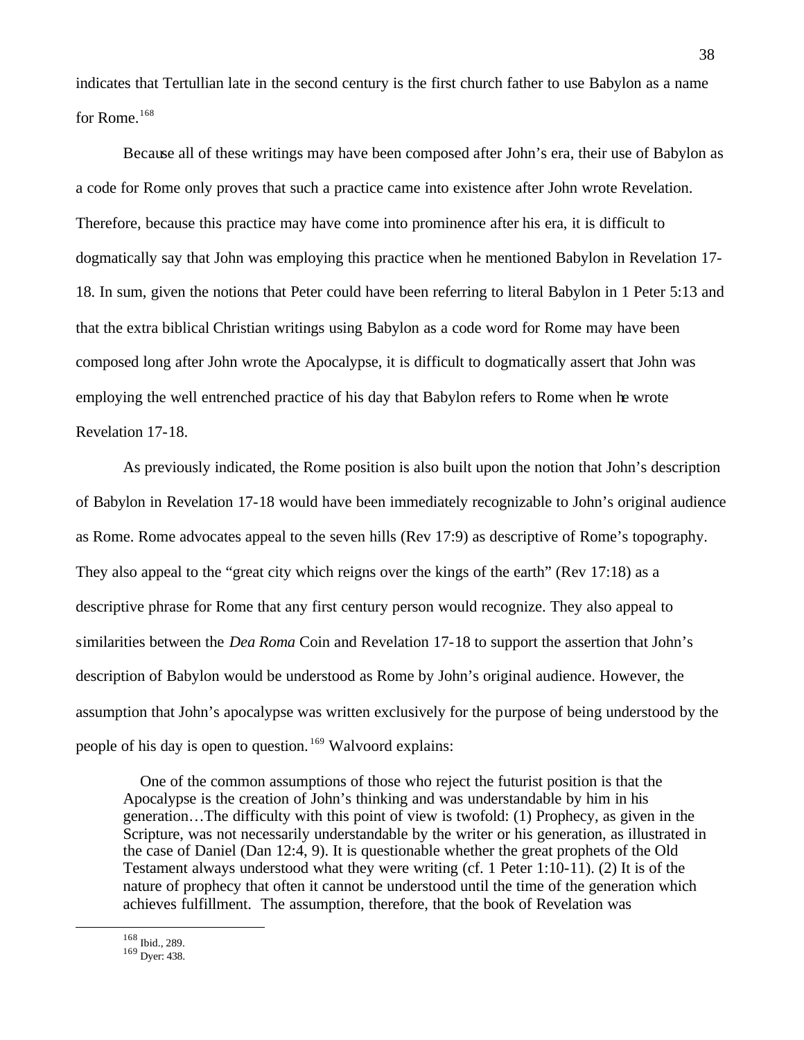indicates that Tertullian late in the second century is the first church father to use Babylon as a name for Rome.[168]

Because all of these writings may have been composed after John's era, their use of Babylon as a code for Rome only proves that such a practice came into existence after John wrote Revelation. Therefore, because this practice may have come into prominence after his era, it is difficult to dogmatically say that John was employing this practice when he mentioned Babylon in Revelation 17-18. In sum, given the notions that Peter could have been referring to literal Babylon in 1 Peter 5:13 and that the extra biblical Christian writings using Babylon as a code word for Rome may have been composed long after John wrote the Apocalypse, it is difficult to dogmatically assert that John was employing the well entrenched practice of his day that Babylon refers to Rome when he wrote Revelation 17-18.

As previously indicated, the Rome position is also built upon the notion that John's description of Babylon in Revelation 17-18 would have been immediately recognizable to John's original audience as Rome. Rome advocates appeal to the seven hills (Rev 17:9) as descriptive of Rome's topography. They also appeal to the "great city which reigns over the kings of the earth" (Rev 17:18) as a descriptive phrase for Rome that any first century person would recognize. They also appeal to similarities between the *Dea Roma* Coin and Revelation 17-18 to support the assertion that John's description of Babylon would be understood as Rome by John's original audience. However, the assumption that John's apocalypse was written exclusively for the purpose of being understood by the people of his day is open to question.[169] Walvoord explains:

> One of the common assumptions of those who reject the futurist position is that the Apocalypse is the creation of John's thinking and was understandable by him in his generation…The difficulty with this point of view is twofold: (1) Prophecy, as given in the Scripture, was not necessarily understandable by the writer or his generation, as illustrated in the case of Daniel (Dan 12:4, 9). It is questionable whether the great prophets of the Old Testament always understood what they were writing (cf. 1 Peter 1:10-11). (2) It is of the nature of prophecy that often it cannot be understood until the time of the generation which achieves fulfillment. The assumption, therefore, that the book of Revelation was

---

[168] Ibid., 289.

[169] Dyer: 438.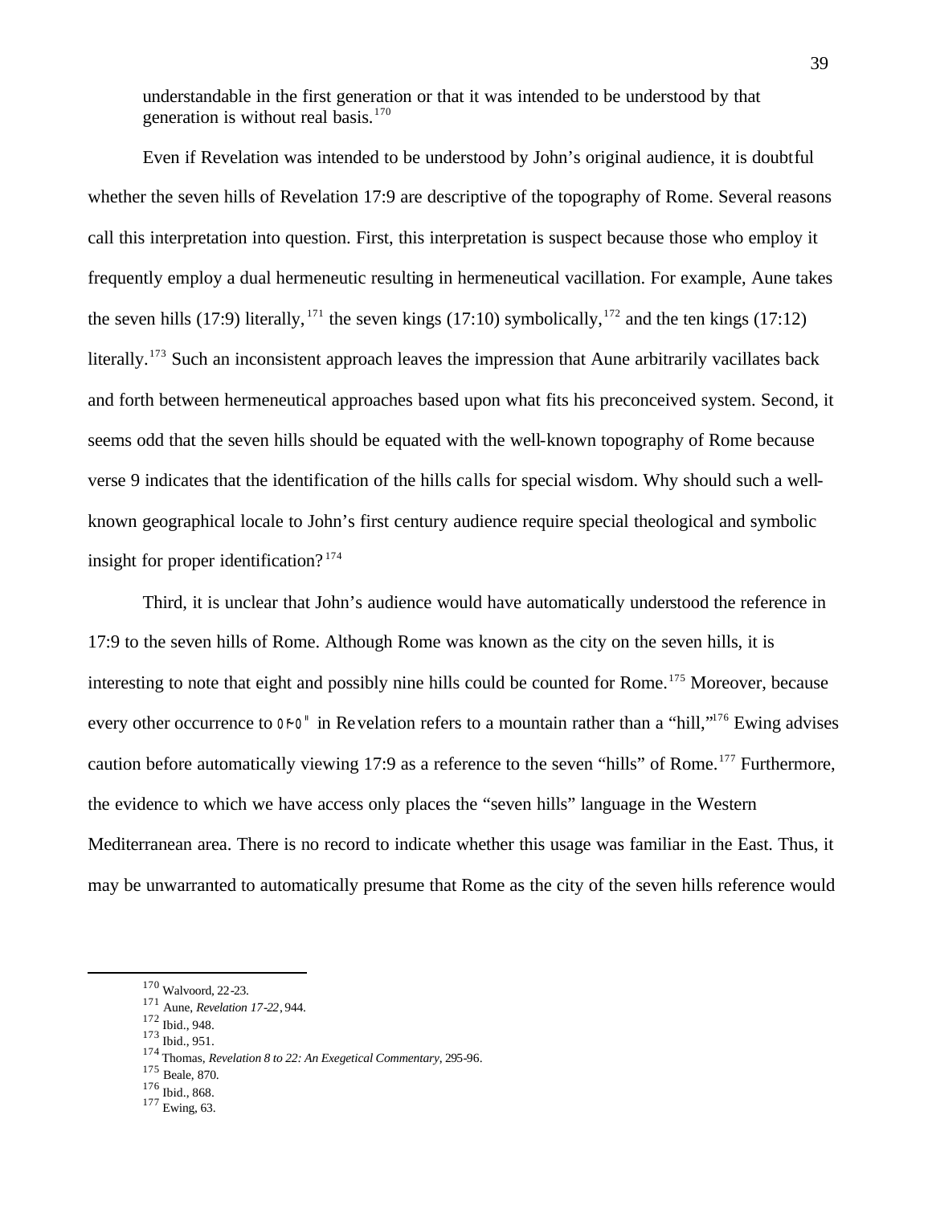understandable in the first generation or that it was intended to be understood by that generation is without real basis.[170]

Even if Revelation was intended to be understood by John's original audience, it is doubtful whether the seven hills of Revelation 17:9 are descriptive of the topography of Rome. Several reasons call this interpretation into question. First, this interpretation is suspect because those who employ it frequently employ a dual hermeneutic resulting in hermeneutical vacillation. For example, Aune takes the seven hills (17:9) literally,[171] the seven kings (17:10) symbolically,[172] and the ten kings (17:12) literally.[173] Such an inconsistent approach leaves the impression that Aune arbitrarily vacillates back and forth between hermeneutical approaches based upon what fits his preconceived system. Second, it seems odd that the seven hills should be equated with the well-known topography of Rome because verse 9 indicates that the identification of the hills calls for special wisdom. Why should such a well-known geographical locale to John's first century audience require special theological and symbolic insight for proper identification?[174]

Third, it is unclear that John's audience would have automatically understood the reference in 17:9 to the seven hills of Rome. Although Rome was known as the city on the seven hills, it is interesting to note that eight and possibly nine hills could be counted for Rome.[175] Moreover, because every other occurrence to ὄρος in Revelation refers to a mountain rather than a "hill,"[176] Ewing advises caution before automatically viewing 17:9 as a reference to the seven "hills" of Rome.[177] Furthermore, the evidence to which we have access only places the "seven hills" language in the Western Mediterranean area. There is no record to indicate whether this usage was familiar in the East. Thus, it may be unwarranted to automatically presume that Rome as the city of the seven hills reference would

---

[170] Walvoord, 22-23.

[171] Aune, *Revelation 17-22*, 944.

[172] Ibid., 948.

[173] Ibid., 951.

[174] Thomas, *Revelation 8 to 22: An Exegetical Commentary*, 295-96.

[175] Beale, 870.

[176] Ibid., 868.

[177] Ewing, 63.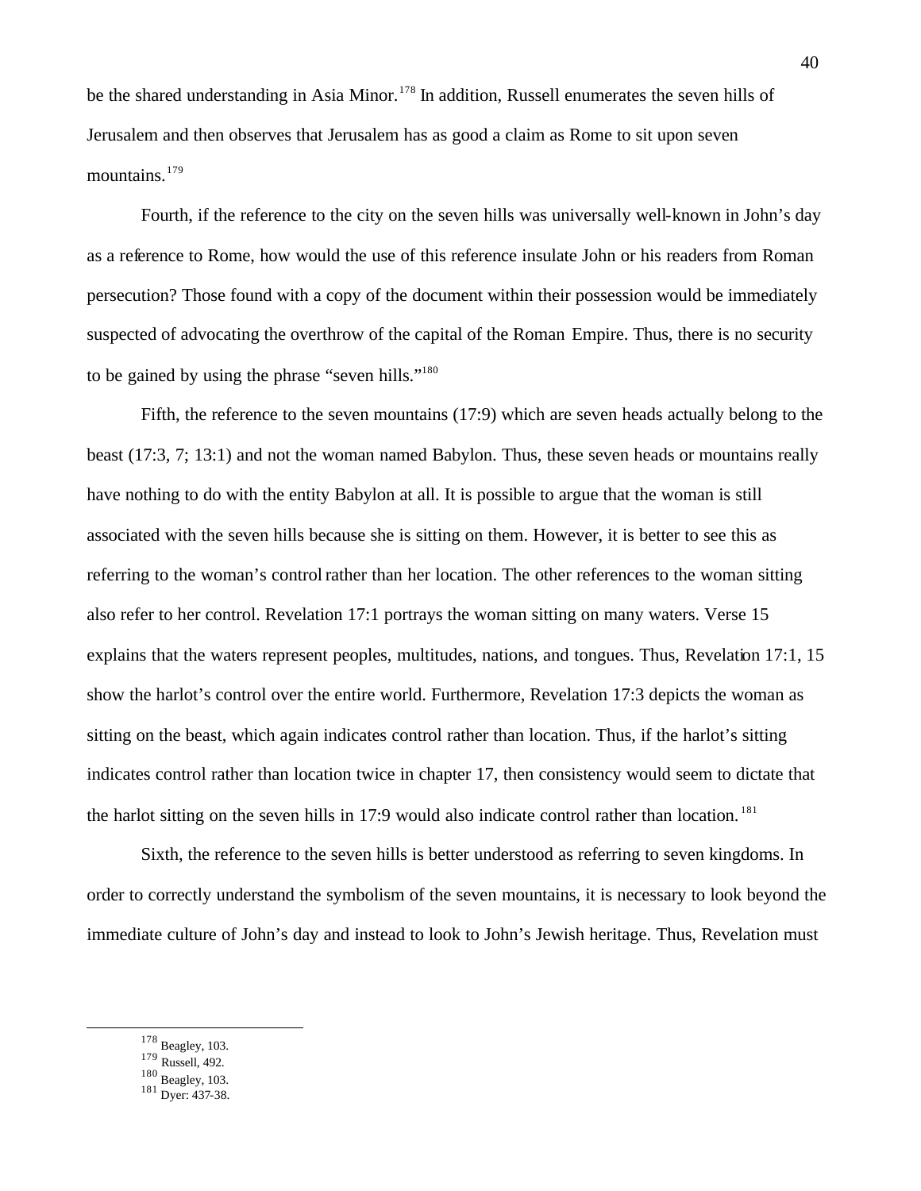be the shared understanding in Asia Minor.[178] In addition, Russell enumerates the seven hills of Jerusalem and then observes that Jerusalem has as good a claim as Rome to sit upon seven mountains.[179]

Fourth, if the reference to the city on the seven hills was universally well-known in John's day as a reference to Rome, how would the use of this reference insulate John or his readers from Roman persecution? Those found with a copy of the document within their possession would be immediately suspected of advocating the overthrow of the capital of the Roman Empire. Thus, there is no security to be gained by using the phrase "seven hills."[180]

Fifth, the reference to the seven mountains (17:9) which are seven heads actually belong to the beast (17:3, 7; 13:1) and not the woman named Babylon. Thus, these seven heads or mountains really have nothing to do with the entity Babylon at all. It is possible to argue that the woman is still associated with the seven hills because she is sitting on them. However, it is better to see this as referring to the woman's control rather than her location. The other references to the woman sitting also refer to her control. Revelation 17:1 portrays the woman sitting on many waters. Verse 15 explains that the waters represent peoples, multitudes, nations, and tongues. Thus, Revelation 17:1, 15 show the harlot's control over the entire world. Furthermore, Revelation 17:3 depicts the woman as sitting on the beast, which again indicates control rather than location. Thus, if the harlot's sitting indicates control rather than location twice in chapter 17, then consistency would seem to dictate that the harlot sitting on the seven hills in 17:9 would also indicate control rather than location.[181]

Sixth, the reference to the seven hills is better understood as referring to seven kingdoms. In order to correctly understand the symbolism of the seven mountains, it is necessary to look beyond the immediate culture of John's day and instead to look to John's Jewish heritage. Thus, Revelation must

---

[178] Beagley, 103.
[179] Russell, 492.
[180] Beagley, 103.
[181] Dyer: 437-38.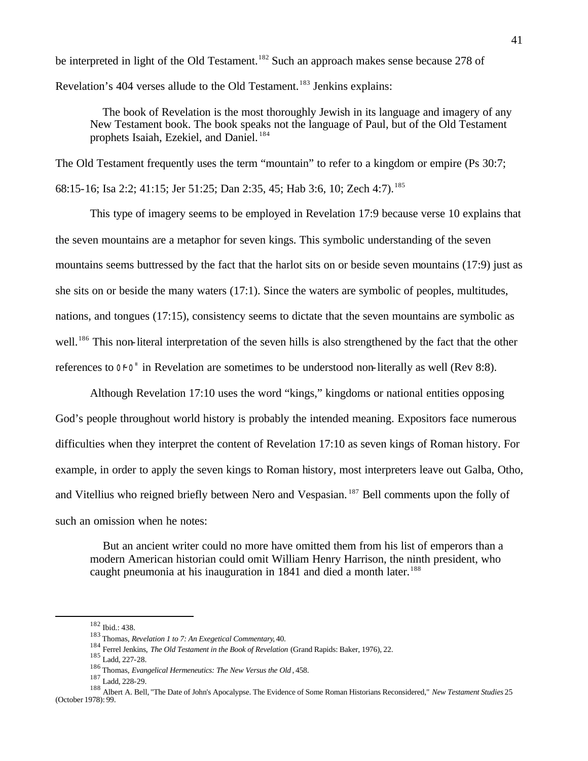be interpreted in light of the Old Testament.[182] Such an approach makes sense because 278 of Revelation's 404 verses allude to the Old Testament.[183] Jenkins explains:

> The book of Revelation is the most thoroughly Jewish in its language and imagery of any New Testament book. The book speaks not the language of Paul, but of the Old Testament prophets Isaiah, Ezekiel, and Daniel.[184]

The Old Testament frequently uses the term "mountain" to refer to a kingdom or empire (Ps 30:7; 68:15-16; Isa 2:2; 41:15; Jer 51:25; Dan 2:35, 45; Hab 3:6, 10; Zech 4:7).[185]

This type of imagery seems to be employed in Revelation 17:9 because verse 10 explains that the seven mountains are a metaphor for seven kings. This symbolic understanding of the seven mountains seems buttressed by the fact that the harlot sits on or beside seven mountains (17:9) just as she sits on or beside the many waters (17:1). Since the waters are symbolic of peoples, multitudes, nations, and tongues (17:15), consistency seems to dictate that the seven mountains are symbolic as well.[186] This non-literal interpretation of the seven hills is also strengthened by the fact that the other references to ὄρος in Revelation are sometimes to be understood non-literally as well (Rev 8:8).

Although Revelation 17:10 uses the word "kings," kingdoms or national entities opposing God's people throughout world history is probably the intended meaning. Expositors face numerous difficulties when they interpret the content of Revelation 17:10 as seven kings of Roman history. For example, in order to apply the seven kings to Roman history, most interpreters leave out Galba, Otho, and Vitellius who reigned briefly between Nero and Vespasian.[187] Bell comments upon the folly of such an omission when he notes:

> But an ancient writer could no more have omitted them from his list of emperors than a modern American historian could omit William Henry Harrison, the ninth president, who caught pneumonia at his inauguration in 1841 and died a month later.[188]

---

[182] Ibid.: 438.

[183] Thomas, *Revelation 1 to 7: An Exegetical Commentary*, 40.

[184] Ferrel Jenkins, *The Old Testament in the Book of Revelation* (Grand Rapids: Baker, 1976), 22.

[185] Ladd, 227-28.

[186] Thomas, *Evangelical Hermeneutics: The New Versus the Old*, 458.

[187] Ladd, 228-29.

[188] Albert A. Bell, "The Date of John's Apocalypse. The Evidence of Some Roman Historians Reconsidered," *New Testament Studies* 25 (October 1978): 99.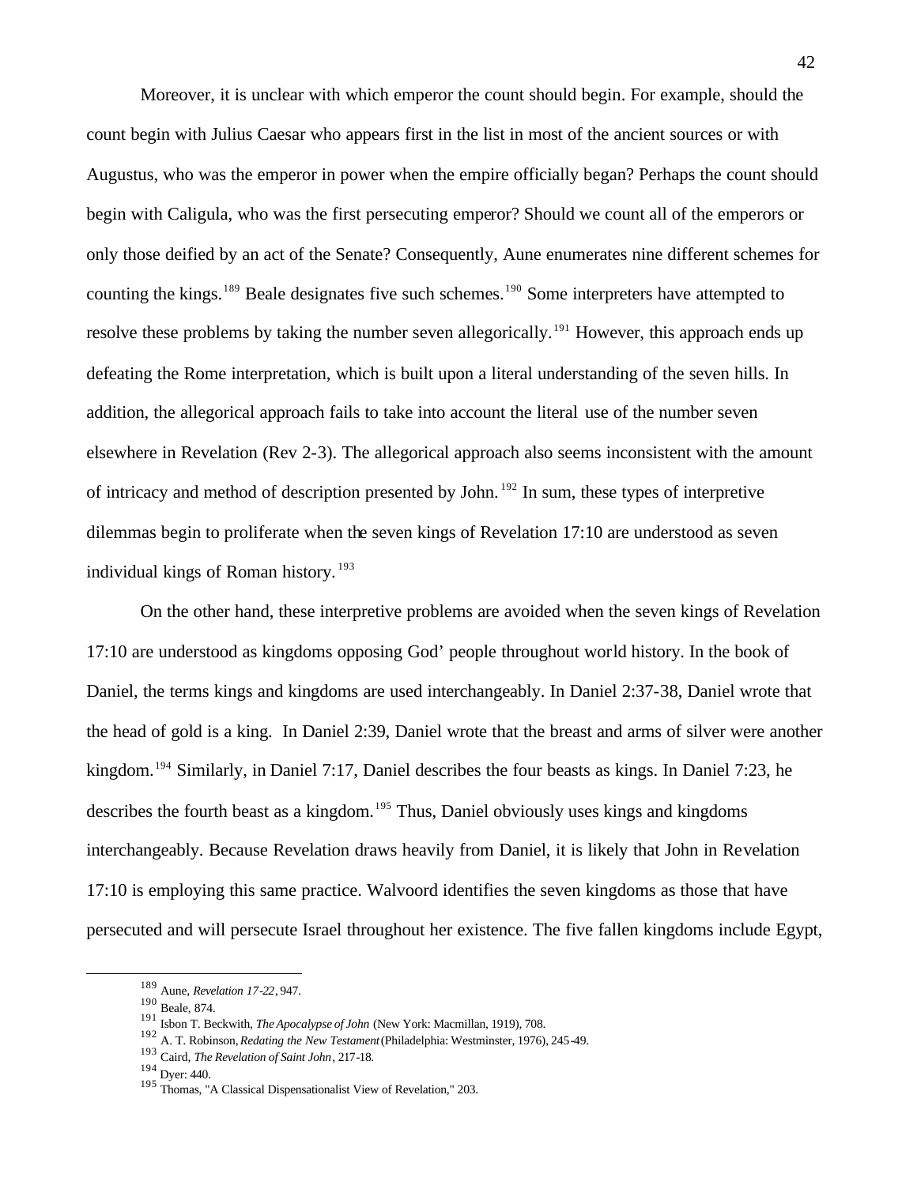Moreover, it is unclear with which emperor the count should begin. For example, should the count begin with Julius Caesar who appears first in the list in most of the ancient sources or with Augustus, who was the emperor in power when the empire officially began? Perhaps the count should begin with Caligula, who was the first persecuting emperor? Should we count all of the emperors or only those deified by an act of the Senate? Consequently, Aune enumerates nine different schemes for counting the kings.[189] Beale designates five such schemes.[190] Some interpreters have attempted to resolve these problems by taking the number seven allegorically.[191] However, this approach ends up defeating the Rome interpretation, which is built upon a literal understanding of the seven hills. In addition, the allegorical approach fails to take into account the literal use of the number seven elsewhere in Revelation (Rev 2-3). The allegorical approach also seems inconsistent with the amount of intricacy and method of description presented by John.[192] In sum, these types of interpretive dilemmas begin to proliferate when the seven kings of Revelation 17:10 are understood as seven individual kings of Roman history.[193]

On the other hand, these interpretive problems are avoided when the seven kings of Revelation 17:10 are understood as kingdoms opposing God' people throughout world history. In the book of Daniel, the terms kings and kingdoms are used interchangeably. In Daniel 2:37-38, Daniel wrote that the head of gold is a king. In Daniel 2:39, Daniel wrote that the breast and arms of silver were another kingdom.[194] Similarly, in Daniel 7:17, Daniel describes the four beasts as kings. In Daniel 7:23, he describes the fourth beast as a kingdom.[195] Thus, Daniel obviously uses kings and kingdoms interchangeably. Because Revelation draws heavily from Daniel, it is likely that John in Revelation 17:10 is employing this same practice. Walvoord identifies the seven kingdoms as those that have persecuted and will persecute Israel throughout her existence. The five fallen kingdoms include Egypt,

---

[189] Aune, *Revelation 17-22*, 947.

[190] Beale, 874.

[191] Isbon T. Beckwith, *The Apocalypse of John* (New York: Macmillan, 1919), 708.

[192] A. T. Robinson, *Redating the New Testament* (Philadelphia: Westminster, 1976), 245-49.

[193] Caird, *The Revelation of Saint John*, 217-18.

[194] Dyer: 440.

[195] Thomas, "A Classical Dispensationalist View of Revelation," 203.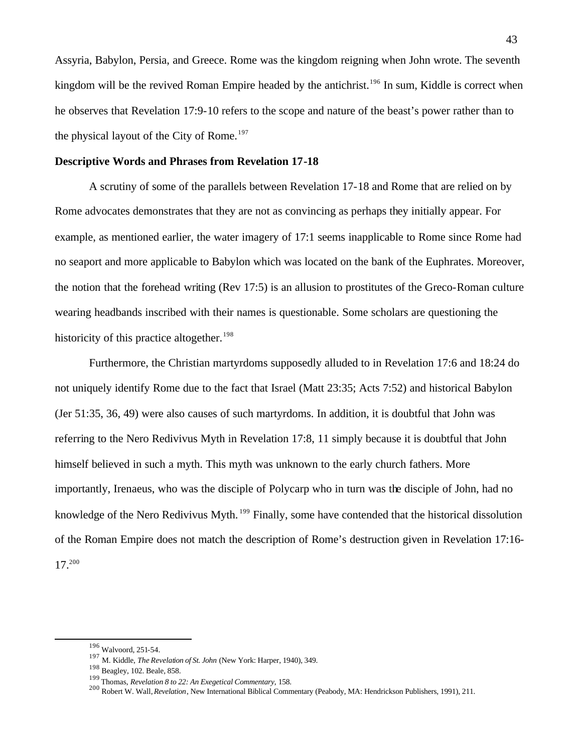Assyria, Babylon, Persia, and Greece. Rome was the kingdom reigning when John wrote. The seventh kingdom will be the revived Roman Empire headed by the antichrist.[196] In sum, Kiddle is correct when he observes that Revelation 17:9-10 refers to the scope and nature of the beast's power rather than to the physical layout of the City of Rome.[197]

**Descriptive Words and Phrases from Revelation 17-18**

A scrutiny of some of the parallels between Revelation 17-18 and Rome that are relied on by Rome advocates demonstrates that they are not as convincing as perhaps they initially appear. For example, as mentioned earlier, the water imagery of 17:1 seems inapplicable to Rome since Rome had no seaport and more applicable to Babylon which was located on the bank of the Euphrates. Moreover, the notion that the forehead writing (Rev 17:5) is an allusion to prostitutes of the Greco-Roman culture wearing headbands inscribed with their names is questionable. Some scholars are questioning the historicity of this practice altogether.[198]

Furthermore, the Christian martyrdoms supposedly alluded to in Revelation 17:6 and 18:24 do not uniquely identify Rome due to the fact that Israel (Matt 23:35; Acts 7:52) and historical Babylon (Jer 51:35, 36, 49) were also causes of such martyrdoms. In addition, it is doubtful that John was referring to the Nero Redivivus Myth in Revelation 17:8, 11 simply because it is doubtful that John himself believed in such a myth. This myth was unknown to the early church fathers. More importantly, Irenaeus, who was the disciple of Polycarp who in turn was the disciple of John, had no knowledge of the Nero Redivivus Myth.[199] Finally, some have contended that the historical dissolution of the Roman Empire does not match the description of Rome's destruction given in Revelation 17:16-17.[200]

---

[196] Walvoord, 251-54.

[197] M. Kiddle, *The Revelation of St. John* (New York: Harper, 1940), 349.

[198] Beagley, 102. Beale, 858.

[199] Thomas, *Revelation 8 to 22: An Exegetical Commentary*, 158.

[200] Robert W. Wall, *Revelation*, New International Biblical Commentary (Peabody, MA: Hendrickson Publishers, 1991), 211.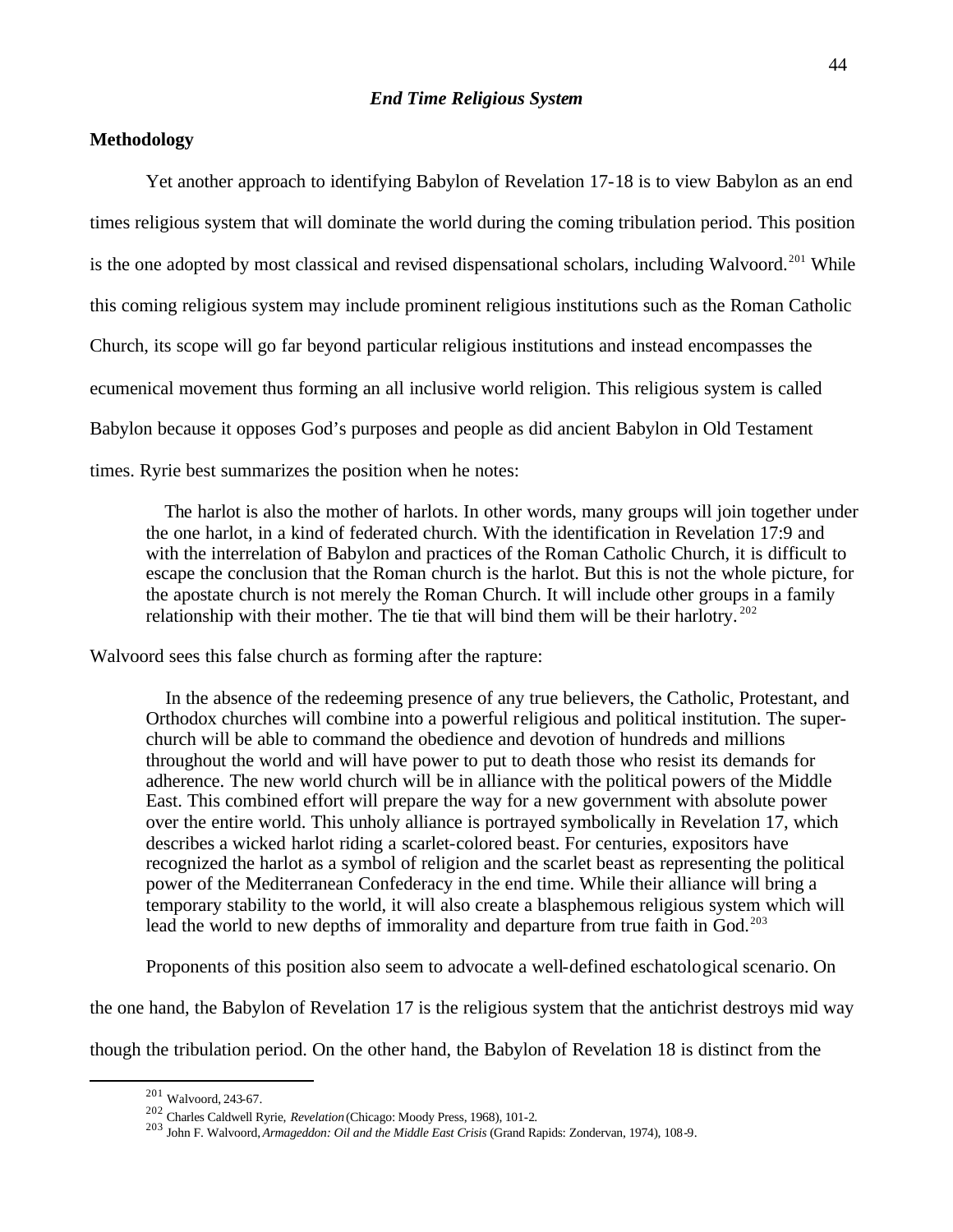### *End Time Religious System*

**Methodology**

Yet another approach to identifying Babylon of Revelation 17-18 is to view Babylon as an end times religious system that will dominate the world during the coming tribulation period. This position is the one adopted by most classical and revised dispensational scholars, including Walvoord.[201] While this coming religious system may include prominent religious institutions such as the Roman Catholic Church, its scope will go far beyond particular religious institutions and instead encompasses the ecumenical movement thus forming an all inclusive world religion. This religious system is called Babylon because it opposes God's purposes and people as did ancient Babylon in Old Testament times. Ryrie best summarizes the position when he notes:

> The harlot is also the mother of harlots. In other words, many groups will join together under the one harlot, in a kind of federated church. With the identification in Revelation 17:9 and with the interrelation of Babylon and practices of the Roman Catholic Church, it is difficult to escape the conclusion that the Roman church is the harlot. But this is not the whole picture, for the apostate church is not merely the Roman Church. It will include other groups in a family relationship with their mother. The tie that will bind them will be their harlotry.[202]

Walvoord sees this false church as forming after the rapture:

> In the absence of the redeeming presence of any true believers, the Catholic, Protestant, and Orthodox churches will combine into a powerful religious and political institution. The super-church will be able to command the obedience and devotion of hundreds and millions throughout the world and will have power to put to death those who resist its demands for adherence. The new world church will be in alliance with the political powers of the Middle East. This combined effort will prepare the way for a new government with absolute power over the entire world. This unholy alliance is portrayed symbolically in Revelation 17, which describes a wicked harlot riding a scarlet-colored beast. For centuries, expositors have recognized the harlot as a symbol of religion and the scarlet beast as representing the political power of the Mediterranean Confederacy in the end time. While their alliance will bring a temporary stability to the world, it will also create a blasphemous religious system which will lead the world to new depths of immorality and departure from true faith in God.[203]

Proponents of this position also seem to advocate a well-defined eschatological scenario. On the one hand, the Babylon of Revelation 17 is the religious system that the antichrist destroys mid way though the tribulation period. On the other hand, the Babylon of Revelation 18 is distinct from the

---

[201] Walvoord, 243-67.

[202] Charles Caldwell Ryrie, *Revelation* (Chicago: Moody Press, 1968), 101-2.

[203] John F. Walvoord, *Armageddon: Oil and the Middle East Crisis* (Grand Rapids: Zondervan, 1974), 108-9.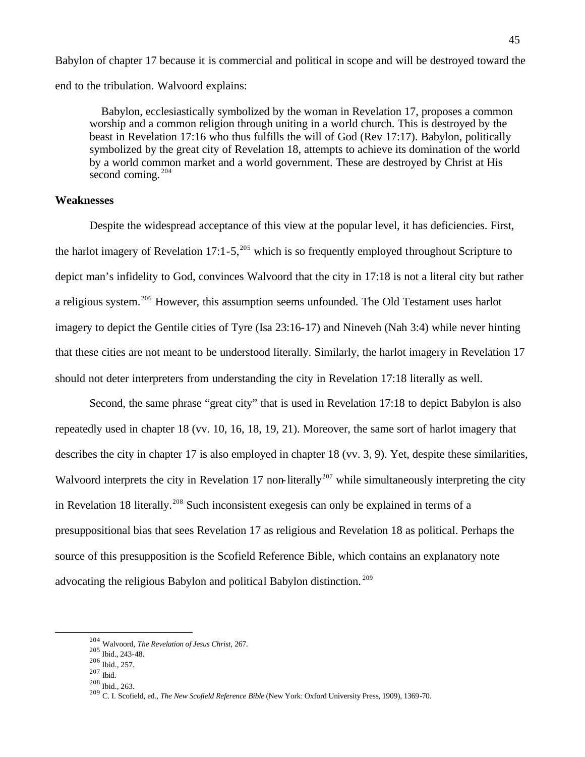Babylon of chapter 17 because it is commercial and political in scope and will be destroyed toward the end to the tribulation. Walvoord explains:

> Babylon, ecclesiastically symbolized by the woman in Revelation 17, proposes a common worship and a common religion through uniting in a world church. This is destroyed by the beast in Revelation 17:16 who thus fulfills the will of God (Rev 17:17). Babylon, politically symbolized by the great city of Revelation 18, attempts to achieve its domination of the world by a world common market and a world government. These are destroyed by Christ at His second coming.[204]

**Weaknesses**

Despite the widespread acceptance of this view at the popular level, it has deficiencies. First, the harlot imagery of Revelation 17:1-5,[205] which is so frequently employed throughout Scripture to depict man's infidelity to God, convinces Walvoord that the city in 17:18 is not a literal city but rather a religious system.[206] However, this assumption seems unfounded. The Old Testament uses harlot imagery to depict the Gentile cities of Tyre (Isa 23:16-17) and Nineveh (Nah 3:4) while never hinting that these cities are not meant to be understood literally. Similarly, the harlot imagery in Revelation 17 should not deter interpreters from understanding the city in Revelation 17:18 literally as well.

Second, the same phrase "great city" that is used in Revelation 17:18 to depict Babylon is also repeatedly used in chapter 18 (vv. 10, 16, 18, 19, 21). Moreover, the same sort of harlot imagery that describes the city in chapter 17 is also employed in chapter 18 (vv. 3, 9). Yet, despite these similarities, Walvoord interprets the city in Revelation 17 non-literally[207] while simultaneously interpreting the city in Revelation 18 literally.[208] Such inconsistent exegesis can only be explained in terms of a presuppositional bias that sees Revelation 17 as religious and Revelation 18 as political. Perhaps the source of this presupposition is the Scofield Reference Bible, which contains an explanatory note advocating the religious Babylon and political Babylon distinction.[209]

---

[204] Walvoord, *The Revelation of Jesus Christ*, 267.
[205] Ibid., 243-48.
[206] Ibid., 257.
[207] Ibid.
[208] Ibid., 263.
[209] C. I. Scofield, ed., *The New Scofield Reference Bible* (New York: Oxford University Press, 1909), 1369-70.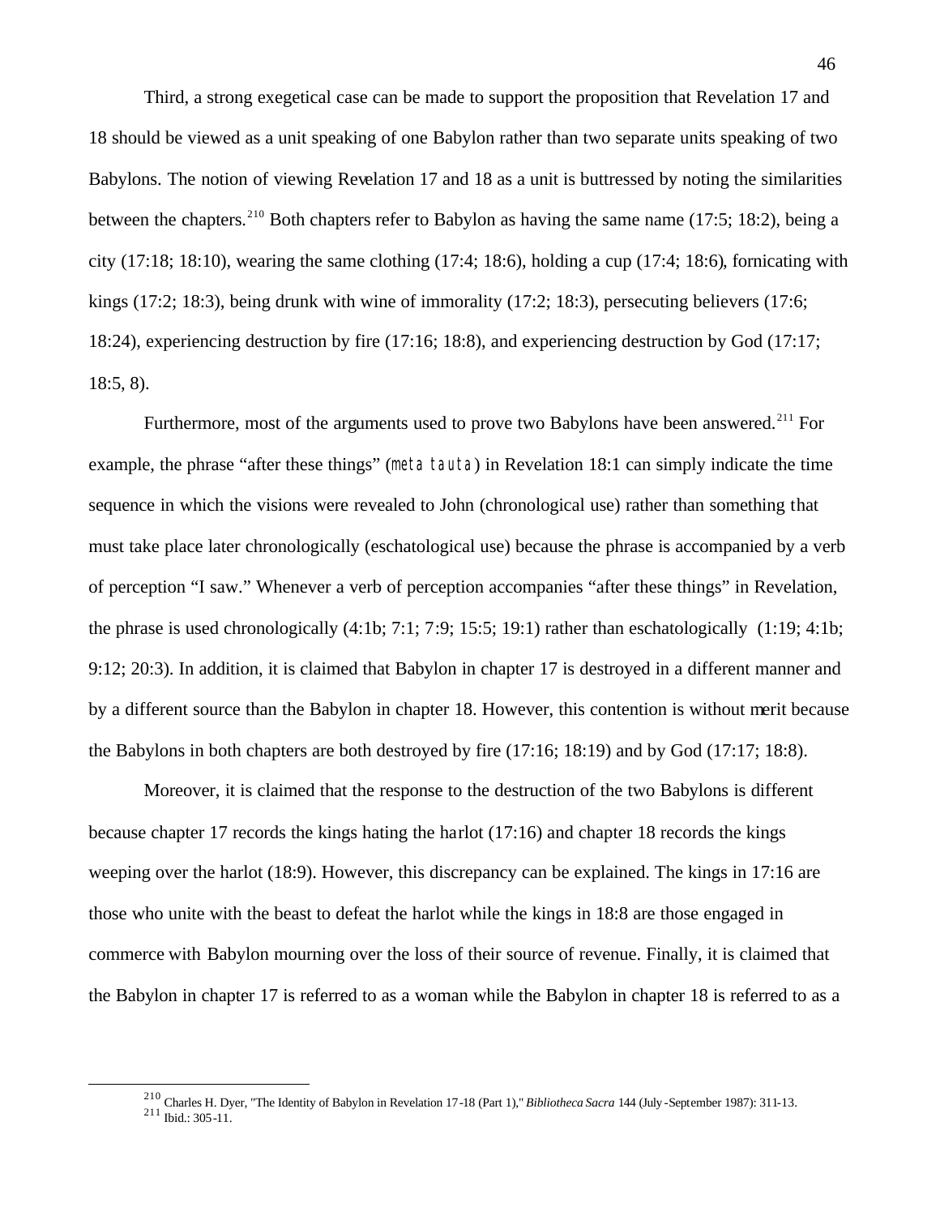Third, a strong exegetical case can be made to support the proposition that Revelation 17 and 18 should be viewed as a unit speaking of one Babylon rather than two separate units speaking of two Babylons. The notion of viewing Revelation 17 and 18 as a unit is buttressed by noting the similarities between the chapters.[210] Both chapters refer to Babylon as having the same name (17:5; 18:2), being a city (17:18; 18:10), wearing the same clothing (17:4; 18:6), holding a cup (17:4; 18:6), fornicating with kings (17:2; 18:3), being drunk with wine of immorality (17:2; 18:3), persecuting believers (17:6; 18:24), experiencing destruction by fire (17:16; 18:8), and experiencing destruction by God (17:17; 18:5, 8).

Furthermore, most of the arguments used to prove two Babylons have been answered.[211] For example, the phrase "after these things" (*meta tauta*) in Revelation 18:1 can simply indicate the time sequence in which the visions were revealed to John (chronological use) rather than something that must take place later chronologically (eschatological use) because the phrase is accompanied by a verb of perception "I saw." Whenever a verb of perception accompanies "after these things" in Revelation, the phrase is used chronologically (4:1b; 7:1; 7:9; 15:5; 19:1) rather than eschatologically (1:19; 4:1b; 9:12; 20:3). In addition, it is claimed that Babylon in chapter 17 is destroyed in a different manner and by a different source than the Babylon in chapter 18. However, this contention is without merit because the Babylons in both chapters are both destroyed by fire (17:16; 18:19) and by God (17:17; 18:8).

Moreover, it is claimed that the response to the destruction of the two Babylons is different because chapter 17 records the kings hating the harlot (17:16) and chapter 18 records the kings weeping over the harlot (18:9). However, this discrepancy can be explained. The kings in 17:16 are those who unite with the beast to defeat the harlot while the kings in 18:8 are those engaged in commerce with Babylon mourning over the loss of their source of revenue. Finally, it is claimed that the Babylon in chapter 17 is referred to as a woman while the Babylon in chapter 18 is referred to as a

---

[210] Charles H. Dyer, "The Identity of Babylon in Revelation 17-18 (Part 1)," *Bibliotheca Sacra* 144 (July-September 1987): 311-13.

[211] Ibid.: 305-11.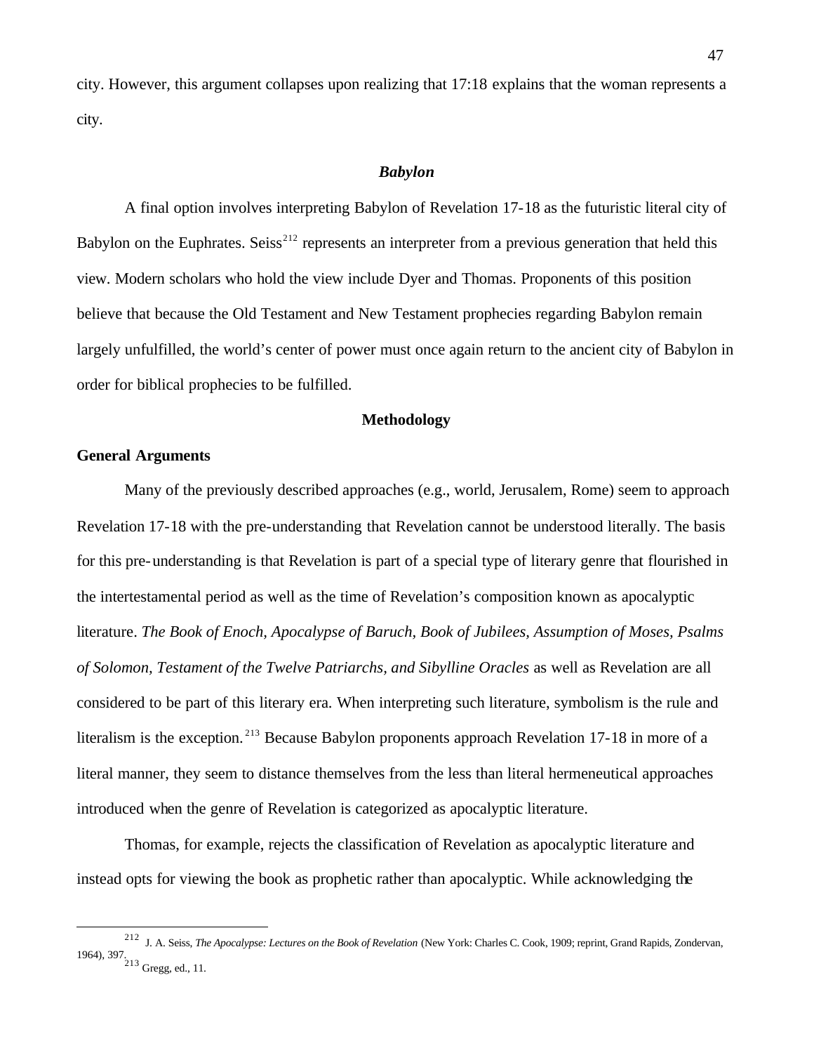city. However, this argument collapses upon realizing that 17:18 explains that the woman represents a city.

### *Babylon*

A final option involves interpreting Babylon of Revelation 17-18 as the futuristic literal city of Babylon on the Euphrates. Seiss[212] represents an interpreter from a previous generation that held this view. Modern scholars who hold the view include Dyer and Thomas. Proponents of this position believe that because the Old Testament and New Testament prophecies regarding Babylon remain largely unfulfilled, the world's center of power must once again return to the ancient city of Babylon in order for biblical prophecies to be fulfilled.

## Methodology

### General Arguments

Many of the previously described approaches (e.g., world, Jerusalem, Rome) seem to approach Revelation 17-18 with the pre-understanding that Revelation cannot be understood literally. The basis for this pre-understanding is that Revelation is part of a special type of literary genre that flourished in the intertestamental period as well as the time of Revelation's composition known as apocalyptic literature. *The Book of Enoch, Apocalypse of Baruch, Book of Jubilees, Assumption of Moses, Psalms of Solomon, Testament of the Twelve Patriarchs, and Sibylline Oracles* as well as Revelation are all considered to be part of this literary era. When interpreting such literature, symbolism is the rule and literalism is the exception.[213] Because Babylon proponents approach Revelation 17-18 in more of a literal manner, they seem to distance themselves from the less than literal hermeneutical approaches introduced when the genre of Revelation is categorized as apocalyptic literature.

Thomas, for example, rejects the classification of Revelation as apocalyptic literature and instead opts for viewing the book as prophetic rather than apocalyptic. While acknowledging the

---

[212] J. A. Seiss, *The Apocalypse: Lectures on the Book of Revelation* (New York: Charles C. Cook, 1909; reprint, Grand Rapids, Zondervan, 1964), 397.

[213] Gregg, ed., 11.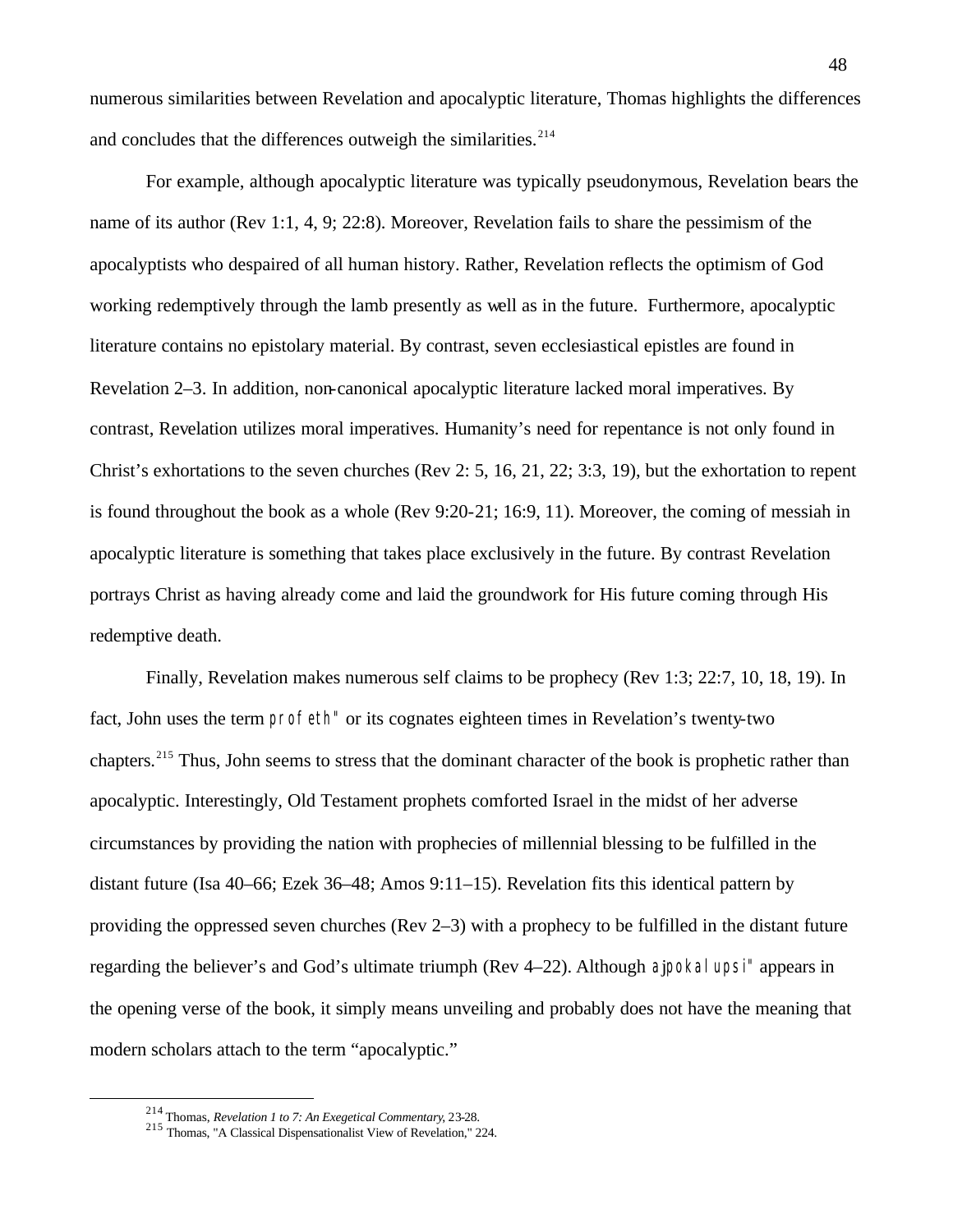numerous similarities between Revelation and apocalyptic literature, Thomas highlights the differences and concludes that the differences outweigh the similarities.[214]

For example, although apocalyptic literature was typically pseudonymous, Revelation bears the name of its author (Rev 1:1, 4, 9; 22:8). Moreover, Revelation fails to share the pessimism of the apocalyptists who despaired of all human history. Rather, Revelation reflects the optimism of God working redemptively through the lamb presently as well as in the future. Furthermore, apocalyptic literature contains no epistolary material. By contrast, seven ecclesiastical epistles are found in Revelation 2–3. In addition, non-canonical apocalyptic literature lacked moral imperatives. By contrast, Revelation utilizes moral imperatives. Humanity's need for repentance is not only found in Christ's exhortations to the seven churches (Rev 2: 5, 16, 21, 22; 3:3, 19), but the exhortation to repent is found throughout the book as a whole (Rev 9:20-21; 16:9, 11). Moreover, the coming of messiah in apocalyptic literature is something that takes place exclusively in the future. By contrast Revelation portrays Christ as having already come and laid the groundwork for His future coming through His redemptive death.

Finally, Revelation makes numerous self claims to be prophecy (Rev 1:3; 22:7, 10, 18, 19). In fact, John uses the term profeth" or its cognates eighteen times in Revelation's twenty-two chapters.[215] Thus, John seems to stress that the dominant character of the book is prophetic rather than apocalyptic. Interestingly, Old Testament prophets comforted Israel in the midst of her adverse circumstances by providing the nation with prophecies of millennial blessing to be fulfilled in the distant future (Isa 40–66; Ezek 36–48; Amos 9:11–15). Revelation fits this identical pattern by providing the oppressed seven churches (Rev 2–3) with a prophecy to be fulfilled in the distant future regarding the believer's and God's ultimate triumph (Rev 4–22). Although ajpokalupsi" appears in the opening verse of the book, it simply means unveiling and probably does not have the meaning that modern scholars attach to the term "apocalyptic."

---

[214] Thomas, *Revelation 1 to 7: An Exegetical Commentary*, 23-28.

[215] Thomas, "A Classical Dispensationalist View of Revelation," 224.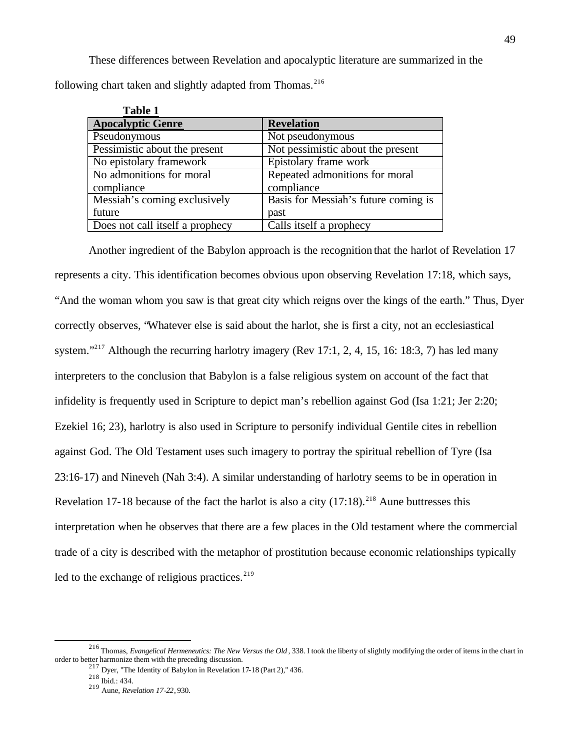These differences between Revelation and apocalyptic literature are summarized in the following chart taken and slightly adapted from Thomas.[216]

**Table 1**

| Apocalyptic Genre | Revelation |
|---|---|
| Pseudonymous | Not pseudonymous |
| Pessimistic about the present | Not pessimistic about the present |
| No epistolary framework | Epistolary frame work |
| No admonitions for moral compliance | Repeated admonitions for moral compliance |
| Messiah's coming exclusively future | Basis for Messiah's future coming is past |
| Does not call itself a prophecy | Calls itself a prophecy |

Another ingredient of the Babylon approach is the recognition that the harlot of Revelation 17 represents a city. This identification becomes obvious upon observing Revelation 17:18, which says, "And the woman whom you saw is that great city which reigns over the kings of the earth." Thus, Dyer correctly observes, "Whatever else is said about the harlot, she is first a city, not an ecclesiastical system."[217] Although the recurring harlotry imagery (Rev 17:1, 2, 4, 15, 16: 18:3, 7) has led many interpreters to the conclusion that Babylon is a false religious system on account of the fact that infidelity is frequently used in Scripture to depict man's rebellion against God (Isa 1:21; Jer 2:20; Ezekiel 16; 23), harlotry is also used in Scripture to personify individual Gentile cites in rebellion against God. The Old Testament uses such imagery to portray the spiritual rebellion of Tyre (Isa 23:16-17) and Nineveh (Nah 3:4). A similar understanding of harlotry seems to be in operation in Revelation 17-18 because of the fact the harlot is also a city (17:18).[218] Aune buttresses this interpretation when he observes that there are a few places in the Old testament where the commercial trade of a city is described with the metaphor of prostitution because economic relationships typically led to the exchange of religious practices.[219]

---

[216] Thomas, *Evangelical Hermeneutics: The New Versus the Old*, 338. I took the liberty of slightly modifying the order of items in the chart in order to better harmonize them with the preceding discussion.

[217] Dyer, "The Identity of Babylon in Revelation 17-18 (Part 2)," 436.

[218] Ibid.: 434.

[219] Aune, *Revelation 17-22*, 930.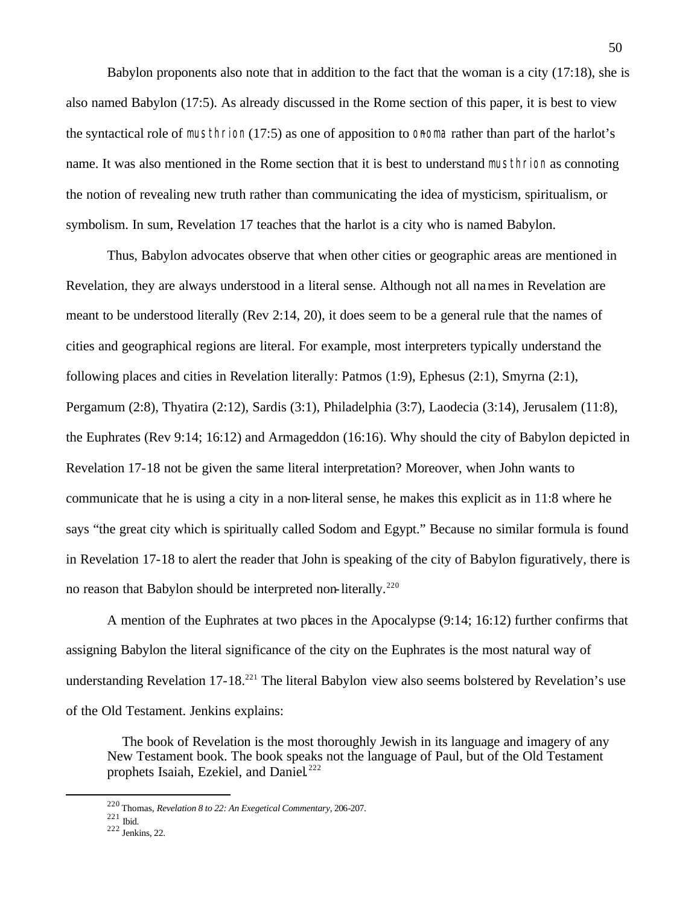Babylon proponents also note that in addition to the fact that the woman is a city (17:18), she is also named Babylon (17:5). As already discussed in the Rome section of this paper, it is best to view the syntactical role of musthrion (17:5) as one of apposition to o]noma rather than part of the harlot's name. It was also mentioned in the Rome section that it is best to understand musthrion as connoting the notion of revealing new truth rather than communicating the idea of mysticism, spiritualism, or symbolism. In sum, Revelation 17 teaches that the harlot is a city who is named Babylon.

Thus, Babylon advocates observe that when other cities or geographic areas are mentioned in Revelation, they are always understood in a literal sense. Although not all names in Revelation are meant to be understood literally (Rev 2:14, 20), it does seem to be a general rule that the names of cities and geographical regions are literal. For example, most interpreters typically understand the following places and cities in Revelation literally: Patmos (1:9), Ephesus (2:1), Smyrna (2:1), Pergamum (2:8), Thyatira (2:12), Sardis (3:1), Philadelphia (3:7), Laodecia (3:14), Jerusalem (11:8), the Euphrates (Rev 9:14; 16:12) and Armageddon (16:16). Why should the city of Babylon depicted in Revelation 17-18 not be given the same literal interpretation? Moreover, when John wants to communicate that he is using a city in a non-literal sense, he makes this explicit as in 11:8 where he says "the great city which is spiritually called Sodom and Egypt." Because no similar formula is found in Revelation 17-18 to alert the reader that John is speaking of the city of Babylon figuratively, there is no reason that Babylon should be interpreted non-literally.[220]

A mention of the Euphrates at two places in the Apocalypse (9:14; 16:12) further confirms that assigning Babylon the literal significance of the city on the Euphrates is the most natural way of understanding Revelation 17-18.[221] The literal Babylon view also seems bolstered by Revelation's use of the Old Testament. Jenkins explains:

> The book of Revelation is the most thoroughly Jewish in its language and imagery of any New Testament book. The book speaks not the language of Paul, but of the Old Testament prophets Isaiah, Ezekiel, and Daniel.[222]

---

[220] Thomas, *Revelation 8 to 22: An Exegetical Commentary*, 206-207.
[221] Ibid.
[222] Jenkins, 22.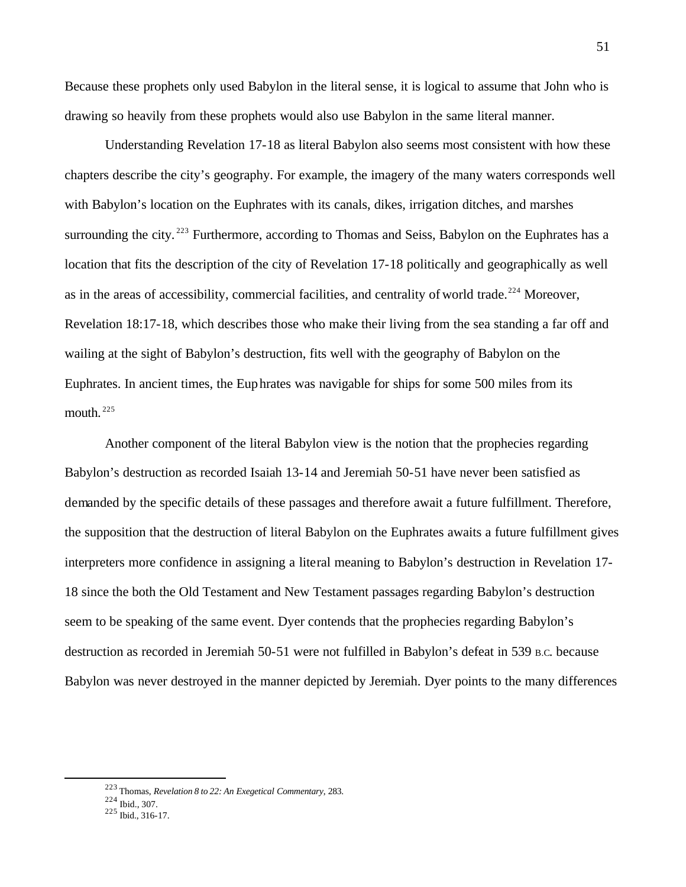Because these prophets only used Babylon in the literal sense, it is logical to assume that John who is drawing so heavily from these prophets would also use Babylon in the same literal manner.

Understanding Revelation 17-18 as literal Babylon also seems most consistent with how these chapters describe the city's geography. For example, the imagery of the many waters corresponds well with Babylon's location on the Euphrates with its canals, dikes, irrigation ditches, and marshes surrounding the city.[223] Furthermore, according to Thomas and Seiss, Babylon on the Euphrates has a location that fits the description of the city of Revelation 17-18 politically and geographically as well as in the areas of accessibility, commercial facilities, and centrality of world trade.[224] Moreover, Revelation 18:17-18, which describes those who make their living from the sea standing a far off and wailing at the sight of Babylon's destruction, fits well with the geography of Babylon on the Euphrates. In ancient times, the Euphrates was navigable for ships for some 500 miles from its mouth.[225]

Another component of the literal Babylon view is the notion that the prophecies regarding Babylon's destruction as recorded Isaiah 13-14 and Jeremiah 50-51 have never been satisfied as demanded by the specific details of these passages and therefore await a future fulfillment. Therefore, the supposition that the destruction of literal Babylon on the Euphrates awaits a future fulfillment gives interpreters more confidence in assigning a literal meaning to Babylon's destruction in Revelation 17-18 since the both the Old Testament and New Testament passages regarding Babylon's destruction seem to be speaking of the same event. Dyer contends that the prophecies regarding Babylon's destruction as recorded in Jeremiah 50-51 were not fulfilled in Babylon's defeat in 539 B.C. because Babylon was never destroyed in the manner depicted by Jeremiah. Dyer points to the many differences

---

[223] Thomas, *Revelation 8 to 22: An Exegetical Commentary*, 283.
[224] Ibid., 307.
[225] Ibid., 316-17.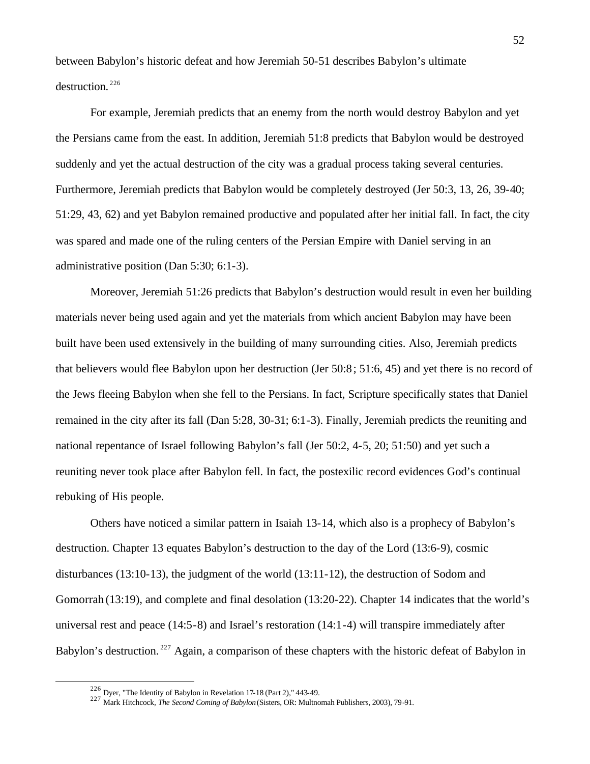between Babylon's historic defeat and how Jeremiah 50-51 describes Babylon's ultimate destruction.[226]

For example, Jeremiah predicts that an enemy from the north would destroy Babylon and yet the Persians came from the east. In addition, Jeremiah 51:8 predicts that Babylon would be destroyed suddenly and yet the actual destruction of the city was a gradual process taking several centuries. Furthermore, Jeremiah predicts that Babylon would be completely destroyed (Jer 50:3, 13, 26, 39-40; 51:29, 43, 62) and yet Babylon remained productive and populated after her initial fall. In fact, the city was spared and made one of the ruling centers of the Persian Empire with Daniel serving in an administrative position (Dan 5:30; 6:1-3).

Moreover, Jeremiah 51:26 predicts that Babylon's destruction would result in even her building materials never being used again and yet the materials from which ancient Babylon may have been built have been used extensively in the building of many surrounding cities. Also, Jeremiah predicts that believers would flee Babylon upon her destruction (Jer 50:8; 51:6, 45) and yet there is no record of the Jews fleeing Babylon when she fell to the Persians. In fact, Scripture specifically states that Daniel remained in the city after its fall (Dan 5:28, 30-31; 6:1-3). Finally, Jeremiah predicts the reuniting and national repentance of Israel following Babylon's fall (Jer 50:2, 4-5, 20; 51:50) and yet such a reuniting never took place after Babylon fell. In fact, the postexilic record evidences God's continual rebuking of His people.

Others have noticed a similar pattern in Isaiah 13-14, which also is a prophecy of Babylon's destruction. Chapter 13 equates Babylon's destruction to the day of the Lord (13:6-9), cosmic disturbances (13:10-13), the judgment of the world (13:11-12), the destruction of Sodom and Gomorrah (13:19), and complete and final desolation (13:20-22). Chapter 14 indicates that the world's universal rest and peace (14:5-8) and Israel's restoration (14:1-4) will transpire immediately after Babylon's destruction.[227] Again, a comparison of these chapters with the historic defeat of Babylon in

---

[226] Dyer, "The Identity of Babylon in Revelation 17-18 (Part 2)," 443-49.

[227] Mark Hitchcock, *The Second Coming of Babylon* (Sisters, OR: Multnomah Publishers, 2003), 79-91.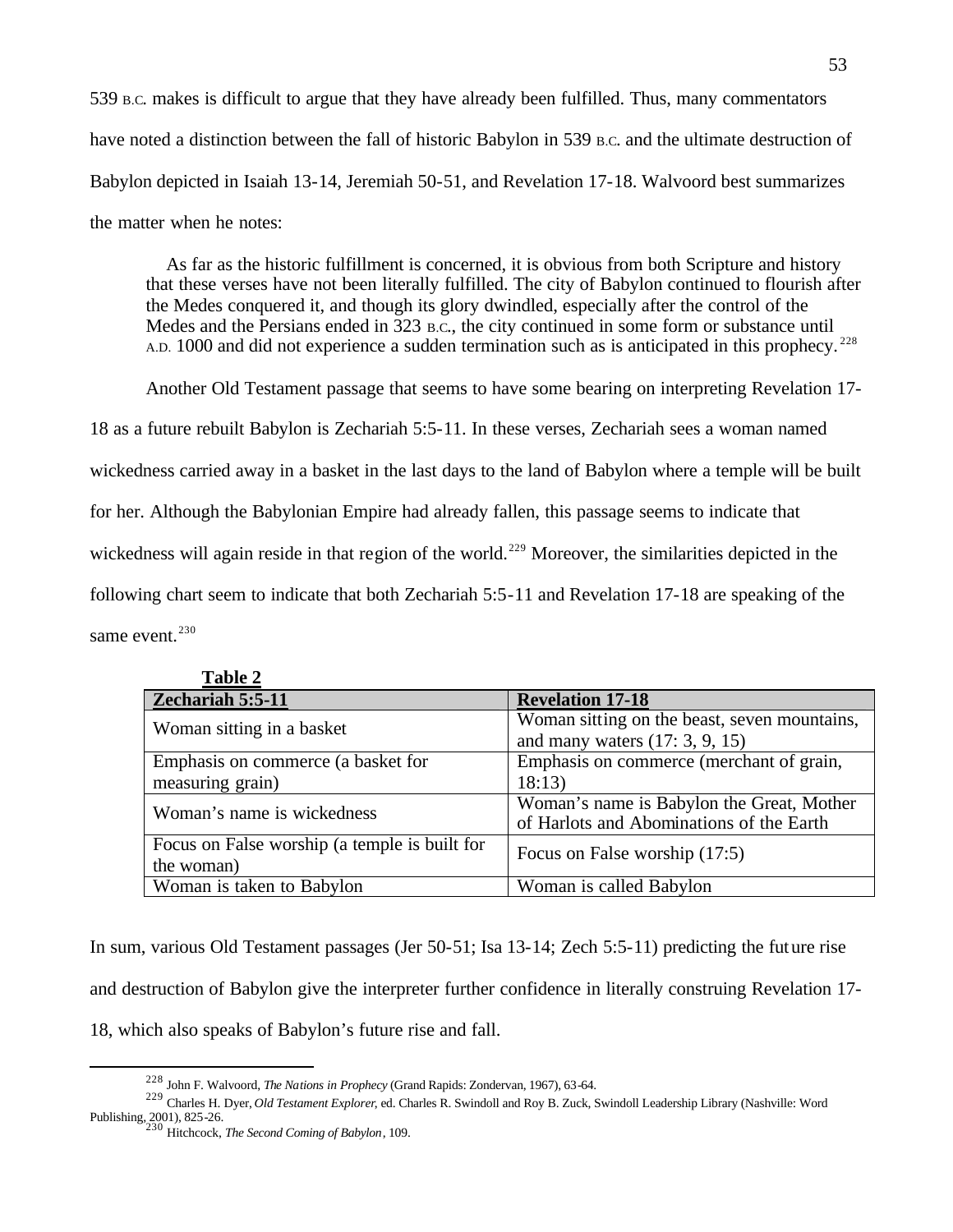539 B.C. makes is difficult to argue that they have already been fulfilled. Thus, many commentators have noted a distinction between the fall of historic Babylon in 539 B.C. and the ultimate destruction of Babylon depicted in Isaiah 13-14, Jeremiah 50-51, and Revelation 17-18. Walvoord best summarizes the matter when he notes:

> As far as the historic fulfillment is concerned, it is obvious from both Scripture and history that these verses have not been literally fulfilled. The city of Babylon continued to flourish after the Medes conquered it, and though its glory dwindled, especially after the control of the Medes and the Persians ended in 323 B.C., the city continued in some form or substance until A.D. 1000 and did not experience a sudden termination such as is anticipated in this prophecy.[228]

Another Old Testament passage that seems to have some bearing on interpreting Revelation 17-18 as a future rebuilt Babylon is Zechariah 5:5-11. In these verses, Zechariah sees a woman named wickedness carried away in a basket in the last days to the land of Babylon where a temple will be built for her. Although the Babylonian Empire had already fallen, this passage seems to indicate that wickedness will again reside in that region of the world.[229] Moreover, the similarities depicted in the following chart seem to indicate that both Zechariah 5:5-11 and Revelation 17-18 are speaking of the same event.[230]

**Table 2**

| Zechariah 5:5-11 | Revelation 17-18 |
|---|---|
| Woman sitting in a basket | Woman sitting on the beast, seven mountains, and many waters (17: 3, 9, 15) |
| Emphasis on commerce (a basket for measuring grain) | Emphasis on commerce (merchant of grain, 18:13) |
| Woman's name is wickedness | Woman's name is Babylon the Great, Mother of Harlots and Abominations of the Earth |
| Focus on False worship (a temple is built for the woman) | Focus on False worship (17:5) |
| Woman is taken to Babylon | Woman is called Babylon |

In sum, various Old Testament passages (Jer 50-51; Isa 13-14; Zech 5:5-11) predicting the future rise and destruction of Babylon give the interpreter further confidence in literally construing Revelation 17-18, which also speaks of Babylon's future rise and fall.

---

[228] John F. Walvoord, *The Nations in Prophecy* (Grand Rapids: Zondervan, 1967), 63-64.

[229] Charles H. Dyer, *Old Testament Explorer,* ed. Charles R. Swindoll and Roy B. Zuck, Swindoll Leadership Library (Nashville: Word Publishing, 2001), 825-26.

[230] Hitchcock, *The Second Coming of Babylon*, 109.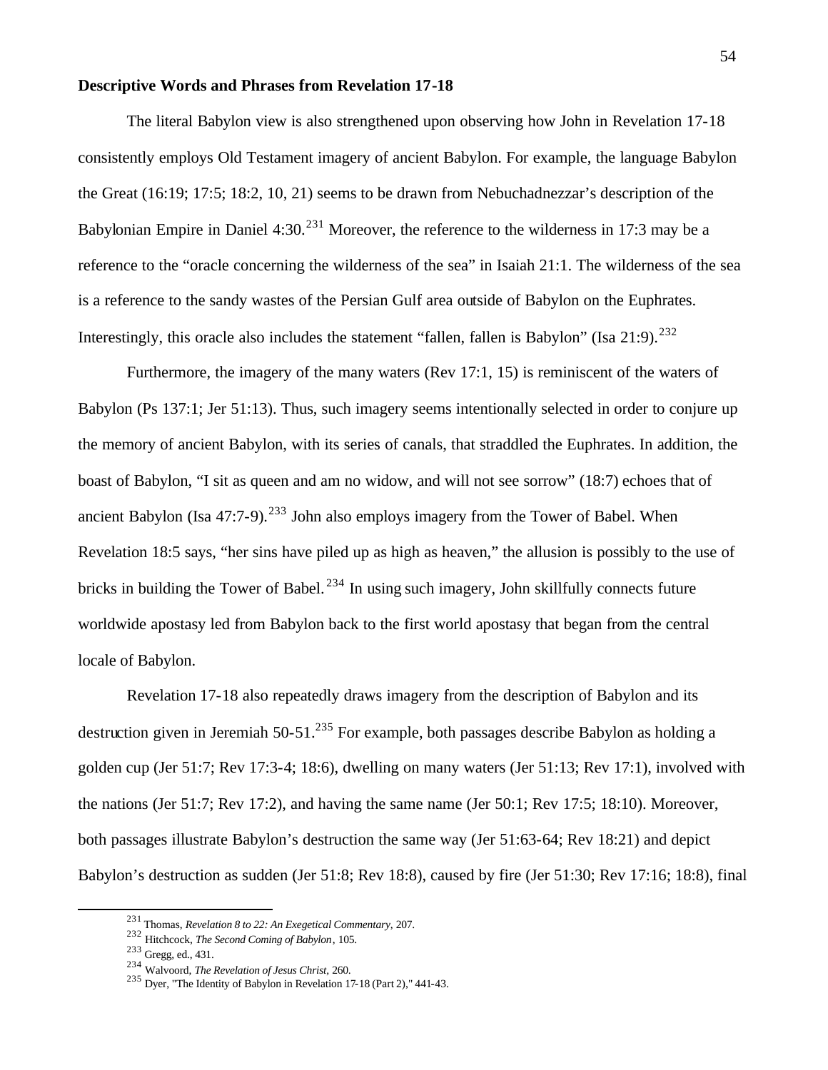**Descriptive Words and Phrases from Revelation 17-18**

The literal Babylon view is also strengthened upon observing how John in Revelation 17-18 consistently employs Old Testament imagery of ancient Babylon. For example, the language Babylon the Great (16:19; 17:5; 18:2, 10, 21) seems to be drawn from Nebuchadnezzar's description of the Babylonian Empire in Daniel 4:30.[231] Moreover, the reference to the wilderness in 17:3 may be a reference to the "oracle concerning the wilderness of the sea" in Isaiah 21:1. The wilderness of the sea is a reference to the sandy wastes of the Persian Gulf area outside of Babylon on the Euphrates. Interestingly, this oracle also includes the statement "fallen, fallen is Babylon" (Isa 21:9).[232]

Furthermore, the imagery of the many waters (Rev 17:1, 15) is reminiscent of the waters of Babylon (Ps 137:1; Jer 51:13). Thus, such imagery seems intentionally selected in order to conjure up the memory of ancient Babylon, with its series of canals, that straddled the Euphrates. In addition, the boast of Babylon, "I sit as queen and am no widow, and will not see sorrow" (18:7) echoes that of ancient Babylon (Isa 47:7-9).[233] John also employs imagery from the Tower of Babel. When Revelation 18:5 says, "her sins have piled up as high as heaven," the allusion is possibly to the use of bricks in building the Tower of Babel.[234] In using such imagery, John skillfully connects future worldwide apostasy led from Babylon back to the first world apostasy that began from the central locale of Babylon.

Revelation 17-18 also repeatedly draws imagery from the description of Babylon and its destruction given in Jeremiah 50-51.[235] For example, both passages describe Babylon as holding a golden cup (Jer 51:7; Rev 17:3-4; 18:6), dwelling on many waters (Jer 51:13; Rev 17:1), involved with the nations (Jer 51:7; Rev 17:2), and having the same name (Jer 50:1; Rev 17:5; 18:10). Moreover, both passages illustrate Babylon's destruction the same way (Jer 51:63-64; Rev 18:21) and depict Babylon's destruction as sudden (Jer 51:8; Rev 18:8), caused by fire (Jer 51:30; Rev 17:16; 18:8), final

---

[231] Thomas, *Revelation 8 to 22: An Exegetical Commentary*, 207.

[232] Hitchcock, *The Second Coming of Babylon*, 105.

[233] Gregg, ed., 431.

[234] Walvoord, *The Revelation of Jesus Christ*, 260.

[235] Dyer, "The Identity of Babylon in Revelation 17-18 (Part 2)," 441-43.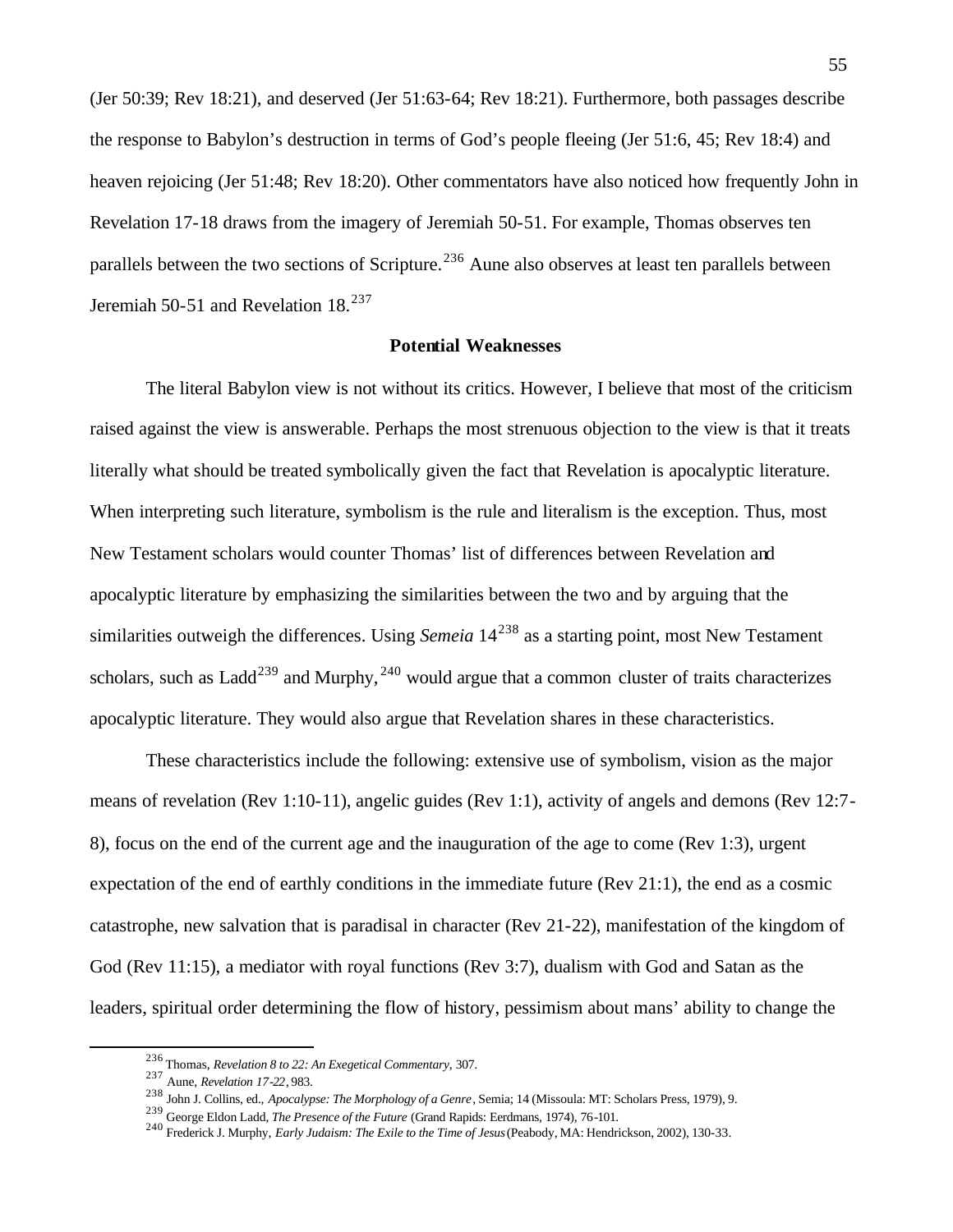(Jer 50:39; Rev 18:21), and deserved (Jer 51:63-64; Rev 18:21). Furthermore, both passages describe the response to Babylon's destruction in terms of God's people fleeing (Jer 51:6, 45; Rev 18:4) and heaven rejoicing (Jer 51:48; Rev 18:20). Other commentators have also noticed how frequently John in Revelation 17-18 draws from the imagery of Jeremiah 50-51. For example, Thomas observes ten parallels between the two sections of Scripture.[236] Aune also observes at least ten parallels between Jeremiah 50-51 and Revelation 18.[237]

### Potential Weaknesses

The literal Babylon view is not without its critics. However, I believe that most of the criticism raised against the view is answerable. Perhaps the most strenuous objection to the view is that it treats literally what should be treated symbolically given the fact that Revelation is apocalyptic literature. When interpreting such literature, symbolism is the rule and literalism is the exception. Thus, most New Testament scholars would counter Thomas' list of differences between Revelation and apocalyptic literature by emphasizing the similarities between the two and by arguing that the similarities outweigh the differences. Using *Semeia* 14[238] as a starting point, most New Testament scholars, such as Ladd[239] and Murphy,[240] would argue that a common cluster of traits characterizes apocalyptic literature. They would also argue that Revelation shares in these characteristics.

These characteristics include the following: extensive use of symbolism, vision as the major means of revelation (Rev 1:10-11), angelic guides (Rev 1:1), activity of angels and demons (Rev 12:7-8), focus on the end of the current age and the inauguration of the age to come (Rev 1:3), urgent expectation of the end of earthly conditions in the immediate future (Rev 21:1), the end as a cosmic catastrophe, new salvation that is paradisal in character (Rev 21-22), manifestation of the kingdom of God (Rev 11:15), a mediator with royal functions (Rev 3:7), dualism with God and Satan as the leaders, spiritual order determining the flow of history, pessimism about mans' ability to change the

---

[236] Thomas, *Revelation 8 to 22: An Exegetical Commentary*, 307.

[237] Aune, *Revelation 17-22*, 983.

[238] John J. Collins, ed., *Apocalypse: The Morphology of a Genre*, Semia; 14 (Missoula: MT: Scholars Press, 1979), 9.

[239] George Eldon Ladd, *The Presence of the Future* (Grand Rapids: Eerdmans, 1974), 76-101.

[240] Frederick J. Murphy, *Early Judaism: The Exile to the Time of Jesus* (Peabody, MA: Hendrickson, 2002), 130-33.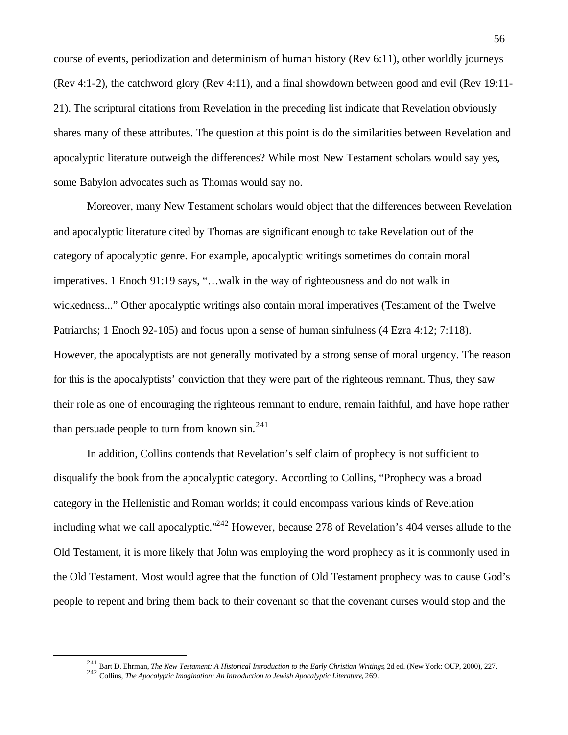course of events, periodization and determinism of human history (Rev 6:11), other worldly journeys (Rev 4:1-2), the catchword glory (Rev 4:11), and a final showdown between good and evil (Rev 19:11-21). The scriptural citations from Revelation in the preceding list indicate that Revelation obviously shares many of these attributes. The question at this point is do the similarities between Revelation and apocalyptic literature outweigh the differences? While most New Testament scholars would say yes, some Babylon advocates such as Thomas would say no.

Moreover, many New Testament scholars would object that the differences between Revelation and apocalyptic literature cited by Thomas are significant enough to take Revelation out of the category of apocalyptic genre. For example, apocalyptic writings sometimes do contain moral imperatives. 1 Enoch 91:19 says, "…walk in the way of righteousness and do not walk in wickedness..." Other apocalyptic writings also contain moral imperatives (Testament of the Twelve Patriarchs; 1 Enoch 92-105) and focus upon a sense of human sinfulness (4 Ezra 4:12; 7:118). However, the apocalyptists are not generally motivated by a strong sense of moral urgency. The reason for this is the apocalyptists' conviction that they were part of the righteous remnant. Thus, they saw their role as one of encouraging the righteous remnant to endure, remain faithful, and have hope rather than persuade people to turn from known sin.[241]

In addition, Collins contends that Revelation's self claim of prophecy is not sufficient to disqualify the book from the apocalyptic category. According to Collins, "Prophecy was a broad category in the Hellenistic and Roman worlds; it could encompass various kinds of Revelation including what we call apocalyptic."[242] However, because 278 of Revelation's 404 verses allude to the Old Testament, it is more likely that John was employing the word prophecy as it is commonly used in the Old Testament. Most would agree that the function of Old Testament prophecy was to cause God's people to repent and bring them back to their covenant so that the covenant curses would stop and the

---

[241] Bart D. Ehrman, *The New Testament: A Historical Introduction to the Early Christian Writings*, 2d ed. (New York: OUP, 2000), 227.
[242] Collins, *The Apocalyptic Imagination: An Introduction to Jewish Apocalyptic Literature*, 269.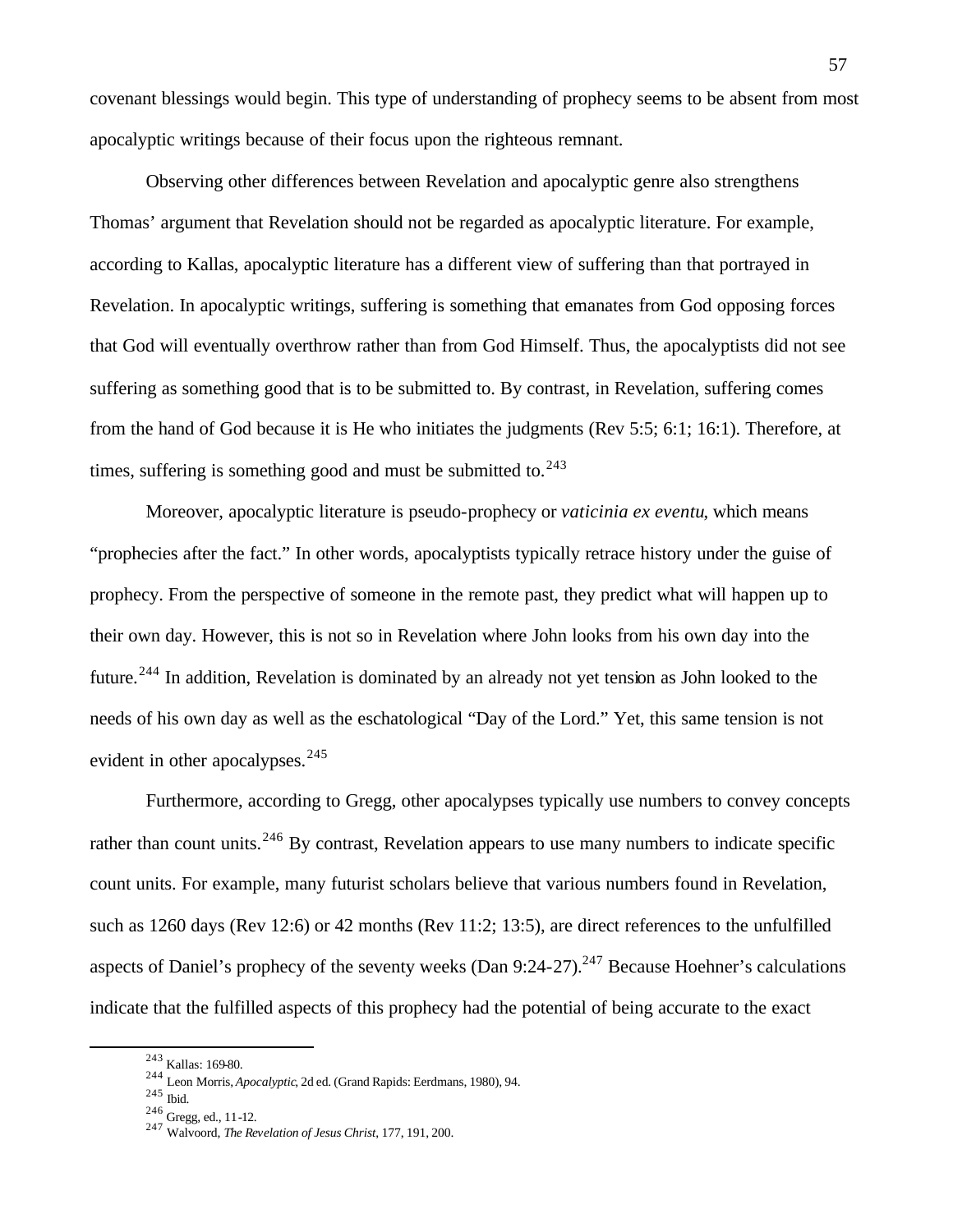covenant blessings would begin. This type of understanding of prophecy seems to be absent from most apocalyptic writings because of their focus upon the righteous remnant.

Observing other differences between Revelation and apocalyptic genre also strengthens Thomas' argument that Revelation should not be regarded as apocalyptic literature. For example, according to Kallas, apocalyptic literature has a different view of suffering than that portrayed in Revelation. In apocalyptic writings, suffering is something that emanates from God opposing forces that God will eventually overthrow rather than from God Himself. Thus, the apocalyptists did not see suffering as something good that is to be submitted to. By contrast, in Revelation, suffering comes from the hand of God because it is He who initiates the judgments (Rev 5:5; 6:1; 16:1). Therefore, at times, suffering is something good and must be submitted to.[243]

Moreover, apocalyptic literature is pseudo-prophecy or *vaticinia ex eventu*, which means "prophecies after the fact." In other words, apocalyptists typically retrace history under the guise of prophecy. From the perspective of someone in the remote past, they predict what will happen up to their own day. However, this is not so in Revelation where John looks from his own day into the future.[244] In addition, Revelation is dominated by an already not yet tension as John looked to the needs of his own day as well as the eschatological "Day of the Lord." Yet, this same tension is not evident in other apocalypses.[245]

Furthermore, according to Gregg, other apocalypses typically use numbers to convey concepts rather than count units.[246] By contrast, Revelation appears to use many numbers to indicate specific count units. For example, many futurist scholars believe that various numbers found in Revelation, such as 1260 days (Rev 12:6) or 42 months (Rev 11:2; 13:5), are direct references to the unfulfilled aspects of Daniel's prophecy of the seventy weeks (Dan 9:24-27).[247] Because Hoehner's calculations indicate that the fulfilled aspects of this prophecy had the potential of being accurate to the exact

---

[243] Kallas: 169-80.
[244] Leon Morris, *Apocalyptic*, 2d ed. (Grand Rapids: Eerdmans, 1980), 94.
[245] Ibid.
[246] Gregg, ed., 11-12.
[247] Walvoord, *The Revelation of Jesus Christ*, 177, 191, 200.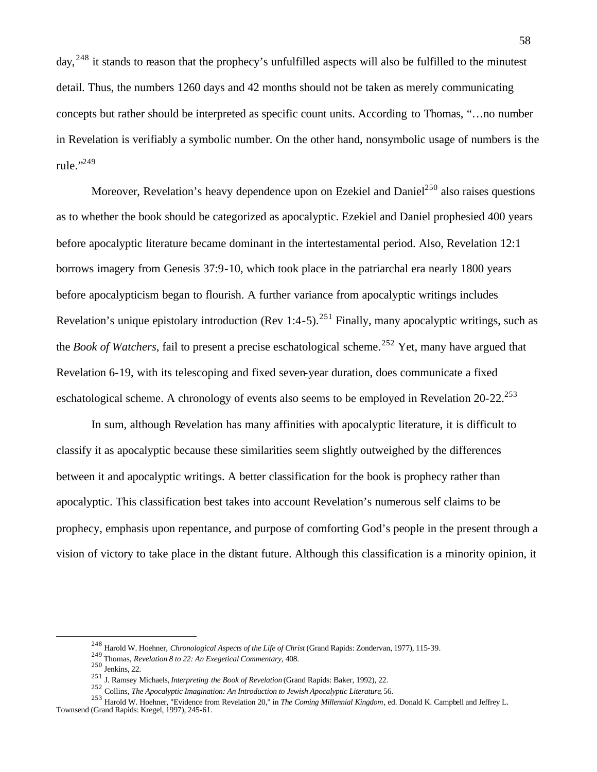day,[248] it stands to reason that the prophecy's unfulfilled aspects will also be fulfilled to the minutest detail. Thus, the numbers 1260 days and 42 months should not be taken as merely communicating concepts but rather should be interpreted as specific count units. According to Thomas, "…no number in Revelation is verifiably a symbolic number. On the other hand, nonsymbolic usage of numbers is the rule."[249]

Moreover, Revelation's heavy dependence upon on Ezekiel and Daniel[250] also raises questions as to whether the book should be categorized as apocalyptic. Ezekiel and Daniel prophesied 400 years before apocalyptic literature became dominant in the intertestamental period. Also, Revelation 12:1 borrows imagery from Genesis 37:9-10, which took place in the patriarchal era nearly 1800 years before apocalypticism began to flourish. A further variance from apocalyptic writings includes Revelation's unique epistolary introduction (Rev 1:4-5).[251] Finally, many apocalyptic writings, such as the *Book of Watchers*, fail to present a precise eschatological scheme.[252] Yet, many have argued that Revelation 6-19, with its telescoping and fixed seven-year duration, does communicate a fixed eschatological scheme. A chronology of events also seems to be employed in Revelation 20-22.[253]

In sum, although Revelation has many affinities with apocalyptic literature, it is difficult to classify it as apocalyptic because these similarities seem slightly outweighed by the differences between it and apocalyptic writings. A better classification for the book is prophecy rather than apocalyptic. This classification best takes into account Revelation's numerous self claims to be prophecy, emphasis upon repentance, and purpose of comforting God's people in the present through a vision of victory to take place in the distant future. Although this classification is a minority opinion, it

---

[248] Harold W. Hoehner, *Chronological Aspects of the Life of Christ* (Grand Rapids: Zondervan, 1977), 115-39.

[249] Thomas, *Revelation 8 to 22: An Exegetical Commentary*, 408.

[250] Jenkins, 22.

[251] J. Ramsey Michaels, *Interpreting the Book of Revelation* (Grand Rapids: Baker, 1992), 22.

[252] Collins, *The Apocalyptic Imagination: An Introduction to Jewish Apocalyptic Literature*, 56.

[253] Harold W. Hoehner, "Evidence from Revelation 20," in *The Coming Millennial Kingdom*, ed. Donald K. Campbell and Jeffrey L. Townsend (Grand Rapids: Kregel, 1997), 245-61.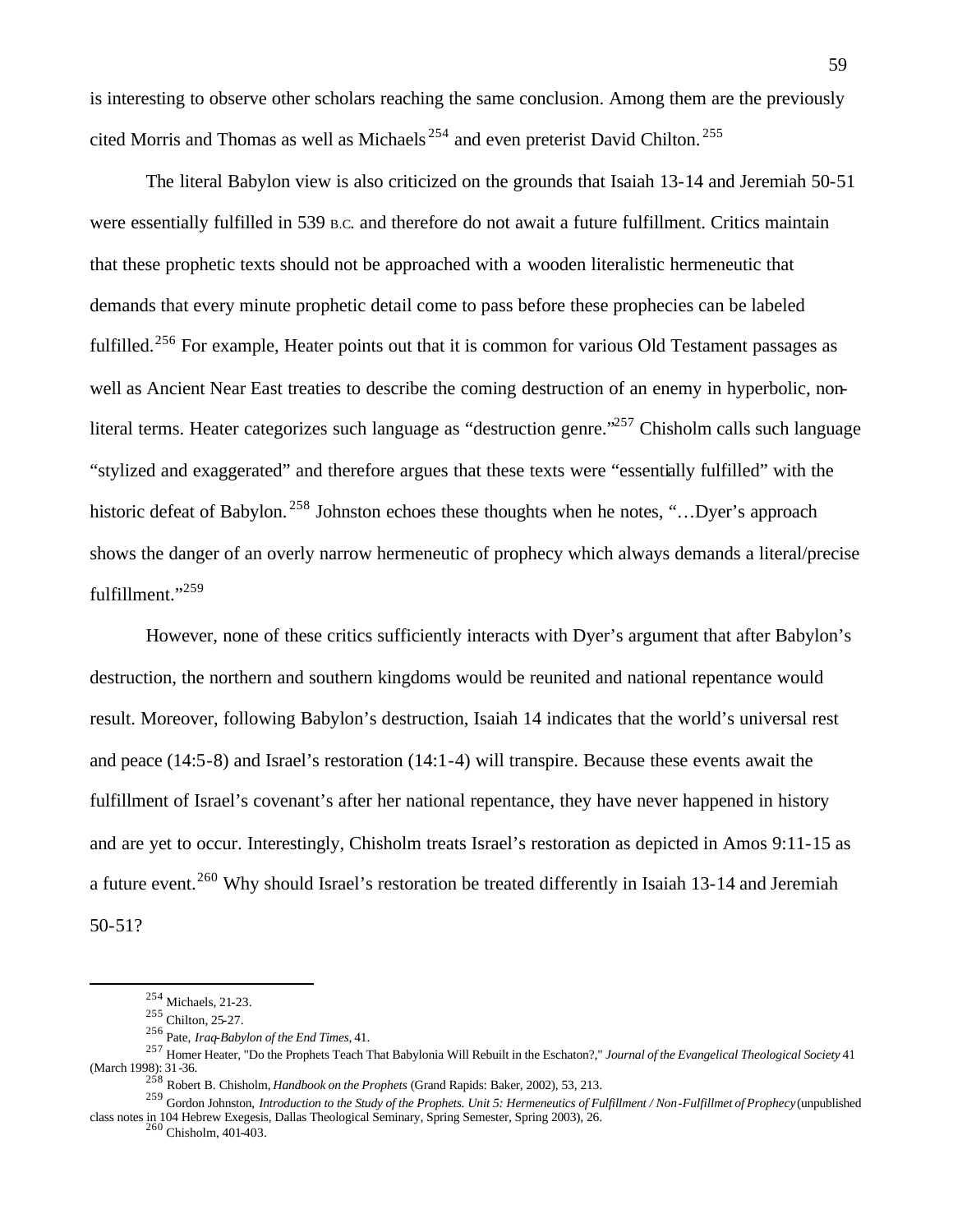is interesting to observe other scholars reaching the same conclusion. Among them are the previously cited Morris and Thomas as well as Michaels[254] and even preterist David Chilton.[255]

The literal Babylon view is also criticized on the grounds that Isaiah 13-14 and Jeremiah 50-51 were essentially fulfilled in 539 B.C. and therefore do not await a future fulfillment. Critics maintain that these prophetic texts should not be approached with a wooden literalistic hermeneutic that demands that every minute prophetic detail come to pass before these prophecies can be labeled fulfilled.[256] For example, Heater points out that it is common for various Old Testament passages as well as Ancient Near East treaties to describe the coming destruction of an enemy in hyperbolic, non-literal terms. Heater categorizes such language as "destruction genre."[257] Chisholm calls such language "stylized and exaggerated" and therefore argues that these texts were "essentially fulfilled" with the historic defeat of Babylon.[258] Johnston echoes these thoughts when he notes, "…Dyer's approach shows the danger of an overly narrow hermeneutic of prophecy which always demands a literal/precise fulfillment."[259]

However, none of these critics sufficiently interacts with Dyer's argument that after Babylon's destruction, the northern and southern kingdoms would be reunited and national repentance would result. Moreover, following Babylon's destruction, Isaiah 14 indicates that the world's universal rest and peace (14:5-8) and Israel's restoration (14:1-4) will transpire. Because these events await the fulfillment of Israel's covenant's after her national repentance, they have never happened in history and are yet to occur. Interestingly, Chisholm treats Israel's restoration as depicted in Amos 9:11-15 as a future event.[260] Why should Israel's restoration be treated differently in Isaiah 13-14 and Jeremiah 50-51?

---

[254] Michaels, 21-23.

[255] Chilton, 25-27.

[256] Pate, *Iraq-Babylon of the End Times*, 41.

[257] Homer Heater, "Do the Prophets Teach That Babylonia Will Rebuilt in the Eschaton?," *Journal of the Evangelical Theological Society* 41 (March 1998): 31-36.

[258] Robert B. Chisholm, *Handbook on the Prophets* (Grand Rapids: Baker, 2002), 53, 213.

[259] Gordon Johnston, *Introduction to the Study of the Prophets. Unit 5: Hermeneutics of Fulfillment / Non-Fulfillmet of Prophecy* (unpublished class notes in 104 Hebrew Exegesis, Dallas Theological Seminary, Spring Semester, Spring 2003), 26.

[260] Chisholm, 401-403.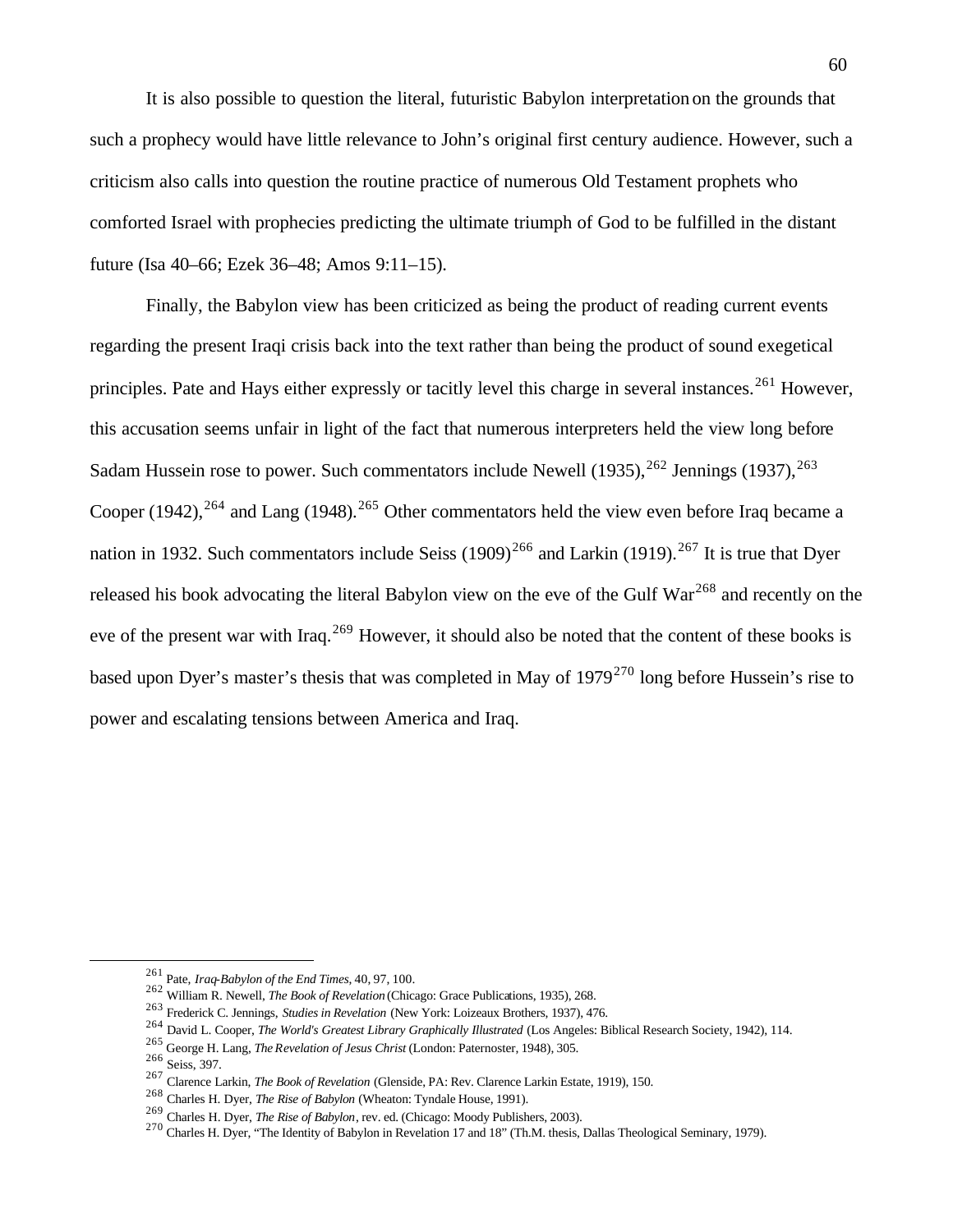It is also possible to question the literal, futuristic Babylon interpretation on the grounds that such a prophecy would have little relevance to John's original first century audience. However, such a criticism also calls into question the routine practice of numerous Old Testament prophets who comforted Israel with prophecies predicting the ultimate triumph of God to be fulfilled in the distant future (Isa 40–66; Ezek 36–48; Amos 9:11–15).

Finally, the Babylon view has been criticized as being the product of reading current events regarding the present Iraqi crisis back into the text rather than being the product of sound exegetical principles. Pate and Hays either expressly or tacitly level this charge in several instances.[261] However, this accusation seems unfair in light of the fact that numerous interpreters held the view long before Sadam Hussein rose to power. Such commentators include Newell (1935),[262] Jennings (1937),[263] Cooper (1942),[264] and Lang (1948).[265] Other commentators held the view even before Iraq became a nation in 1932. Such commentators include Seiss (1909)[266] and Larkin (1919).[267] It is true that Dyer released his book advocating the literal Babylon view on the eve of the Gulf War[268] and recently on the eve of the present war with Iraq.[269] However, it should also be noted that the content of these books is based upon Dyer's master's thesis that was completed in May of 1979[270] long before Hussein's rise to power and escalating tensions between America and Iraq.

---

[261] Pate, *Iraq-Babylon of the End Times*, 40, 97, 100.

[262] William R. Newell, *The Book of Revelation* (Chicago: Grace Publications, 1935), 268.

[263] Frederick C. Jennings, *Studies in Revelation* (New York: Loizeaux Brothers, 1937), 476.

[264] David L. Cooper, *The World's Greatest Library Graphically Illustrated* (Los Angeles: Biblical Research Society, 1942), 114.

[265] George H. Lang, *The Revelation of Jesus Christ* (London: Paternoster, 1948), 305.

[266] Seiss, 397.

[267] Clarence Larkin, *The Book of Revelation* (Glenside, PA: Rev. Clarence Larkin Estate, 1919), 150.

[268] Charles H. Dyer, *The Rise of Babylon* (Wheaton: Tyndale House, 1991).

[269] Charles H. Dyer, *The Rise of Babylon*, rev. ed. (Chicago: Moody Publishers, 2003).

[270] Charles H. Dyer, "The Identity of Babylon in Revelation 17 and 18" (Th.M. thesis, Dallas Theological Seminary, 1979).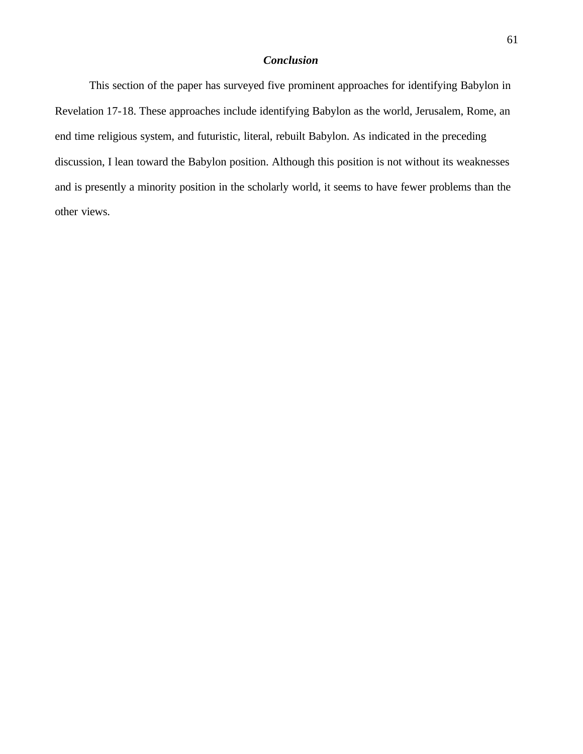### ***Conclusion***

This section of the paper has surveyed five prominent approaches for identifying Babylon in Revelation 17-18. These approaches include identifying Babylon as the world, Jerusalem, Rome, an end time religious system, and futuristic, literal, rebuilt Babylon. As indicated in the preceding discussion, I lean toward the Babylon position. Although this position is not without its weaknesses and is presently a minority position in the scholarly world, it seems to have fewer problems than the other views.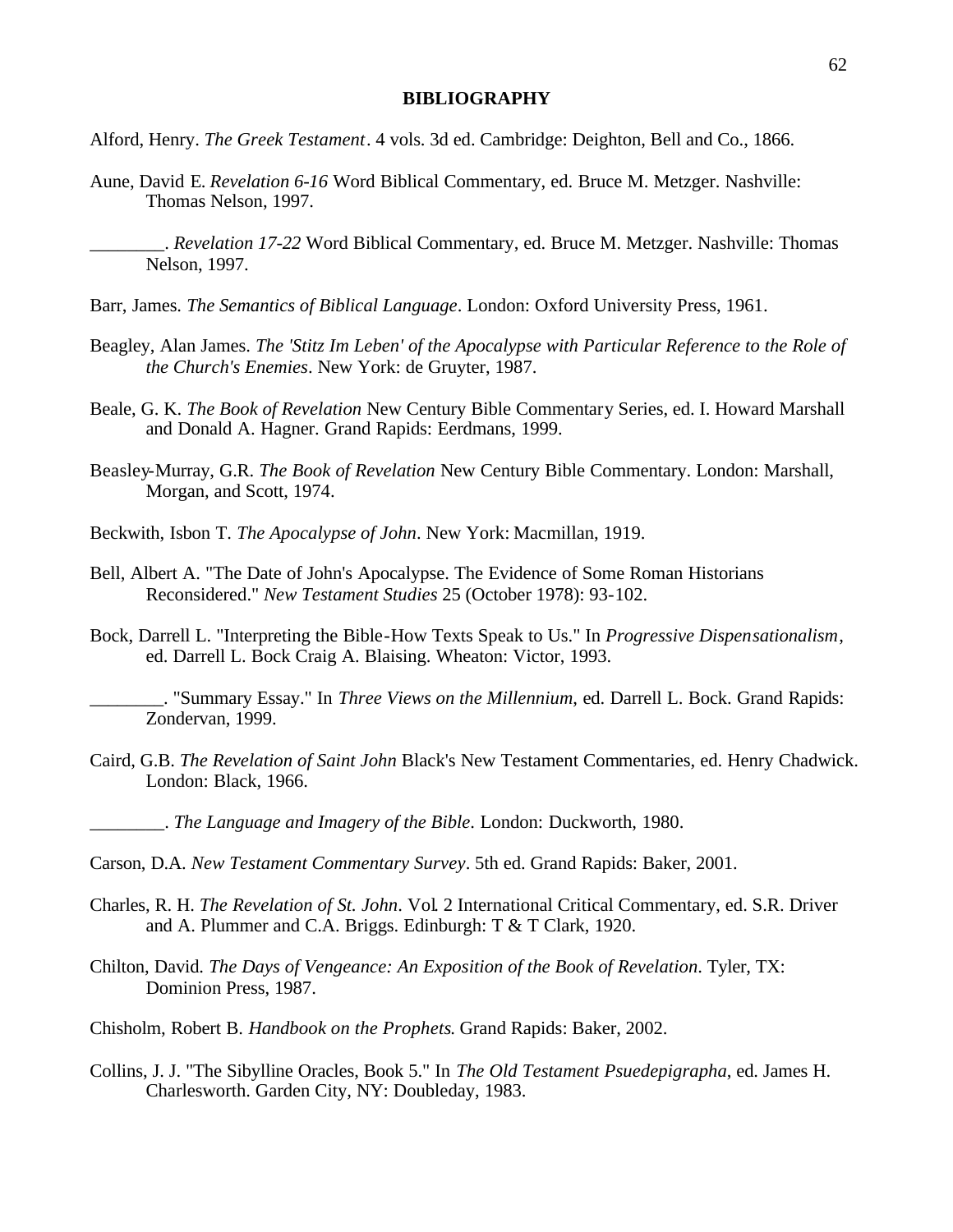# BIBLIOGRAPHY

Alford, Henry. *The Greek Testament*. 4 vols. 3d ed. Cambridge: Deighton, Bell and Co., 1866.

Aune, David E. *Revelation 6-16* Word Biblical Commentary, ed. Bruce M. Metzger. Nashville: Thomas Nelson, 1997.

________. *Revelation 17-22* Word Biblical Commentary, ed. Bruce M. Metzger. Nashville: Thomas Nelson, 1997.

Barr, James. *The Semantics of Biblical Language*. London: Oxford University Press, 1961.

Beagley, Alan James. *The 'Stitz Im Leben' of the Apocalypse with Particular Reference to the Role of the Church's Enemies*. New York: de Gruyter, 1987.

Beale, G. K. *The Book of Revelation* New Century Bible Commentary Series, ed. I. Howard Marshall and Donald A. Hagner. Grand Rapids: Eerdmans, 1999.

Beasley-Murray, G.R. *The Book of Revelation* New Century Bible Commentary. London: Marshall, Morgan, and Scott, 1974.

Beckwith, Isbon T. *The Apocalypse of John*. New York: Macmillan, 1919.

Bell, Albert A. "The Date of John's Apocalypse. The Evidence of Some Roman Historians Reconsidered." *New Testament Studies* 25 (October 1978): 93-102.

Bock, Darrell L. "Interpreting the Bible-How Texts Speak to Us." In *Progressive Dispensationalism*, ed. Darrell L. Bock Craig A. Blaising. Wheaton: Victor, 1993.

________. "Summary Essay." In *Three Views on the Millennium*, ed. Darrell L. Bock. Grand Rapids: Zondervan, 1999.

Caird, G.B. *The Revelation of Saint John* Black's New Testament Commentaries, ed. Henry Chadwick. London: Black, 1966.

________. *The Language and Imagery of the Bible*. London: Duckworth, 1980.

Carson, D.A. *New Testament Commentary Survey*. 5th ed. Grand Rapids: Baker, 2001.

Charles, R. H. *The Revelation of St. John*. Vol. 2 International Critical Commentary, ed. S.R. Driver and A. Plummer and C.A. Briggs. Edinburgh: T & T Clark, 1920.

Chilton, David. *The Days of Vengeance: An Exposition of the Book of Revelation*. Tyler, TX: Dominion Press, 1987.

Chisholm, Robert B. *Handbook on the Prophets*. Grand Rapids: Baker, 2002.

Collins, J. J. "The Sibylline Oracles, Book 5." In *The Old Testament Psuedepigrapha*, ed. James H. Charlesworth. Garden City, NY: Doubleday, 1983.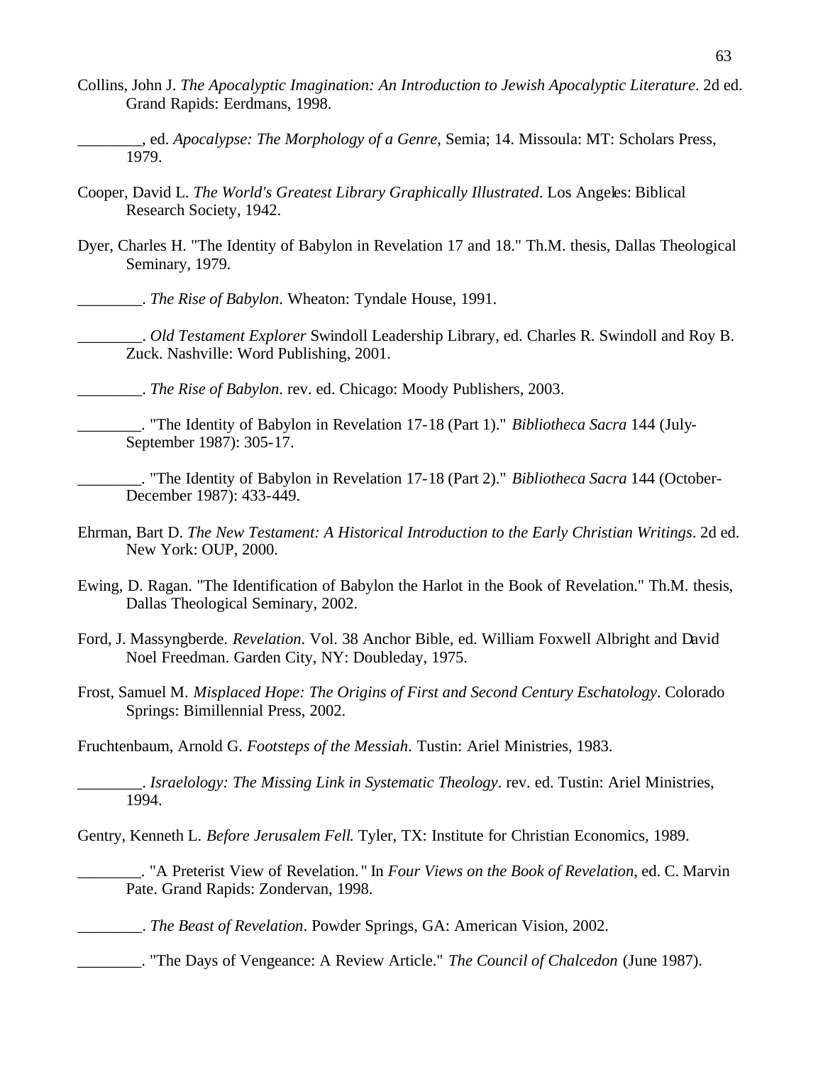Collins, John J. *The Apocalyptic Imagination: An Introduction to Jewish Apocalyptic Literature*. 2d ed. Grand Rapids: Eerdmans, 1998.

________, ed. *Apocalypse: The Morphology of a Genre*, Semia; 14. Missoula: MT: Scholars Press, 1979.

Cooper, David L. *The World's Greatest Library Graphically Illustrated*. Los Angeles: Biblical Research Society, 1942.

Dyer, Charles H. "The Identity of Babylon in Revelation 17 and 18." Th.M. thesis, Dallas Theological Seminary, 1979.

________. *The Rise of Babylon*. Wheaton: Tyndale House, 1991.

________. *Old Testament Explorer* Swindoll Leadership Library, ed. Charles R. Swindoll and Roy B. Zuck. Nashville: Word Publishing, 2001.

________. *The Rise of Babylon*. rev. ed. Chicago: Moody Publishers, 2003.

________. "The Identity of Babylon in Revelation 17-18 (Part 1)." *Bibliotheca Sacra* 144 (July-September 1987): 305-17.

________. "The Identity of Babylon in Revelation 17-18 (Part 2)." *Bibliotheca Sacra* 144 (October-December 1987): 433-449.

Ehrman, Bart D. *The New Testament: A Historical Introduction to the Early Christian Writings*. 2d ed. New York: OUP, 2000.

Ewing, D. Ragan. "The Identification of Babylon the Harlot in the Book of Revelation." Th.M. thesis, Dallas Theological Seminary, 2002.

Ford, J. Massyngberde. *Revelation*. Vol. 38 Anchor Bible, ed. William Foxwell Albright and David Noel Freedman. Garden City, NY: Doubleday, 1975.

Frost, Samuel M. *Misplaced Hope: The Origins of First and Second Century Eschatology*. Colorado Springs: Bimillennial Press, 2002.

Fruchtenbaum, Arnold G. *Footsteps of the Messiah*. Tustin: Ariel Ministries, 1983.

________. *Israelology: The Missing Link in Systematic Theology*. rev. ed. Tustin: Ariel Ministries, 1994.

Gentry, Kenneth L. *Before Jerusalem Fell*. Tyler, TX: Institute for Christian Economics, 1989.

________. "A Preterist View of Revelation." In *Four Views on the Book of Revelation*, ed. C. Marvin Pate. Grand Rapids: Zondervan, 1998.

________. *The Beast of Revelation*. Powder Springs, GA: American Vision, 2002.

________. "The Days of Vengeance: A Review Article." *The Council of Chalcedon* (June 1987).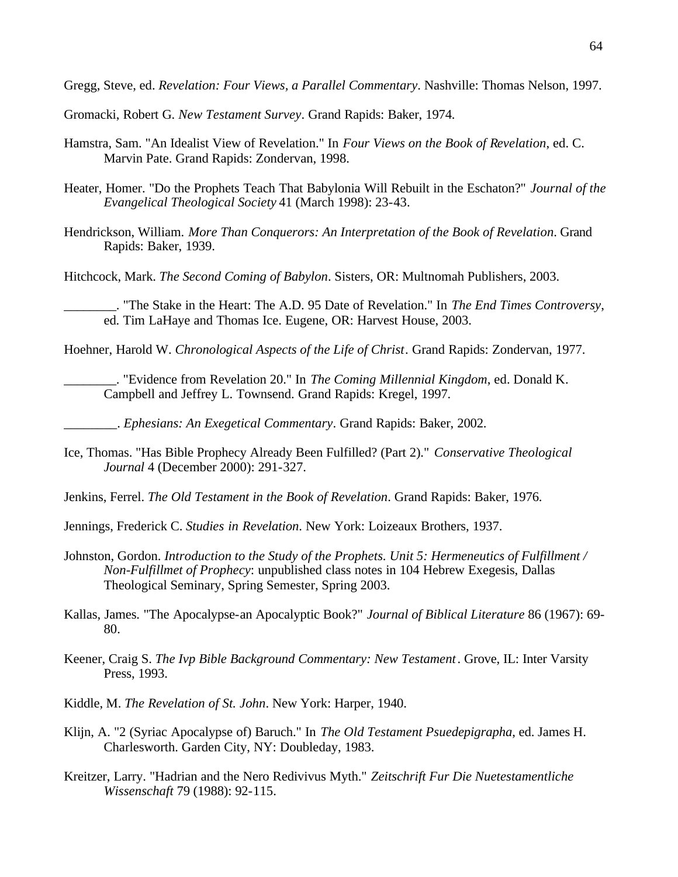Gregg, Steve, ed. *Revelation: Four Views, a Parallel Commentary*. Nashville: Thomas Nelson, 1997.

Gromacki, Robert G. *New Testament Survey*. Grand Rapids: Baker, 1974.

Hamstra, Sam. "An Idealist View of Revelation." In *Four Views on the Book of Revelation*, ed. C. Marvin Pate. Grand Rapids: Zondervan, 1998.

Heater, Homer. "Do the Prophets Teach That Babylonia Will Rebuilt in the Eschaton?" *Journal of the Evangelical Theological Society* 41 (March 1998): 23-43.

Hendrickson, William. *More Than Conquerors: An Interpretation of the Book of Revelation*. Grand Rapids: Baker, 1939.

Hitchcock, Mark. *The Second Coming of Babylon*. Sisters, OR: Multnomah Publishers, 2003.

________. "The Stake in the Heart: The A.D. 95 Date of Revelation." In *The End Times Controversy*, ed. Tim LaHaye and Thomas Ice. Eugene, OR: Harvest House, 2003.

Hoehner, Harold W. *Chronological Aspects of the Life of Christ*. Grand Rapids: Zondervan, 1977.

________. "Evidence from Revelation 20." In *The Coming Millennial Kingdom*, ed. Donald K. Campbell and Jeffrey L. Townsend. Grand Rapids: Kregel, 1997.

________. *Ephesians: An Exegetical Commentary*. Grand Rapids: Baker, 2002.

Ice, Thomas. "Has Bible Prophecy Already Been Fulfilled? (Part 2)." *Conservative Theological Journal* 4 (December 2000): 291-327.

Jenkins, Ferrel. *The Old Testament in the Book of Revelation*. Grand Rapids: Baker, 1976.

Jennings, Frederick C. *Studies in Revelation*. New York: Loizeaux Brothers, 1937.

Johnston, Gordon. *Introduction to the Study of the Prophets. Unit 5: Hermeneutics of Fulfillment / Non-Fulfillmet of Prophecy*: unpublished class notes in 104 Hebrew Exegesis, Dallas Theological Seminary, Spring Semester, Spring 2003.

Kallas, James. "The Apocalypse-an Apocalyptic Book?" *Journal of Biblical Literature* 86 (1967): 69-80.

Keener, Craig S. *The Ivp Bible Background Commentary: New Testament*. Grove, IL: Inter Varsity Press, 1993.

Kiddle, M. *The Revelation of St. John*. New York: Harper, 1940.

Klijn, A. "2 (Syriac Apocalypse of) Baruch." In *The Old Testament Psuedepigrapha*, ed. James H. Charlesworth. Garden City, NY: Doubleday, 1983.

Kreitzer, Larry. "Hadrian and the Nero Redivivus Myth." *Zeitschrift Fur Die Nuetestamentliche Wissenschaft* 79 (1988): 92-115.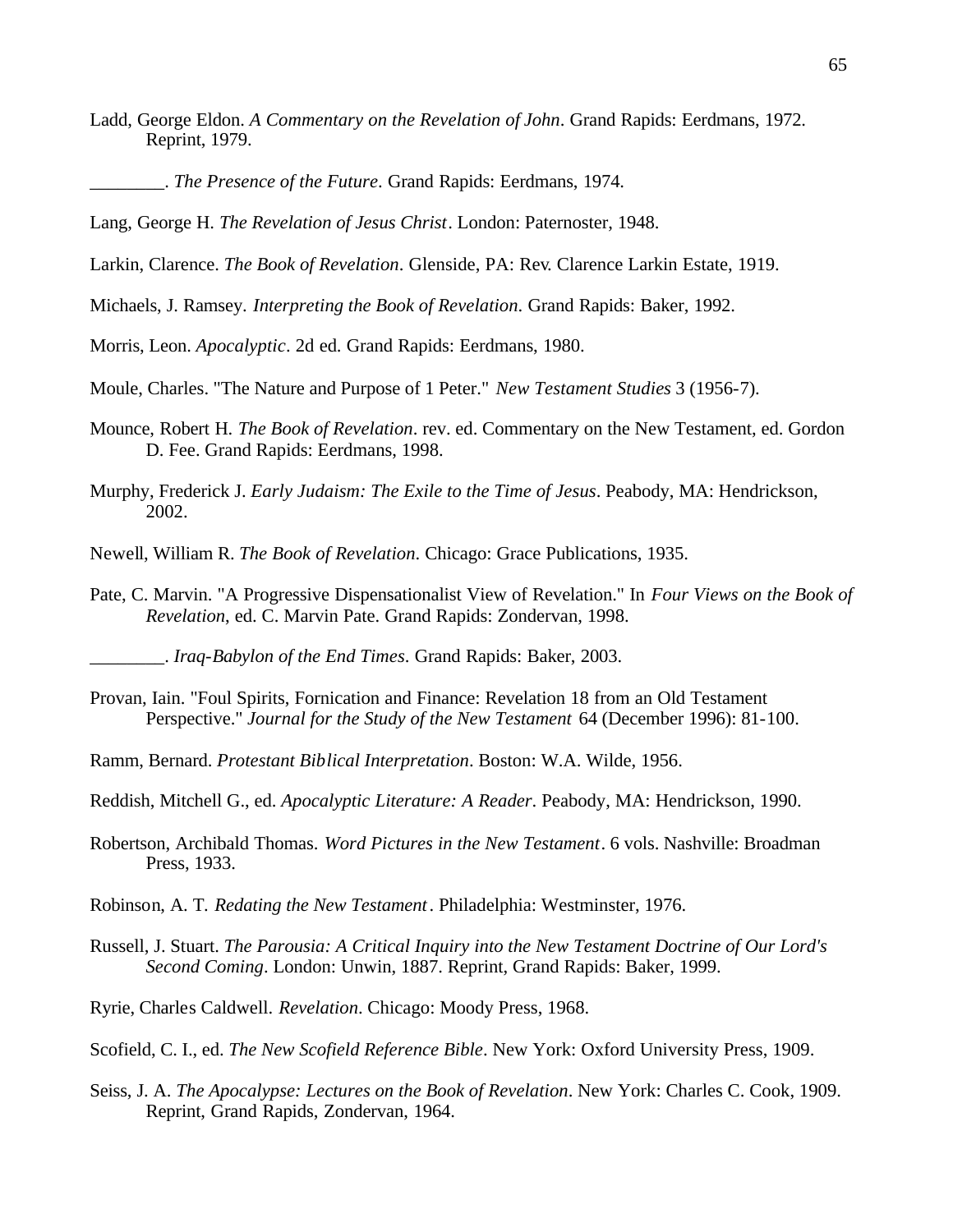Ladd, George Eldon. *A Commentary on the Revelation of John*. Grand Rapids: Eerdmans, 1972. Reprint, 1979.

________. *The Presence of the Future*. Grand Rapids: Eerdmans, 1974.

Lang, George H. *The Revelation of Jesus Christ*. London: Paternoster, 1948.

Larkin, Clarence. *The Book of Revelation*. Glenside, PA: Rev. Clarence Larkin Estate, 1919.

Michaels, J. Ramsey. *Interpreting the Book of Revelation*. Grand Rapids: Baker, 1992.

Morris, Leon. *Apocalyptic*. 2d ed. Grand Rapids: Eerdmans, 1980.

Moule, Charles. "The Nature and Purpose of 1 Peter." *New Testament Studies* 3 (1956-7).

Mounce, Robert H. *The Book of Revelation*. rev. ed. Commentary on the New Testament, ed. Gordon D. Fee. Grand Rapids: Eerdmans, 1998.

Murphy, Frederick J. *Early Judaism: The Exile to the Time of Jesus*. Peabody, MA: Hendrickson, 2002.

Newell, William R. *The Book of Revelation*. Chicago: Grace Publications, 1935.

Pate, C. Marvin. "A Progressive Dispensationalist View of Revelation." In *Four Views on the Book of Revelation*, ed. C. Marvin Pate. Grand Rapids: Zondervan, 1998.

________. *Iraq-Babylon of the End Times*. Grand Rapids: Baker, 2003.

Provan, Iain. "Foul Spirits, Fornication and Finance: Revelation 18 from an Old Testament Perspective." *Journal for the Study of the New Testament* 64 (December 1996): 81-100.

Ramm, Bernard. *Protestant Biblical Interpretation*. Boston: W.A. Wilde, 1956.

Reddish, Mitchell G., ed. *Apocalyptic Literature: A Reader*. Peabody, MA: Hendrickson, 1990.

Robertson, Archibald Thomas. *Word Pictures in the New Testament*. 6 vols. Nashville: Broadman Press, 1933.

Robinson, A. T. *Redating the New Testament*. Philadelphia: Westminster, 1976.

Russell, J. Stuart. *The Parousia: A Critical Inquiry into the New Testament Doctrine of Our Lord's Second Coming*. London: Unwin, 1887. Reprint, Grand Rapids: Baker, 1999.

Ryrie, Charles Caldwell. *Revelation*. Chicago: Moody Press, 1968.

Scofield, C. I., ed. *The New Scofield Reference Bible*. New York: Oxford University Press, 1909.

Seiss, J. A. *The Apocalypse: Lectures on the Book of Revelation*. New York: Charles C. Cook, 1909. Reprint, Grand Rapids, Zondervan, 1964.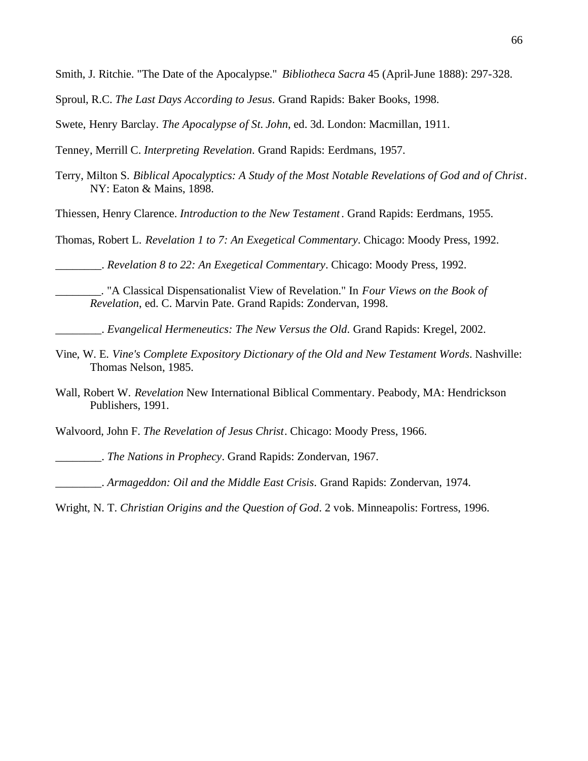Smith, J. Ritchie. "The Date of the Apocalypse." *Bibliotheca Sacra* 45 (April-June 1888): 297-328.

Sproul, R.C. *The Last Days According to Jesus*. Grand Rapids: Baker Books, 1998.

Swete, Henry Barclay. *The Apocalypse of St. John*, ed. 3d. London: Macmillan, 1911.

Tenney, Merrill C. *Interpreting Revelation*. Grand Rapids: Eerdmans, 1957.

Terry, Milton S. *Biblical Apocalyptics: A Study of the Most Notable Revelations of God and of Christ*. NY: Eaton & Mains, 1898.

Thiessen, Henry Clarence. *Introduction to the New Testament*. Grand Rapids: Eerdmans, 1955.

Thomas, Robert L. *Revelation 1 to 7: An Exegetical Commentary*. Chicago: Moody Press, 1992.

________. *Revelation 8 to 22: An Exegetical Commentary*. Chicago: Moody Press, 1992.

________. "A Classical Dispensationalist View of Revelation." In *Four Views on the Book of Revelation*, ed. C. Marvin Pate. Grand Rapids: Zondervan, 1998.

________. *Evangelical Hermeneutics: The New Versus the Old*. Grand Rapids: Kregel, 2002.

Vine, W. E. *Vine's Complete Expository Dictionary of the Old and New Testament Words*. Nashville: Thomas Nelson, 1985.

Wall, Robert W. *Revelation* New International Biblical Commentary. Peabody, MA: Hendrickson Publishers, 1991.

Walvoord, John F. *The Revelation of Jesus Christ*. Chicago: Moody Press, 1966.

________. *The Nations in Prophecy*. Grand Rapids: Zondervan, 1967.

________. *Armageddon: Oil and the Middle East Crisis*. Grand Rapids: Zondervan, 1974.

Wright, N. T. *Christian Origins and the Question of God*. 2 vols. Minneapolis: Fortress, 1996.